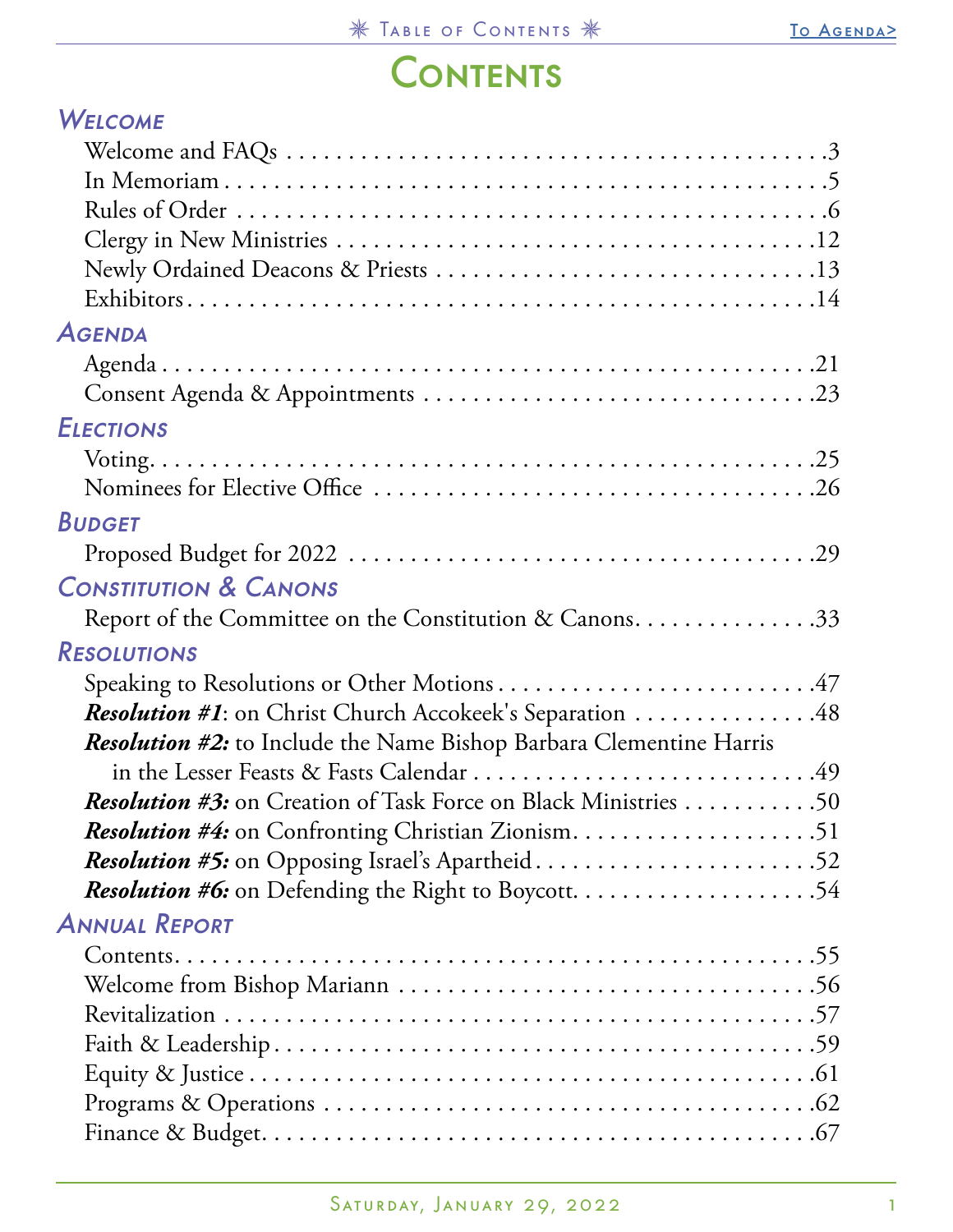# Contents

## *Welcome*

- Welcome and FAQs . . . 3
- In Memoriam . . . 5
- Rules of Order . . . 6
- Clergy in New Ministries . . . 12
- Newly Ordained Deacons & Priests . . . 13
- Exhibitors . . . 14

## *Agenda*

- Agenda . . . 21
- Consent Agenda & Appointments . . . 23

## *Elections*

- Voting . . . 25
- Nominees for Elective Office . . . 26

## *Budget*

- Proposed Budget for 2022 . . . 29

## *Constitution & Canons*

- Report of the Committee on the Constitution & Canons . . . 33

## *Resolutions*

- Speaking to Resolutions or Other Motions . . . 47
- ***Resolution #1***: on Christ Church Accokeek's Separation . . . 48
- ***Resolution #2:*** to Include the Name Bishop Barbara Clementine Harris in the Lesser Feasts & Fasts Calendar . . . 49
- ***Resolution #3:*** on Creation of Task Force on Black Ministries . . . 50
- ***Resolution #4:*** on Confronting Christian Zionism . . . 51
- ***Resolution #5:*** on Opposing Israel's Apartheid . . . 52
- ***Resolution #6:*** on Defending the Right to Boycott . . . 54

## *Annual Report*

- Contents . . . 55
- Welcome from Bishop Mariann . . . 56
- Revitalization . . . 57
- Faith & Leadership . . . 59
- Equity & Justice . . . 61
- Programs & Operations . . . 62
- Finance & Budget . . . 67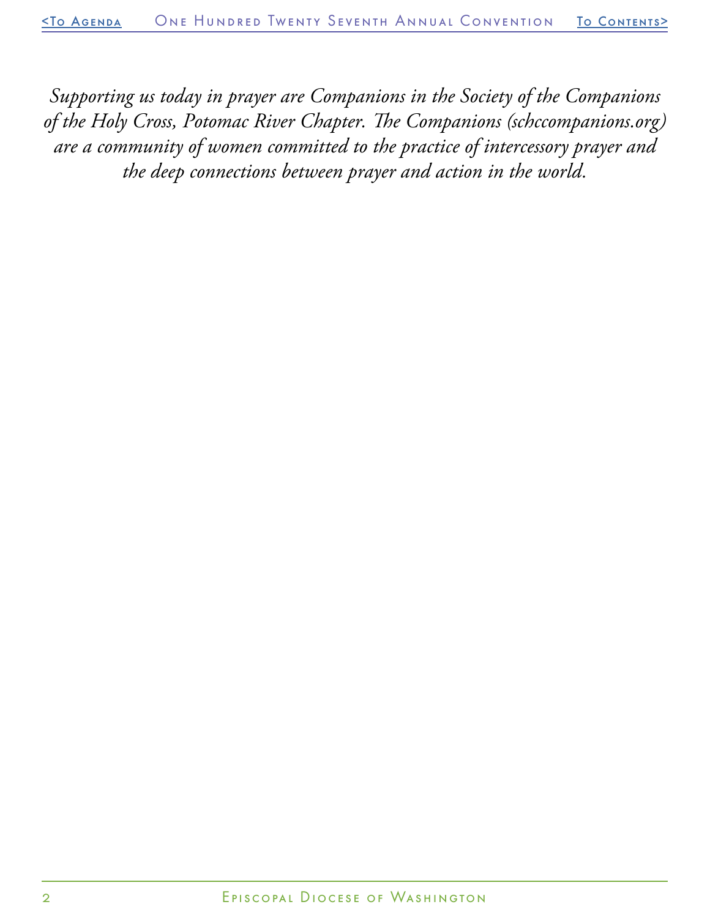*Supporting us today in prayer are Companions in the Society of the Companions of the Holy Cross, Potomac River Chapter. The Companions (schccompanions.org) are a community of women committed to the practice of intercessory prayer and the deep connections between prayer and action in the world.*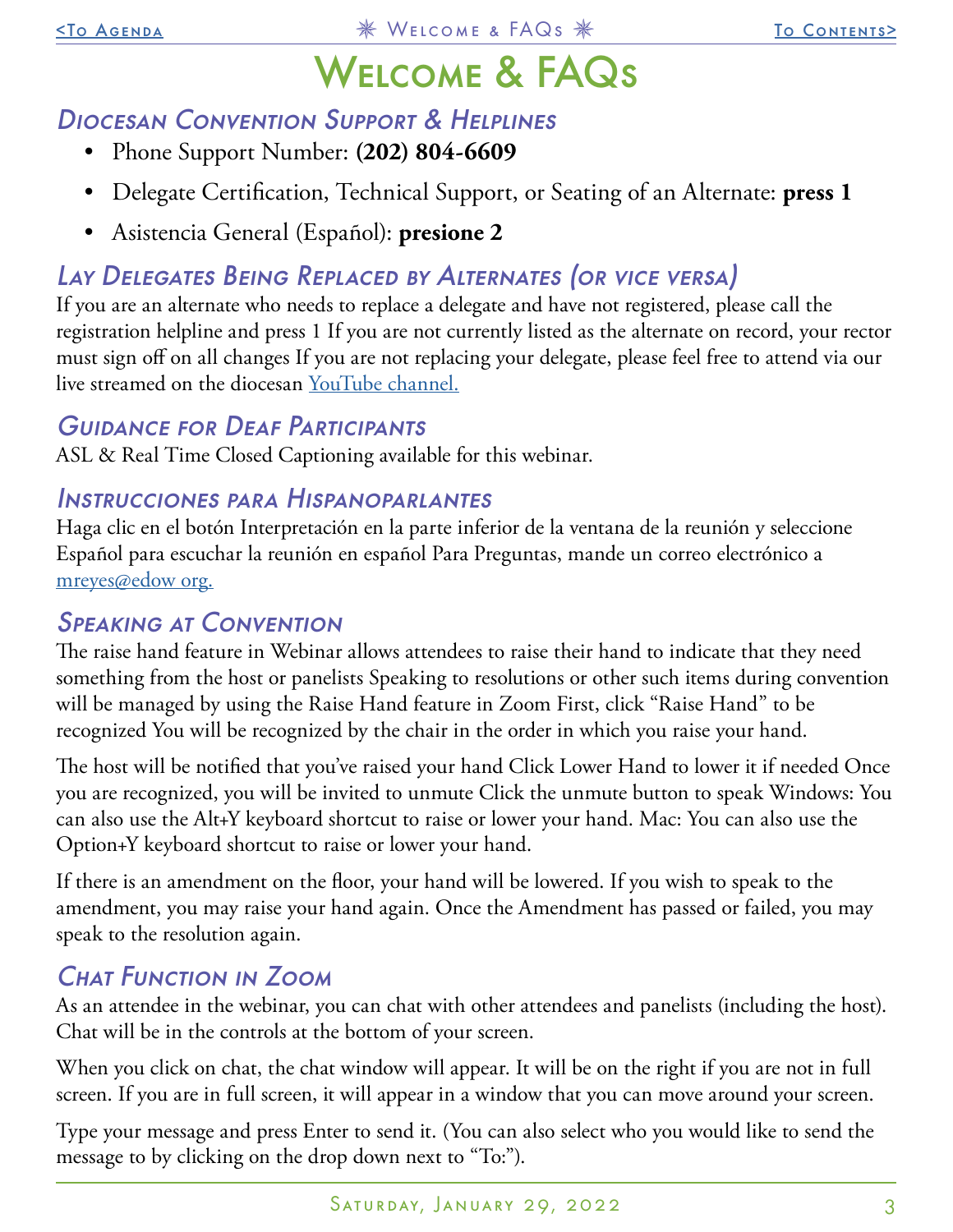# Welcome & FAQs

## Diocesan Convention Support & Helplines

- Phone Support Number: **(202) 804-6609**
- Delegate Certification, Technical Support, or Seating of an Alternate: **press 1**
- Asistencia General (Español): **presione 2**

## Lay Delegates Being Replaced by Alternates (or vice versa)

If you are an alternate who needs to replace a delegate and have not registered, please call the registration helpline and press 1 If you are not currently listed as the alternate on record, your rector must sign off on all changes If you are not replacing your delegate, please feel free to attend via our live streamed on the diocesan YouTube channel.

## Guidance for Deaf Participants

ASL & Real Time Closed Captioning available for this webinar.

## Instrucciones para Hispanoparlantes

Haga clic en el botón Interpretación en la parte inferior de la ventana de la reunión y seleccione Español para escuchar la reunión en español Para Preguntas, mande un correo electrónico a mreyes@edow org.

## Speaking at Convention

The raise hand feature in Webinar allows attendees to raise their hand to indicate that they need something from the host or panelists Speaking to resolutions or other such items during convention will be managed by using the Raise Hand feature in Zoom First, click "Raise Hand" to be recognized You will be recognized by the chair in the order in which you raise your hand.

The host will be notified that you've raised your hand Click Lower Hand to lower it if needed Once you are recognized, you will be invited to unmute Click the unmute button to speak Windows: You can also use the Alt+Y keyboard shortcut to raise or lower your hand. Mac: You can also use the Option+Y keyboard shortcut to raise or lower your hand.

If there is an amendment on the floor, your hand will be lowered. If you wish to speak to the amendment, you may raise your hand again. Once the Amendment has passed or failed, you may speak to the resolution again.

## Chat Function in Zoom

As an attendee in the webinar, you can chat with other attendees and panelists (including the host). Chat will be in the controls at the bottom of your screen.

When you click on chat, the chat window will appear. It will be on the right if you are not in full screen. If you are in full screen, it will appear in a window that you can move around your screen.

Type your message and press Enter to send it. (You can also select who you would like to send the message to by clicking on the drop down next to "To:").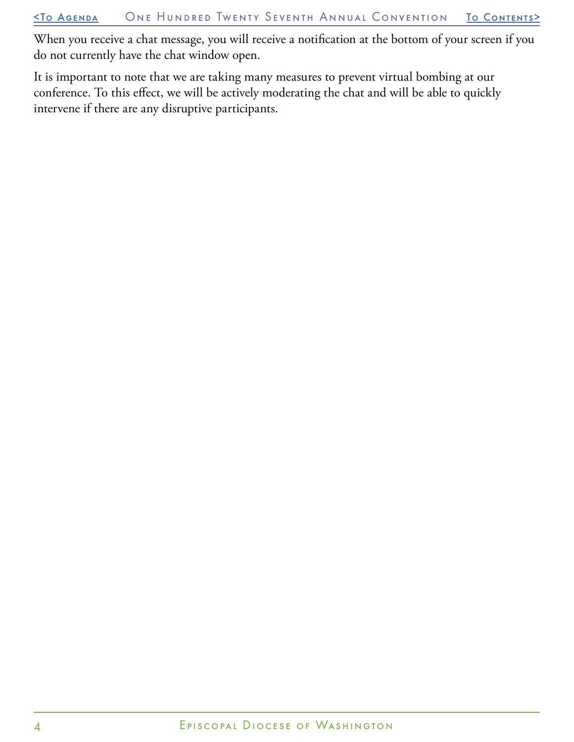When you receive a chat message, you will receive a notification at the bottom of your screen if you do not currently have the chat window open.

It is important to note that we are taking many measures to prevent virtual bombing at our conference. To this effect, we will be actively moderating the chat and will be able to quickly intervene if there are any disruptive participants.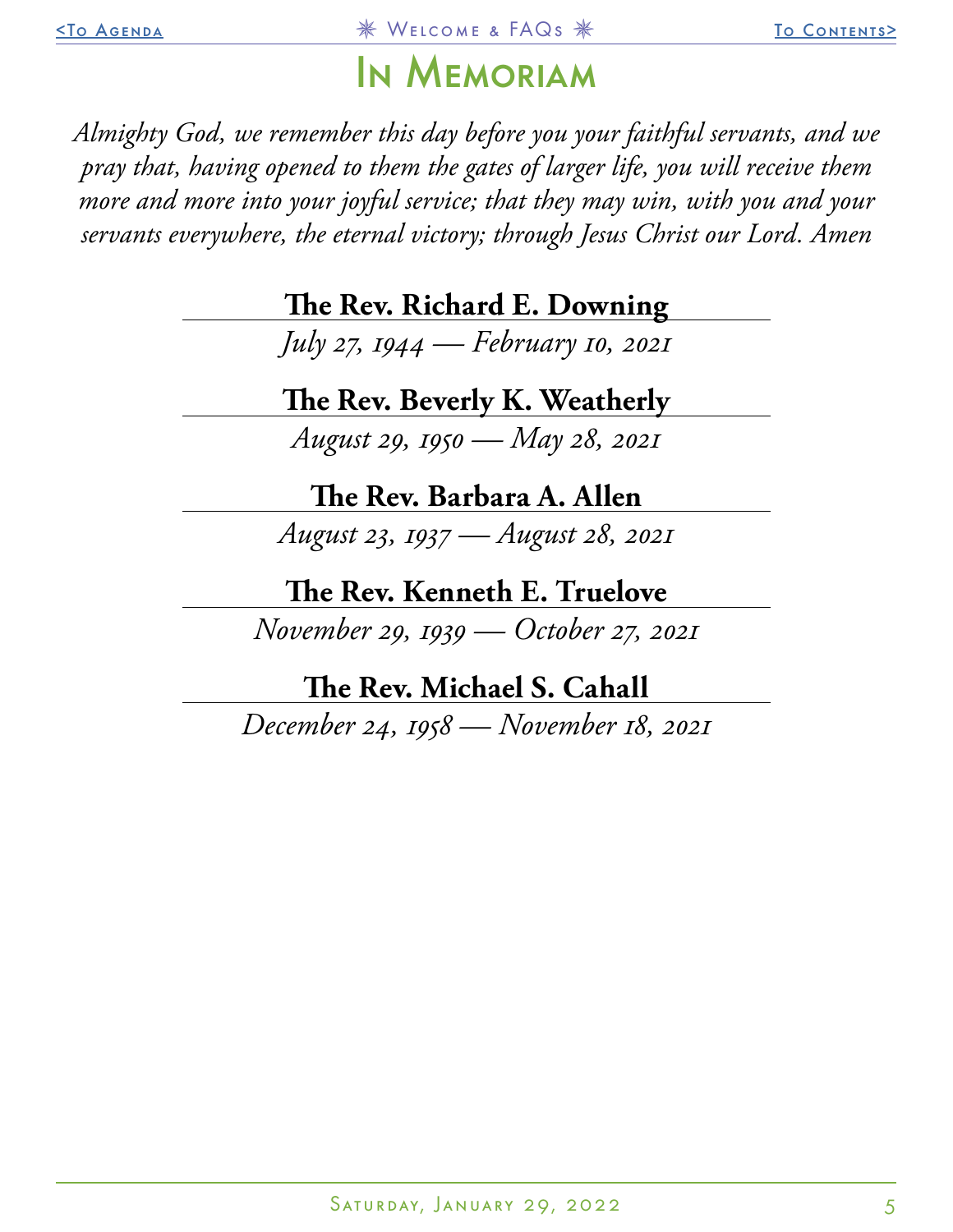# In Memoriam

*Almighty God, we remember this day before you your faithful servants, and we pray that, having opened to them the gates of larger life, you will receive them more and more into your joyful service; that they may win, with you and your servants everywhere, the eternal victory; through Jesus Christ our Lord. Amen*

**The Rev. Richard E. Downing**

*July 27, 1944 — February 10, 2021*

**The Rev. Beverly K. Weatherly**

*August 29, 1950 — May 28, 2021*

**The Rev. Barbara A. Allen**

*August 23, 1937 — August 28, 2021*

**The Rev. Kenneth E. Truelove**

*November 29, 1939 — October 27, 2021*

**The Rev. Michael S. Cahall**

*December 24, 1958 — November 18, 2021*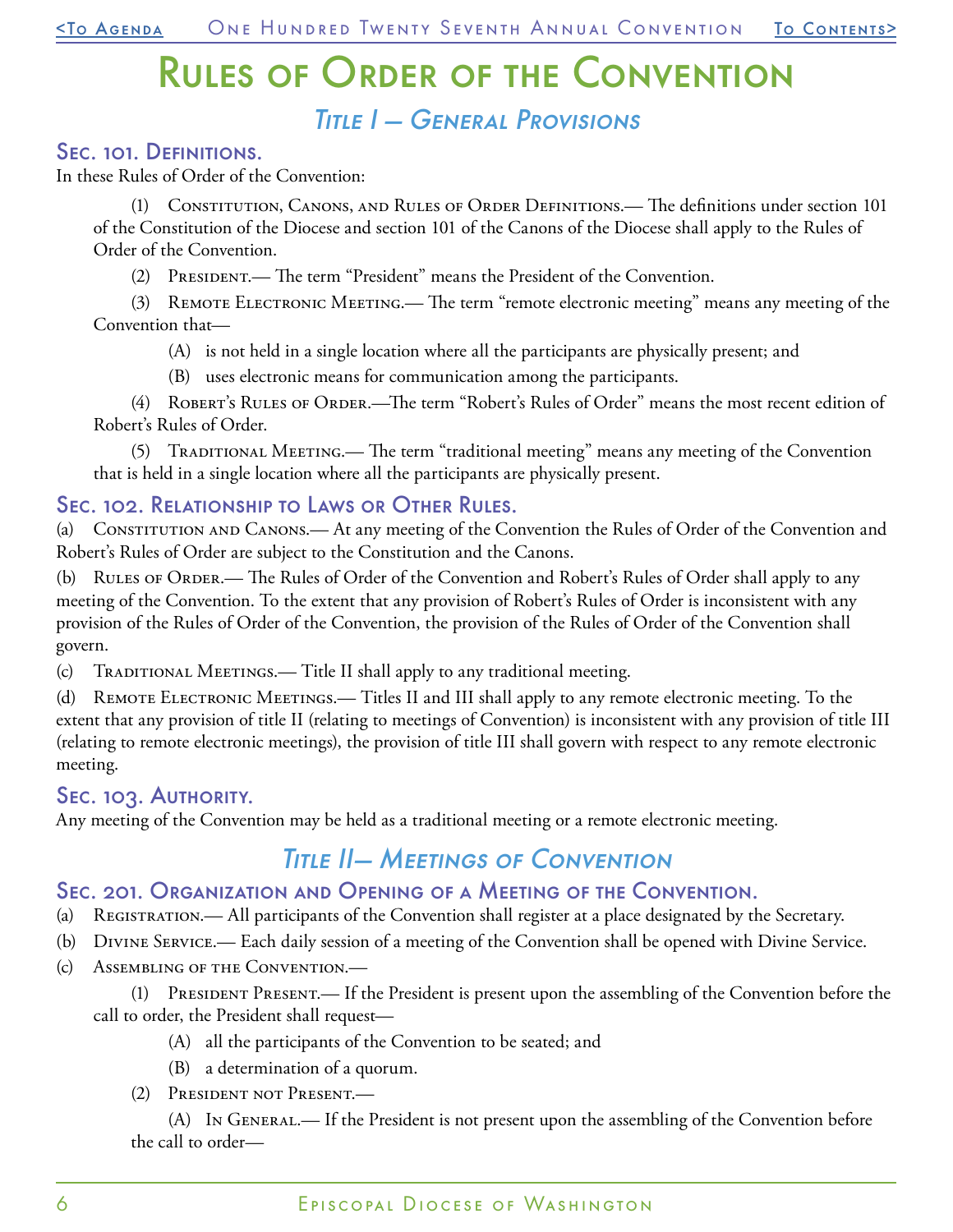# Rules of Order of the Convention

## *Title I — General Provisions*

### Sec. 101. Definitions.

In these Rules of Order of the Convention:

(1) Constitution, Canons, and Rules of Order Definitions.— The definitions under section 101 of the Constitution of the Diocese and section 101 of the Canons of the Diocese shall apply to the Rules of Order of the Convention.

(2) President.— The term "President" means the President of the Convention.

(3) Remote Electronic Meeting.— The term "remote electronic meeting" means any meeting of the Convention that—

(A) is not held in a single location where all the participants are physically present; and

(B) uses electronic means for communication among the participants.

(4) Robert's Rules of Order.—The term "Robert's Rules of Order" means the most recent edition of Robert's Rules of Order.

(5) Traditional Meeting.— The term "traditional meeting" means any meeting of the Convention that is held in a single location where all the participants are physically present.

### Sec. 102. Relationship to Laws or Other Rules.

(a) Constitution and Canons.— At any meeting of the Convention the Rules of Order of the Convention and Robert's Rules of Order are subject to the Constitution and the Canons.

(b) Rules of Order.— The Rules of Order of the Convention and Robert's Rules of Order shall apply to any meeting of the Convention. To the extent that any provision of Robert's Rules of Order is inconsistent with any provision of the Rules of Order of the Convention, the provision of the Rules of Order of the Convention shall govern.

(c) Traditional Meetings.— Title II shall apply to any traditional meeting.

(d) Remote Electronic Meetings.— Titles II and III shall apply to any remote electronic meeting. To the extent that any provision of title II (relating to meetings of Convention) is inconsistent with any provision of title III (relating to remote electronic meetings), the provision of title III shall govern with respect to any remote electronic meeting.

### Sec. 103. Authority.

Any meeting of the Convention may be held as a traditional meeting or a remote electronic meeting.

## *Title II— Meetings of Convention*

### Sec. 201. Organization and Opening of a Meeting of the Convention.

(a) Registration.— All participants of the Convention shall register at a place designated by the Secretary.

(b) Divine Service.— Each daily session of a meeting of the Convention shall be opened with Divine Service.

(c) Assembling of the Convention.—

(1) President Present.— If the President is present upon the assembling of the Convention before the call to order, the President shall request—

(A) all the participants of the Convention to be seated; and

(B) a determination of a quorum.

(2) President not Present.—

(A) In General.— If the President is not present upon the assembling of the Convention before the call to order—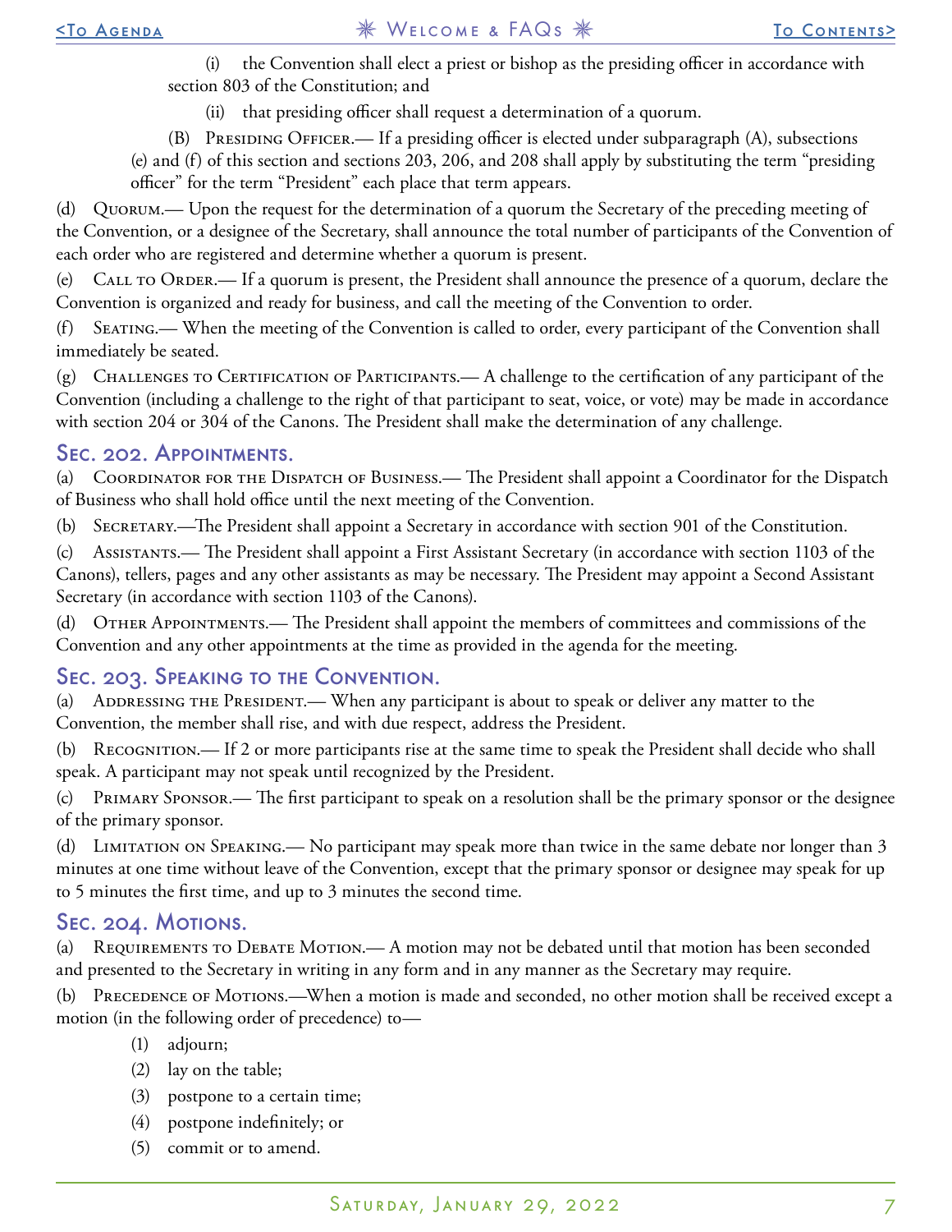(i) the Convention shall elect a priest or bishop as the presiding officer in accordance with section 803 of the Constitution; and

(ii) that presiding officer shall request a determination of a quorum.

(B) Presiding Officer.— If a presiding officer is elected under subparagraph (A), subsections (e) and (f) of this section and sections 203, 206, and 208 shall apply by substituting the term "presiding officer" for the term "President" each place that term appears.

(d) Quorum.— Upon the request for the determination of a quorum the Secretary of the preceding meeting of the Convention, or a designee of the Secretary, shall announce the total number of participants of the Convention of each order who are registered and determine whether a quorum is present.

(e) Call to Order.— If a quorum is present, the President shall announce the presence of a quorum, declare the Convention is organized and ready for business, and call the meeting of the Convention to order.

(f) Seating.— When the meeting of the Convention is called to order, every participant of the Convention shall immediately be seated.

(g) Challenges to Certification of Participants.— A challenge to the certification of any participant of the Convention (including a challenge to the right of that participant to seat, voice, or vote) may be made in accordance with section 204 or 304 of the Canons. The President shall make the determination of any challenge.

## Sec. 202. Appointments.

(a) Coordinator for the Dispatch of Business.— The President shall appoint a Coordinator for the Dispatch of Business who shall hold office until the next meeting of the Convention.

(b) Secretary.—The President shall appoint a Secretary in accordance with section 901 of the Constitution.

(c) Assistants.— The President shall appoint a First Assistant Secretary (in accordance with section 1103 of the Canons), tellers, pages and any other assistants as may be necessary. The President may appoint a Second Assistant Secretary (in accordance with section 1103 of the Canons).

(d) Other Appointments.— The President shall appoint the members of committees and commissions of the Convention and any other appointments at the time as provided in the agenda for the meeting.

## Sec. 203. Speaking to the Convention.

(a) Addressing the President.— When any participant is about to speak or deliver any matter to the Convention, the member shall rise, and with due respect, address the President.

(b) Recognition.— If 2 or more participants rise at the same time to speak the President shall decide who shall speak. A participant may not speak until recognized by the President.

(c) Primary Sponsor.— The first participant to speak on a resolution shall be the primary sponsor or the designee of the primary sponsor.

(d) Limitation on Speaking.— No participant may speak more than twice in the same debate nor longer than 3 minutes at one time without leave of the Convention, except that the primary sponsor or designee may speak for up to 5 minutes the first time, and up to 3 minutes the second time.

## Sec. 204. Motions.

(a) Requirements to Debate Motion.— A motion may not be debated until that motion has been seconded and presented to the Secretary in writing in any form and in any manner as the Secretary may require.

(b) Precedence of Motions.—When a motion is made and seconded, no other motion shall be received except a motion (in the following order of precedence) to—

(1) adjourn;

(2) lay on the table;

(3) postpone to a certain time;

(4) postpone indefinitely; or

(5) commit or to amend.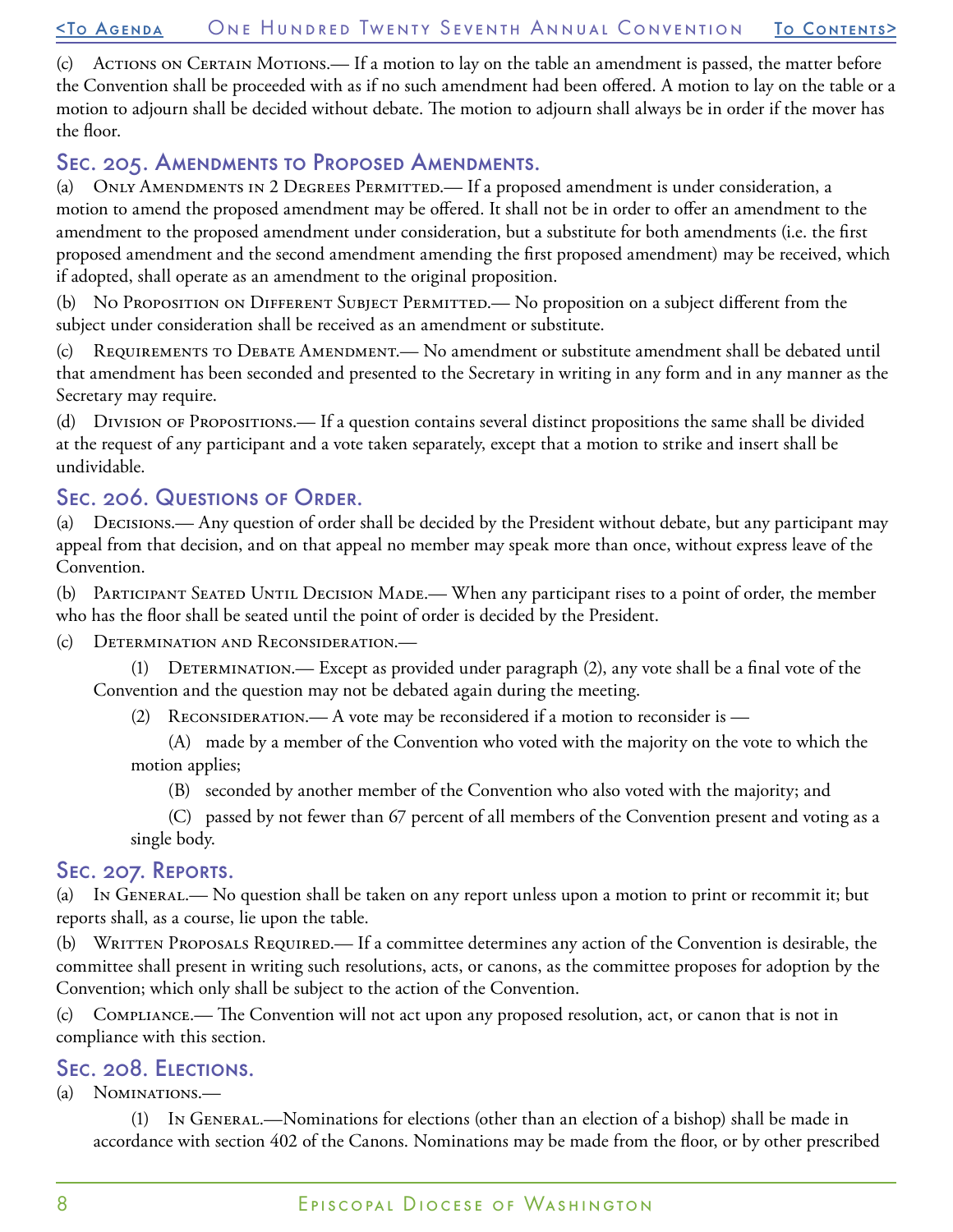(c) Actions on Certain Motions.— If a motion to lay on the table an amendment is passed, the matter before the Convention shall be proceeded with as if no such amendment had been offered. A motion to lay on the table or a motion to adjourn shall be decided without debate. The motion to adjourn shall always be in order if the mover has the floor.

## Sec. 205. Amendments to Proposed Amendments.

(a) Only Amendments in 2 Degrees Permitted.— If a proposed amendment is under consideration, a motion to amend the proposed amendment may be offered. It shall not be in order to offer an amendment to the amendment to the proposed amendment under consideration, but a substitute for both amendments (i.e. the first proposed amendment and the second amendment amending the first proposed amendment) may be received, which if adopted, shall operate as an amendment to the original proposition.

(b) No Proposition on Different Subject Permitted.— No proposition on a subject different from the subject under consideration shall be received as an amendment or substitute.

(c) Requirements to Debate Amendment.— No amendment or substitute amendment shall be debated until that amendment has been seconded and presented to the Secretary in writing in any form and in any manner as the Secretary may require.

(d) Division of Propositions.— If a question contains several distinct propositions the same shall be divided at the request of any participant and a vote taken separately, except that a motion to strike and insert shall be undividable.

## Sec. 206. Questions of Order.

(a) Decisions.— Any question of order shall be decided by the President without debate, but any participant may appeal from that decision, and on that appeal no member may speak more than once, without express leave of the Convention.

(b) Participant Seated Until Decision Made.— When any participant rises to a point of order, the member who has the floor shall be seated until the point of order is decided by the President.

(c) Determination and Reconsideration.—

(1) Determination.— Except as provided under paragraph (2), any vote shall be a final vote of the Convention and the question may not be debated again during the meeting.

(2) Reconsideration.— A vote may be reconsidered if a motion to reconsider is —

(A) made by a member of the Convention who voted with the majority on the vote to which the motion applies;

(B) seconded by another member of the Convention who also voted with the majority; and

(C) passed by not fewer than 67 percent of all members of the Convention present and voting as a single body.

## Sec. 207. Reports.

(a) In General.— No question shall be taken on any report unless upon a motion to print or recommit it; but reports shall, as a course, lie upon the table.

(b) Written Proposals Required.— If a committee determines any action of the Convention is desirable, the committee shall present in writing such resolutions, acts, or canons, as the committee proposes for adoption by the Convention; which only shall be subject to the action of the Convention.

(c) Compliance.— The Convention will not act upon any proposed resolution, act, or canon that is not in compliance with this section.

## Sec. 208. Elections.

(a) Nominations.—

(1) In General.—Nominations for elections (other than an election of a bishop) shall be made in accordance with section 402 of the Canons. Nominations may be made from the floor, or by other prescribed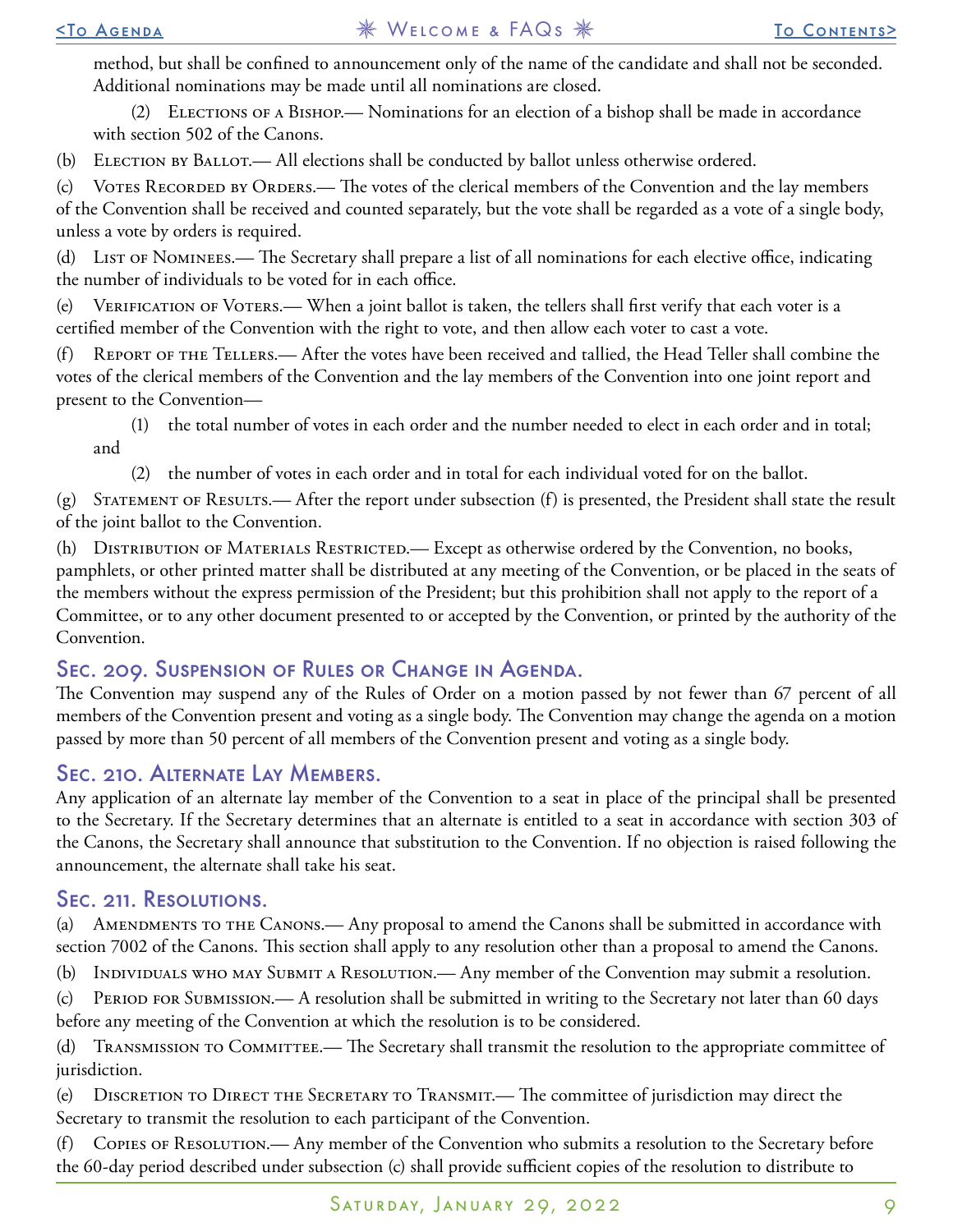method, but shall be confined to announcement only of the name of the candidate and shall not be seconded. Additional nominations may be made until all nominations are closed.

(2) Elections of a Bishop.— Nominations for an election of a bishop shall be made in accordance with section 502 of the Canons.

(b) Election by Ballot.— All elections shall be conducted by ballot unless otherwise ordered.

(c) Votes Recorded by Orders.— The votes of the clerical members of the Convention and the lay members of the Convention shall be received and counted separately, but the vote shall be regarded as a vote of a single body, unless a vote by orders is required.

(d) List of Nominees.— The Secretary shall prepare a list of all nominations for each elective office, indicating the number of individuals to be voted for in each office.

(e) Verification of Voters.— When a joint ballot is taken, the tellers shall first verify that each voter is a certified member of the Convention with the right to vote, and then allow each voter to cast a vote.

(f) Report of the Tellers.— After the votes have been received and tallied, the Head Teller shall combine the votes of the clerical members of the Convention and the lay members of the Convention into one joint report and present to the Convention—

(1) the total number of votes in each order and the number needed to elect in each order and in total; and

(2) the number of votes in each order and in total for each individual voted for on the ballot.

(g) Statement of Results.— After the report under subsection (f) is presented, the President shall state the result of the joint ballot to the Convention.

(h) Distribution of Materials Restricted.— Except as otherwise ordered by the Convention, no books, pamphlets, or other printed matter shall be distributed at any meeting of the Convention, or be placed in the seats of the members without the express permission of the President; but this prohibition shall not apply to the report of a Committee, or to any other document presented to or accepted by the Convention, or printed by the authority of the Convention.

## Sec. 209. Suspension of Rules or Change in Agenda.

The Convention may suspend any of the Rules of Order on a motion passed by not fewer than 67 percent of all members of the Convention present and voting as a single body. The Convention may change the agenda on a motion passed by more than 50 percent of all members of the Convention present and voting as a single body.

## Sec. 210. Alternate Lay Members.

Any application of an alternate lay member of the Convention to a seat in place of the principal shall be presented to the Secretary. If the Secretary determines that an alternate is entitled to a seat in accordance with section 303 of the Canons, the Secretary shall announce that substitution to the Convention. If no objection is raised following the announcement, the alternate shall take his seat.

## Sec. 211. Resolutions.

(a) Amendments to the Canons.— Any proposal to amend the Canons shall be submitted in accordance with section 7002 of the Canons. This section shall apply to any resolution other than a proposal to amend the Canons.

(b) Individuals who may Submit a Resolution.— Any member of the Convention may submit a resolution.

(c) Period for Submission.— A resolution shall be submitted in writing to the Secretary not later than 60 days before any meeting of the Convention at which the resolution is to be considered.

(d) Transmission to Committee.— The Secretary shall transmit the resolution to the appropriate committee of jurisdiction.

(e) Discretion to Direct the Secretary to Transmit.— The committee of jurisdiction may direct the Secretary to transmit the resolution to each participant of the Convention.

(f) Copies of Resolution.— Any member of the Convention who submits a resolution to the Secretary before the 60-day period described under subsection (c) shall provide sufficient copies of the resolution to distribute to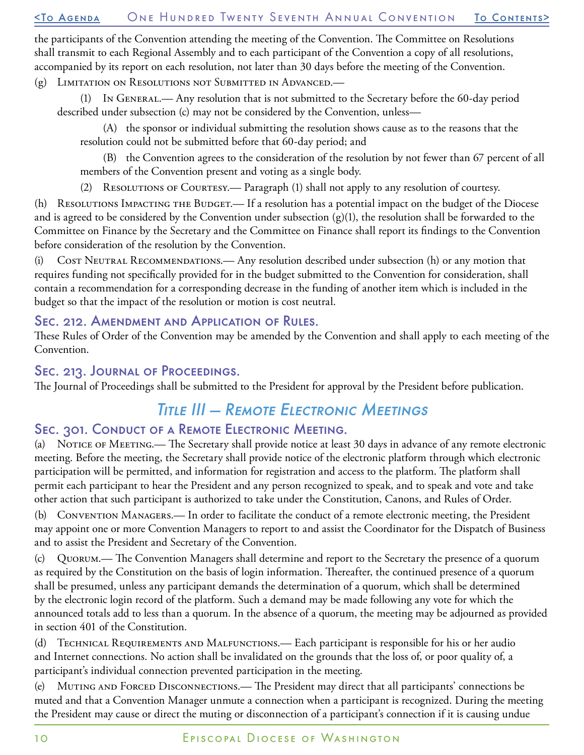the participants of the Convention attending the meeting of the Convention. The Committee on Resolutions shall transmit to each Regional Assembly and to each participant of the Convention a copy of all resolutions, accompanied by its report on each resolution, not later than 30 days before the meeting of the Convention.

(g) Limitation on Resolutions not Submitted in Advanced.—

(1) In General.— Any resolution that is not submitted to the Secretary before the 60-day period described under subsection (c) may not be considered by the Convention, unless—

(A) the sponsor or individual submitting the resolution shows cause as to the reasons that the resolution could not be submitted before that 60-day period; and

(B) the Convention agrees to the consideration of the resolution by not fewer than 67 percent of all members of the Convention present and voting as a single body.

(2) Resolutions of Courtesy.— Paragraph (1) shall not apply to any resolution of courtesy.

(h) Resolutions Impacting the Budget.— If a resolution has a potential impact on the budget of the Diocese and is agreed to be considered by the Convention under subsection (g)(1), the resolution shall be forwarded to the Committee on Finance by the Secretary and the Committee on Finance shall report its findings to the Convention before consideration of the resolution by the Convention.

(i) Cost Neutral Recommendations.— Any resolution described under subsection (h) or any motion that requires funding not specifically provided for in the budget submitted to the Convention for consideration, shall contain a recommendation for a corresponding decrease in the funding of another item which is included in the budget so that the impact of the resolution or motion is cost neutral.

## Sec. 212. Amendment and Application of Rules.

These Rules of Order of the Convention may be amended by the Convention and shall apply to each meeting of the Convention.

## Sec. 213. Journal of Proceedings.

The Journal of Proceedings shall be submitted to the President for approval by the President before publication.

# *Title III — Remote Electronic Meetings*

## Sec. 301. Conduct of a Remote Electronic Meeting.

(a) Notice of Meeting.— The Secretary shall provide notice at least 30 days in advance of any remote electronic meeting. Before the meeting, the Secretary shall provide notice of the electronic platform through which electronic participation will be permitted, and information for registration and access to the platform. The platform shall permit each participant to hear the President and any person recognized to speak, and to speak and vote and take other action that such participant is authorized to take under the Constitution, Canons, and Rules of Order.

(b) Convention Managers.— In order to facilitate the conduct of a remote electronic meeting, the President may appoint one or more Convention Managers to report to and assist the Coordinator for the Dispatch of Business and to assist the President and Secretary of the Convention.

(c) Quorum.— The Convention Managers shall determine and report to the Secretary the presence of a quorum as required by the Constitution on the basis of login information. Thereafter, the continued presence of a quorum shall be presumed, unless any participant demands the determination of a quorum, which shall be determined by the electronic login record of the platform. Such a demand may be made following any vote for which the announced totals add to less than a quorum. In the absence of a quorum, the meeting may be adjourned as provided in section 401 of the Constitution.

(d) Technical Requirements and Malfunctions.— Each participant is responsible for his or her audio and Internet connections. No action shall be invalidated on the grounds that the loss of, or poor quality of, a participant's individual connection prevented participation in the meeting.

(e) Muting and Forced Disconnections.— The President may direct that all participants' connections be muted and that a Convention Manager unmute a connection when a participant is recognized. During the meeting the President may cause or direct the muting or disconnection of a participant's connection if it is causing undue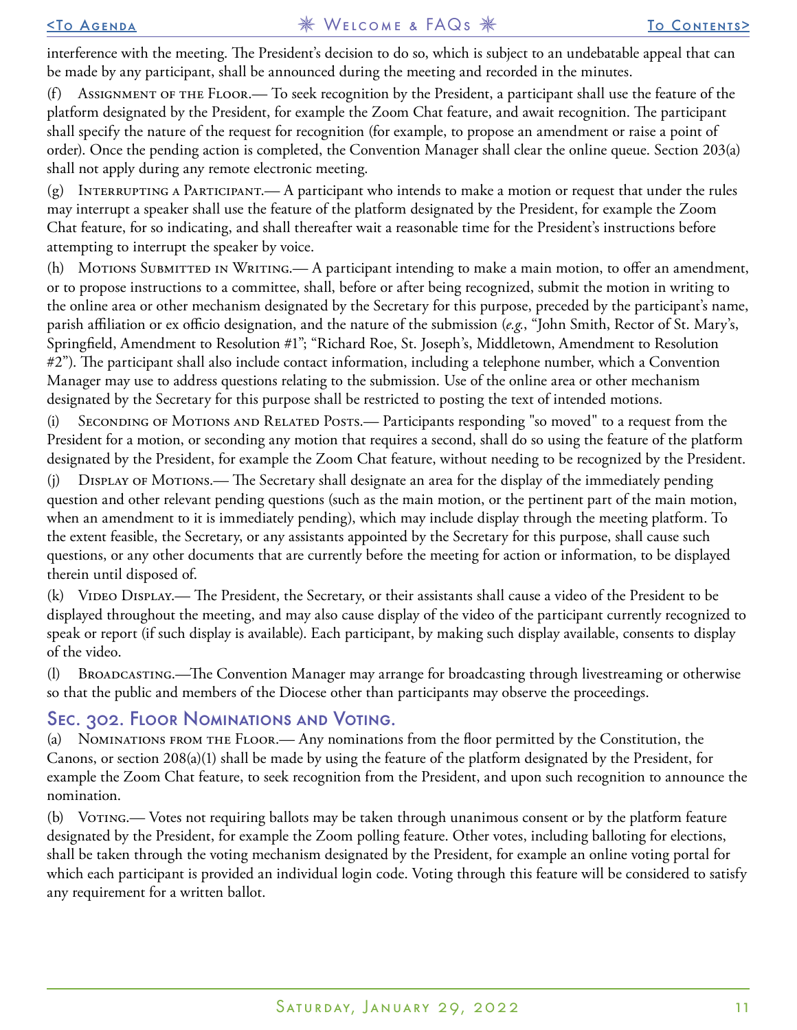interference with the meeting. The President's decision to do so, which is subject to an undebatable appeal that can be made by any participant, shall be announced during the meeting and recorded in the minutes.

(f) Assignment of the Floor.— To seek recognition by the President, a participant shall use the feature of the platform designated by the President, for example the Zoom Chat feature, and await recognition. The participant shall specify the nature of the request for recognition (for example, to propose an amendment or raise a point of order). Once the pending action is completed, the Convention Manager shall clear the online queue. Section 203(a) shall not apply during any remote electronic meeting.

(g) Interrupting a Participant.— A participant who intends to make a motion or request that under the rules may interrupt a speaker shall use the feature of the platform designated by the President, for example the Zoom Chat feature, for so indicating, and shall thereafter wait a reasonable time for the President's instructions before attempting to interrupt the speaker by voice.

(h) Motions Submitted in Writing.— A participant intending to make a main motion, to offer an amendment, or to propose instructions to a committee, shall, before or after being recognized, submit the motion in writing to the online area or other mechanism designated by the Secretary for this purpose, preceded by the participant's name, parish affiliation or ex officio designation, and the nature of the submission (*e.g.*, "John Smith, Rector of St. Mary's, Springfield, Amendment to Resolution #1"; "Richard Roe, St. Joseph's, Middletown, Amendment to Resolution #2"). The participant shall also include contact information, including a telephone number, which a Convention Manager may use to address questions relating to the submission. Use of the online area or other mechanism designated by the Secretary for this purpose shall be restricted to posting the text of intended motions.

(i) Seconding of Motions and Related Posts.— Participants responding "so moved" to a request from the President for a motion, or seconding any motion that requires a second, shall do so using the feature of the platform designated by the President, for example the Zoom Chat feature, without needing to be recognized by the President.

(j) Display of Motions.— The Secretary shall designate an area for the display of the immediately pending question and other relevant pending questions (such as the main motion, or the pertinent part of the main motion, when an amendment to it is immediately pending), which may include display through the meeting platform. To the extent feasible, the Secretary, or any assistants appointed by the Secretary for this purpose, shall cause such questions, or any other documents that are currently before the meeting for action or information, to be displayed therein until disposed of.

(k) Video Display.— The President, the Secretary, or their assistants shall cause a video of the President to be displayed throughout the meeting, and may also cause display of the video of the participant currently recognized to speak or report (if such display is available). Each participant, by making such display available, consents to display of the video.

(l) Broadcasting.—The Convention Manager may arrange for broadcasting through livestreaming or otherwise so that the public and members of the Diocese other than participants may observe the proceedings.

## Sec. 302. Floor Nominations and Voting.

(a) Nominations from the Floor.— Any nominations from the floor permitted by the Constitution, the Canons, or section 208(a)(1) shall be made by using the feature of the platform designated by the President, for example the Zoom Chat feature, to seek recognition from the President, and upon such recognition to announce the nomination.

(b) Voting.— Votes not requiring ballots may be taken through unanimous consent or by the platform feature designated by the President, for example the Zoom polling feature. Other votes, including balloting for elections, shall be taken through the voting mechanism designated by the President, for example an online voting portal for which each participant is provided an individual login code. Voting through this feature will be considered to satisfy any requirement for a written ballot.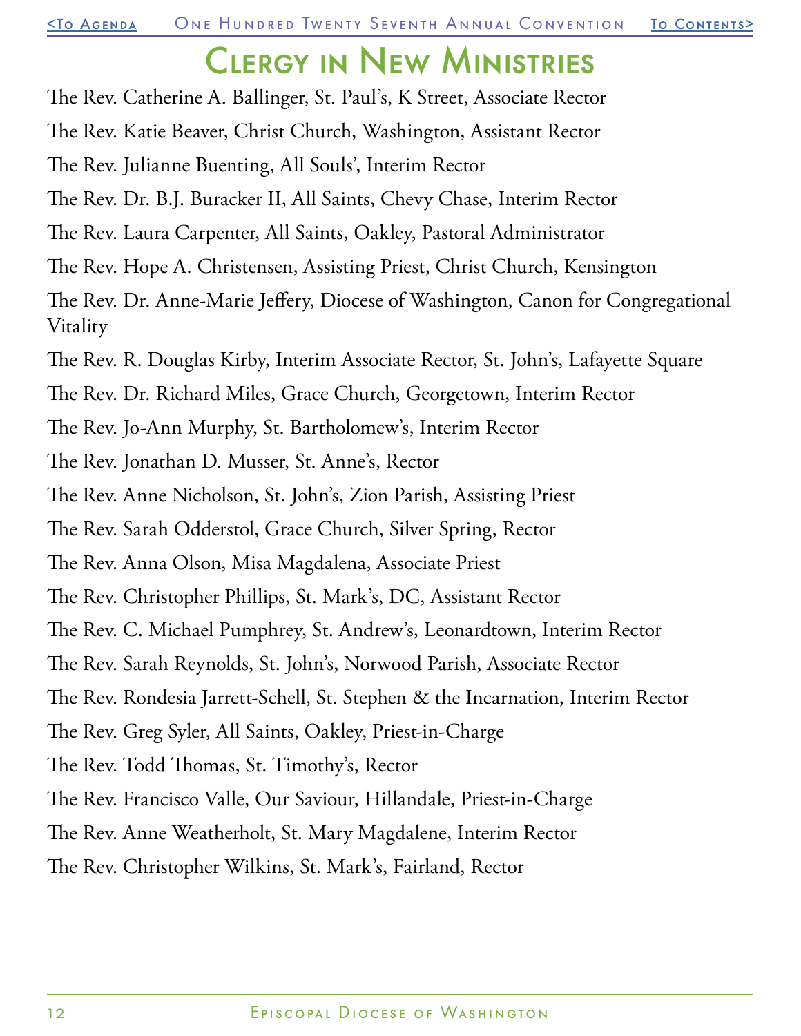# Clergy in New Ministries

The Rev. Catherine A. Ballinger, St. Paul's, K Street, Associate Rector

The Rev. Katie Beaver, Christ Church, Washington, Assistant Rector

The Rev. Julianne Buenting, All Souls', Interim Rector

The Rev. Dr. B.J. Buracker II, All Saints, Chevy Chase, Interim Rector

The Rev. Laura Carpenter, All Saints, Oakley, Pastoral Administrator

The Rev. Hope A. Christensen, Assisting Priest, Christ Church, Kensington

The Rev. Dr. Anne-Marie Jeffery, Diocese of Washington, Canon for Congregational Vitality

The Rev. R. Douglas Kirby, Interim Associate Rector, St. John's, Lafayette Square

The Rev. Dr. Richard Miles, Grace Church, Georgetown, Interim Rector

The Rev. Jo-Ann Murphy, St. Bartholomew's, Interim Rector

The Rev. Jonathan D. Musser, St. Anne's, Rector

The Rev. Anne Nicholson, St. John's, Zion Parish, Assisting Priest

The Rev. Sarah Odderstol, Grace Church, Silver Spring, Rector

The Rev. Anna Olson, Misa Magdalena, Associate Priest

The Rev. Christopher Phillips, St. Mark's, DC, Assistant Rector

The Rev. C. Michael Pumphrey, St. Andrew's, Leonardtown, Interim Rector

The Rev. Sarah Reynolds, St. John's, Norwood Parish, Associate Rector

The Rev. Rondesia Jarrett-Schell, St. Stephen & the Incarnation, Interim Rector

The Rev. Greg Syler, All Saints, Oakley, Priest-in-Charge

The Rev. Todd Thomas, St. Timothy's, Rector

The Rev. Francisco Valle, Our Saviour, Hillandale, Priest-in-Charge

The Rev. Anne Weatherholt, St. Mary Magdalene, Interim Rector

The Rev. Christopher Wilkins, St. Mark's, Fairland, Rector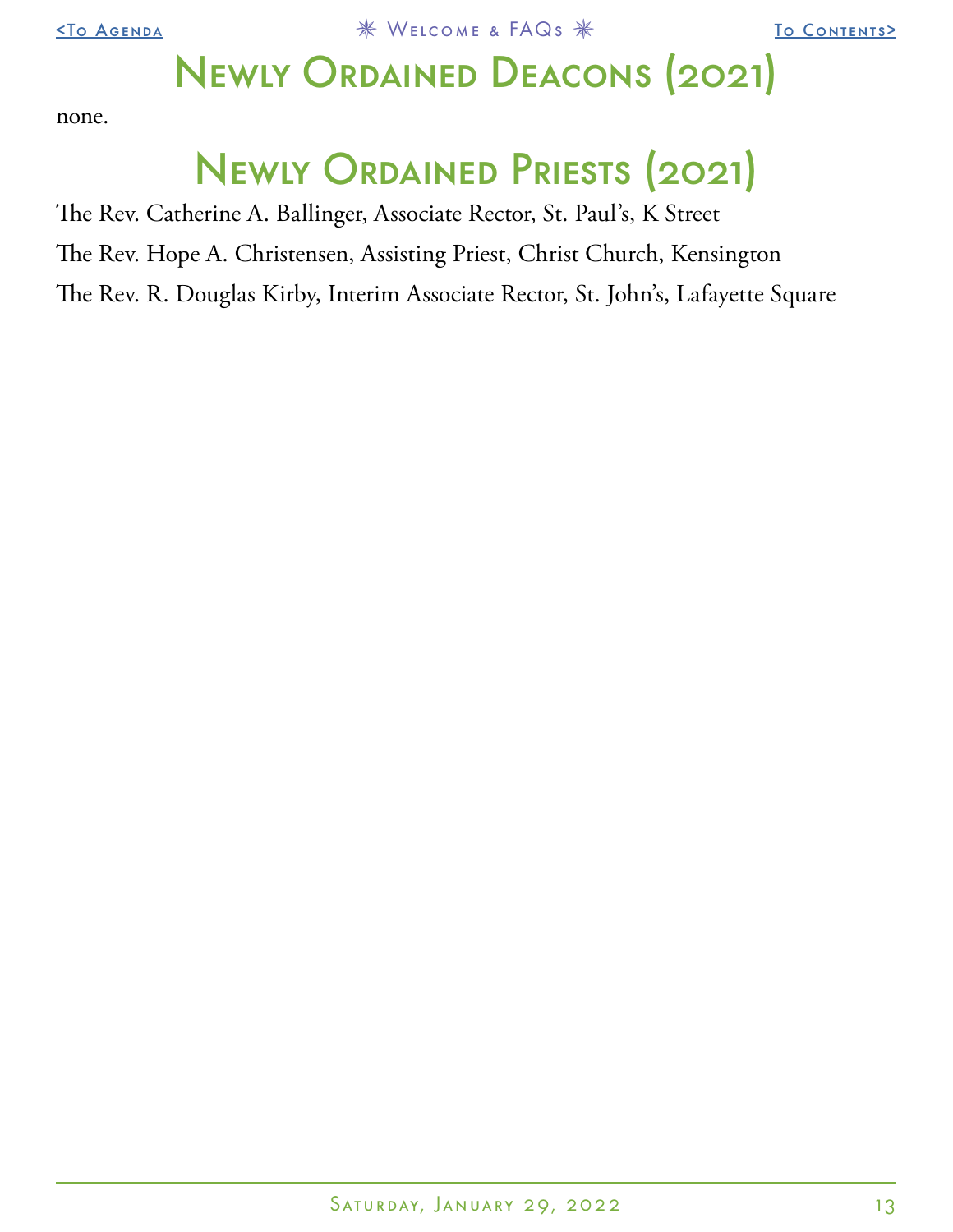# Newly Ordained Deacons (2021)

none.

# Newly Ordained Priests (2021)

The Rev. Catherine A. Ballinger, Associate Rector, St. Paul's, K Street

The Rev. Hope A. Christensen, Assisting Priest, Christ Church, Kensington

The Rev. R. Douglas Kirby, Interim Associate Rector, St. John's, Lafayette Square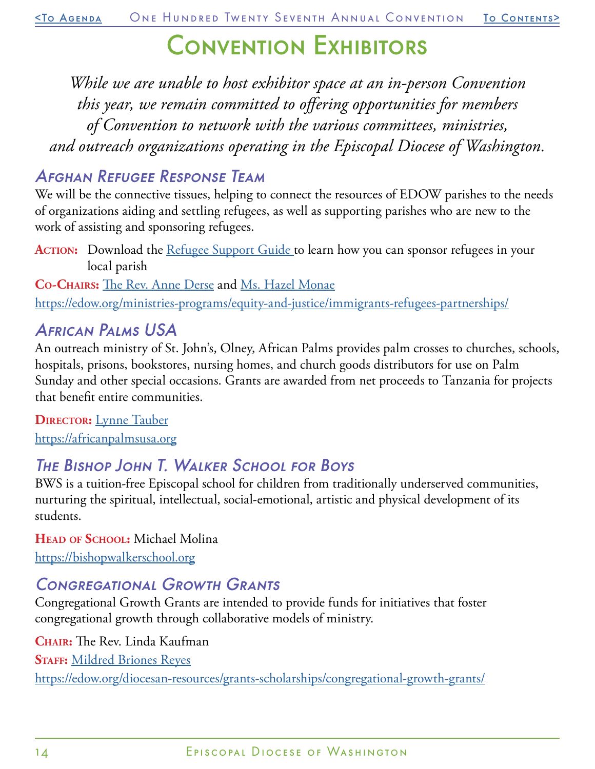# Convention Exhibitors

*While we are unable to host exhibitor space at an in-person Convention this year, we remain committed to offering opportunities for members of Convention to network with the various committees, ministries, and outreach organizations operating in the Episcopal Diocese of Washington.*

## *Afghan Refugee Response Team*

We will be the connective tissues, helping to connect the resources of EDOW parishes to the needs of organizations aiding and settling refugees, as well as supporting parishes who are new to the work of assisting and sponsoring refugees.

**Action:** Download the Refugee Support Guide to learn how you can sponsor refugees in your local parish

**Co-Chairs:** The Rev. Anne Derse and Ms. Hazel Monae

https://edow.org/ministries-programs/equity-and-justice/immigrants-refugees-partnerships/

## *African Palms USA*

An outreach ministry of St. John's, Olney, African Palms provides palm crosses to churches, schools, hospitals, prisons, bookstores, nursing homes, and church goods distributors for use on Palm Sunday and other special occasions. Grants are awarded from net proceeds to Tanzania for projects that benefit entire communities.

**Director:** Lynne Tauber

https://africanpalmsusa.org

## *The Bishop John T. Walker School for Boys*

BWS is a tuition-free Episcopal school for children from traditionally underserved communities, nurturing the spiritual, intellectual, social-emotional, artistic and physical development of its students.

**Head of School:** Michael Molina

https://bishopwalkerschool.org

## *Congregational Growth Grants*

Congregational Growth Grants are intended to provide funds for initiatives that foster congregational growth through collaborative models of ministry.

**Chair:** The Rev. Linda Kaufman

**Staff:** Mildred Briones Reyes

https://edow.org/diocesan-resources/grants-scholarships/congregational-growth-grants/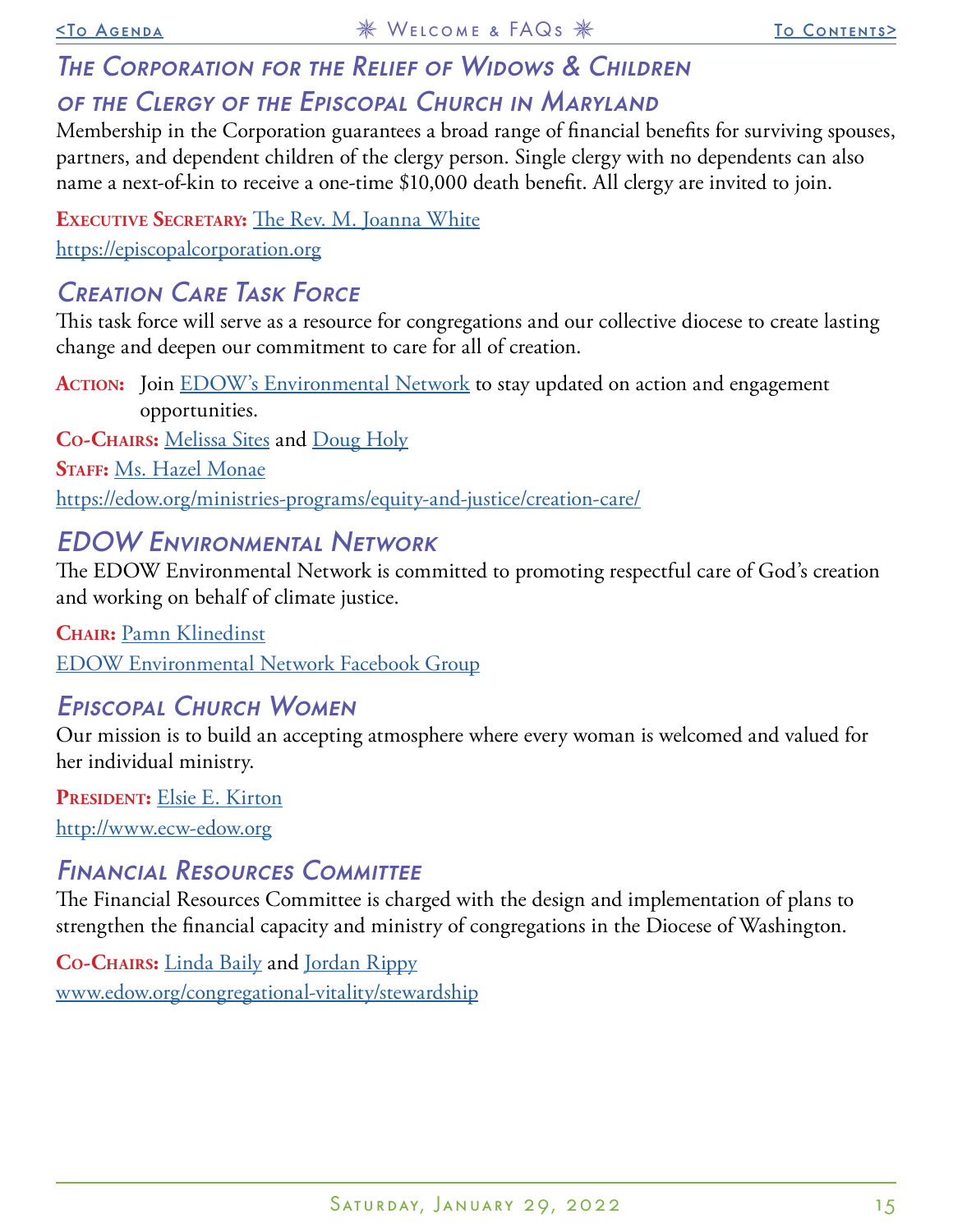## The Corporation for the Relief of Widows & Children of the Clergy of the Episcopal Church in Maryland

Membership in the Corporation guarantees a broad range of financial benefits for surviving spouses, partners, and dependent children of the clergy person. Single clergy with no dependents can also name a next-of-kin to receive a one-time $10,000 death benefit. All clergy are invited to join.

**Executive Secretary:** The Rev. M. Joanna White

https://episcopalcorporation.org

## Creation Care Task Force

This task force will serve as a resource for congregations and our collective diocese to create lasting change and deepen our commitment to care for all of creation.

**Action:** Join EDOW's Environmental Network to stay updated on action and engagement opportunities.

**Co-Chairs:** Melissa Sites and Doug Holy

**Staff:** Ms. Hazel Monae

https://edow.org/ministries-programs/equity-and-justice/creation-care/

## EDOW Environmental Network

The EDOW Environmental Network is committed to promoting respectful care of God's creation and working on behalf of climate justice.

**Chair:** Pamn Klinedinst

EDOW Environmental Network Facebook Group

## Episcopal Church Women

Our mission is to build an accepting atmosphere where every woman is welcomed and valued for her individual ministry.

**President:** Elsie E. Kirton

http://www.ecw-edow.org

## Financial Resources Committee

The Financial Resources Committee is charged with the design and implementation of plans to strengthen the financial capacity and ministry of congregations in the Diocese of Washington.

**Co-Chairs:** Linda Baily and Jordan Rippy

www.edow.org/congregational-vitality/stewardship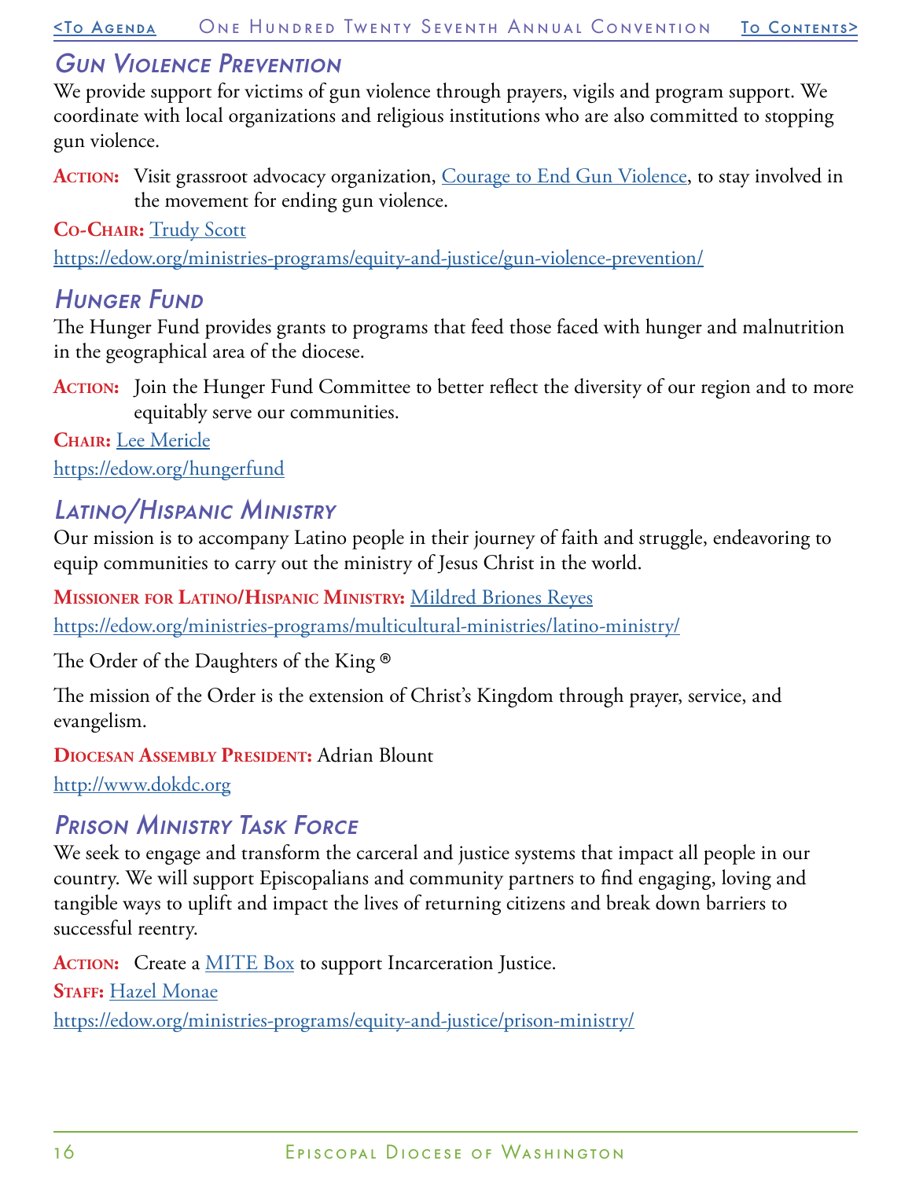## *Gun Violence Prevention*

We provide support for victims of gun violence through prayers, vigils and program support. We coordinate with local organizations and religious institutions who are also committed to stopping gun violence.

**Action:** Visit grassroot advocacy organization, [Courage to End Gun Violence](), to stay involved in the movement for ending gun violence.

**Co-Chair:** [Trudy Scott]()

https://edow.org/ministries-programs/equity-and-justice/gun-violence-prevention/

## *Hunger Fund*

The Hunger Fund provides grants to programs that feed those faced with hunger and malnutrition in the geographical area of the diocese.

**Action:** Join the Hunger Fund Committee to better reflect the diversity of our region and to more equitably serve our communities.

**Chair:** [Lee Mericle]()

https://edow.org/hungerfund

## *Latino/Hispanic Ministry*

Our mission is to accompany Latino people in their journey of faith and struggle, endeavoring to equip communities to carry out the ministry of Jesus Christ in the world.

**Missioner for Latino/Hispanic Ministry:** [Mildred Briones Reyes]()

https://edow.org/ministries-programs/multicultural-ministries/latino-ministry/

The Order of the Daughters of the King ®

The mission of the Order is the extension of Christ's Kingdom through prayer, service, and evangelism.

**Diocesan Assembly President:** Adrian Blount

http://www.dokdc.org

## *Prison Ministry Task Force*

We seek to engage and transform the carceral and justice systems that impact all people in our country. We will support Episcopalians and community partners to find engaging, loving and tangible ways to uplift and impact the lives of returning citizens and break down barriers to successful reentry.

**Action:** Create a [MITE Box]() to support Incarceration Justice.

**Staff:** [Hazel Monae]()

https://edow.org/ministries-programs/equity-and-justice/prison-ministry/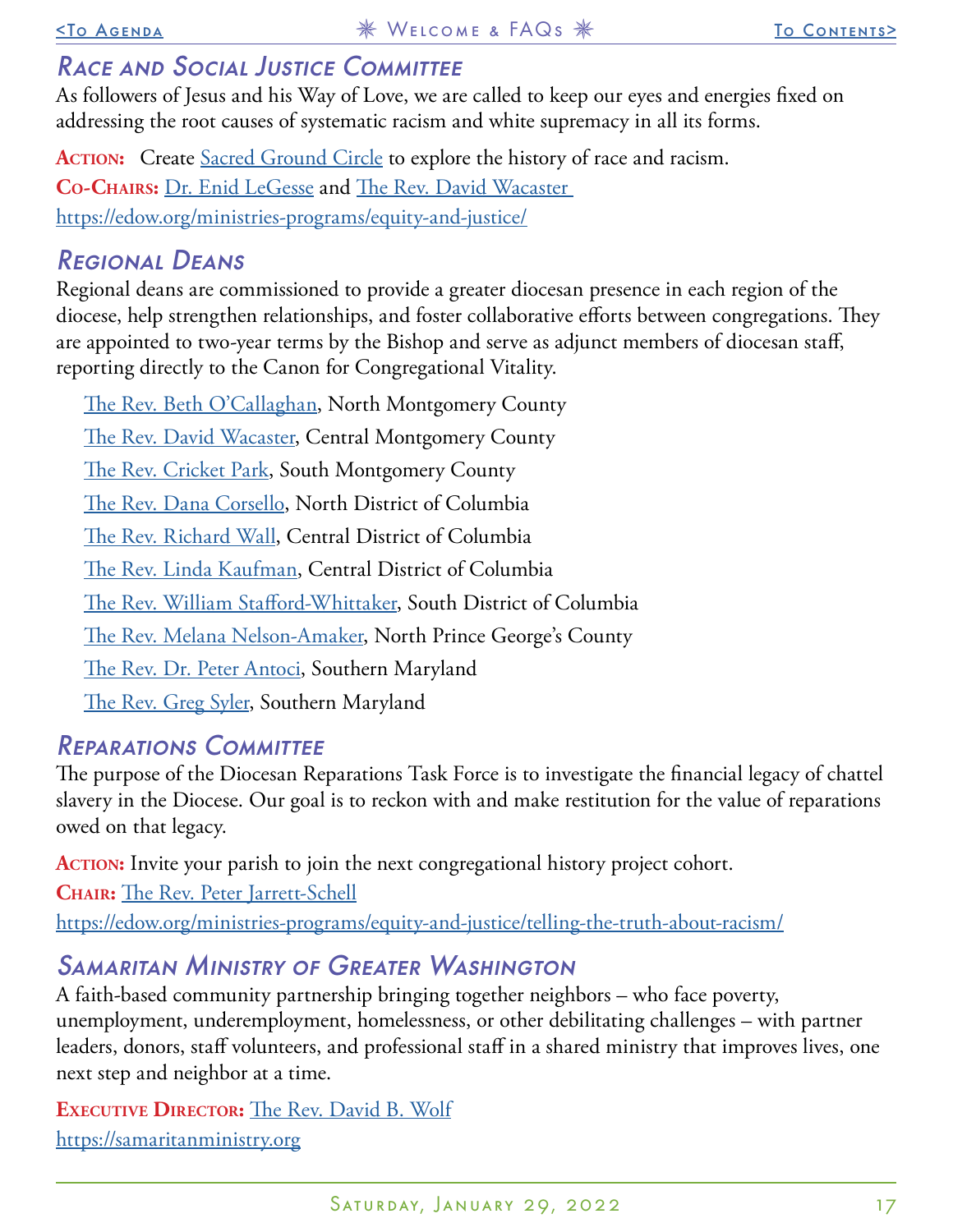## *Race and Social Justice Committee*

As followers of Jesus and his Way of Love, we are called to keep our eyes and energies fixed on addressing the root causes of systematic racism and white supremacy in all its forms.

**Action:** Create Sacred Ground Circle to explore the history of race and racism.
**Co-Chairs:** Dr. Enid LeGesse and The Rev. David Wacaster
https://edow.org/ministries-programs/equity-and-justice/

## *Regional Deans*

Regional deans are commissioned to provide a greater diocesan presence in each region of the diocese, help strengthen relationships, and foster collaborative efforts between congregations. They are appointed to two-year terms by the Bishop and serve as adjunct members of diocesan staff, reporting directly to the Canon for Congregational Vitality.

- The Rev. Beth O'Callaghan, North Montgomery County
- The Rev. David Wacaster, Central Montgomery County
- The Rev. Cricket Park, South Montgomery County
- The Rev. Dana Corsello, North District of Columbia
- The Rev. Richard Wall, Central District of Columbia
- The Rev. Linda Kaufman, Central District of Columbia
- The Rev. William Stafford-Whittaker, South District of Columbia
- The Rev. Melana Nelson-Amaker, North Prince George's County
- The Rev. Dr. Peter Antoci, Southern Maryland
- The Rev. Greg Syler, Southern Maryland

## *Reparations Committee*

The purpose of the Diocesan Reparations Task Force is to investigate the financial legacy of chattel slavery in the Diocese. Our goal is to reckon with and make restitution for the value of reparations owed on that legacy.

**Action:** Invite your parish to join the next congregational history project cohort.
**Chair:** The Rev. Peter Jarrett-Schell
https://edow.org/ministries-programs/equity-and-justice/telling-the-truth-about-racism/

## *Samaritan Ministry of Greater Washington*

A faith-based community partnership bringing together neighbors – who face poverty, unemployment, underemployment, homelessness, or other debilitating challenges – with partner leaders, donors, staff volunteers, and professional staff in a shared ministry that improves lives, one next step and neighbor at a time.

**Executive Director:** The Rev. David B. Wolf
https://samaritanministry.org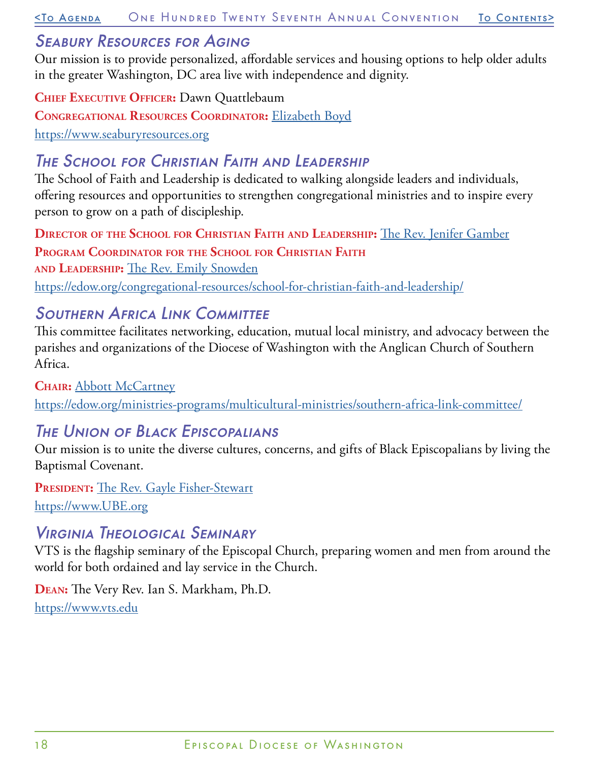## Seabury Resources for Aging

Our mission is to provide personalized, affordable services and housing options to help older adults in the greater Washington, DC area live with independence and dignity.

**Chief Executive Officer:** Dawn Quattlebaum

**Congregational Resources Coordinator:** Elizabeth Boyd

https://www.seaburyresources.org

## The School for Christian Faith and Leadership

The School of Faith and Leadership is dedicated to walking alongside leaders and individuals, offering resources and opportunities to strengthen congregational ministries and to inspire every person to grow on a path of discipleship.

**Director of the School for Christian Faith and Leadership:** The Rev. Jenifer Gamber

**Program Coordinator for the School for Christian Faith and Leadership:** The Rev. Emily Snowden

https://edow.org/congregational-resources/school-for-christian-faith-and-leadership/

## Southern Africa Link Committee

This committee facilitates networking, education, mutual local ministry, and advocacy between the parishes and organizations of the Diocese of Washington with the Anglican Church of Southern Africa.

**Chair:** Abbott McCartney

https://edow.org/ministries-programs/multicultural-ministries/southern-africa-link-committee/

## The Union of Black Episcopalians

Our mission is to unite the diverse cultures, concerns, and gifts of Black Episcopalians by living the Baptismal Covenant.

**President:** The Rev. Gayle Fisher-Stewart

https://www.UBE.org

## Virginia Theological Seminary

VTS is the flagship seminary of the Episcopal Church, preparing women and men from around the world for both ordained and lay service in the Church.

**Dean:** The Very Rev. Ian S. Markham, Ph.D.

https://www.vts.edu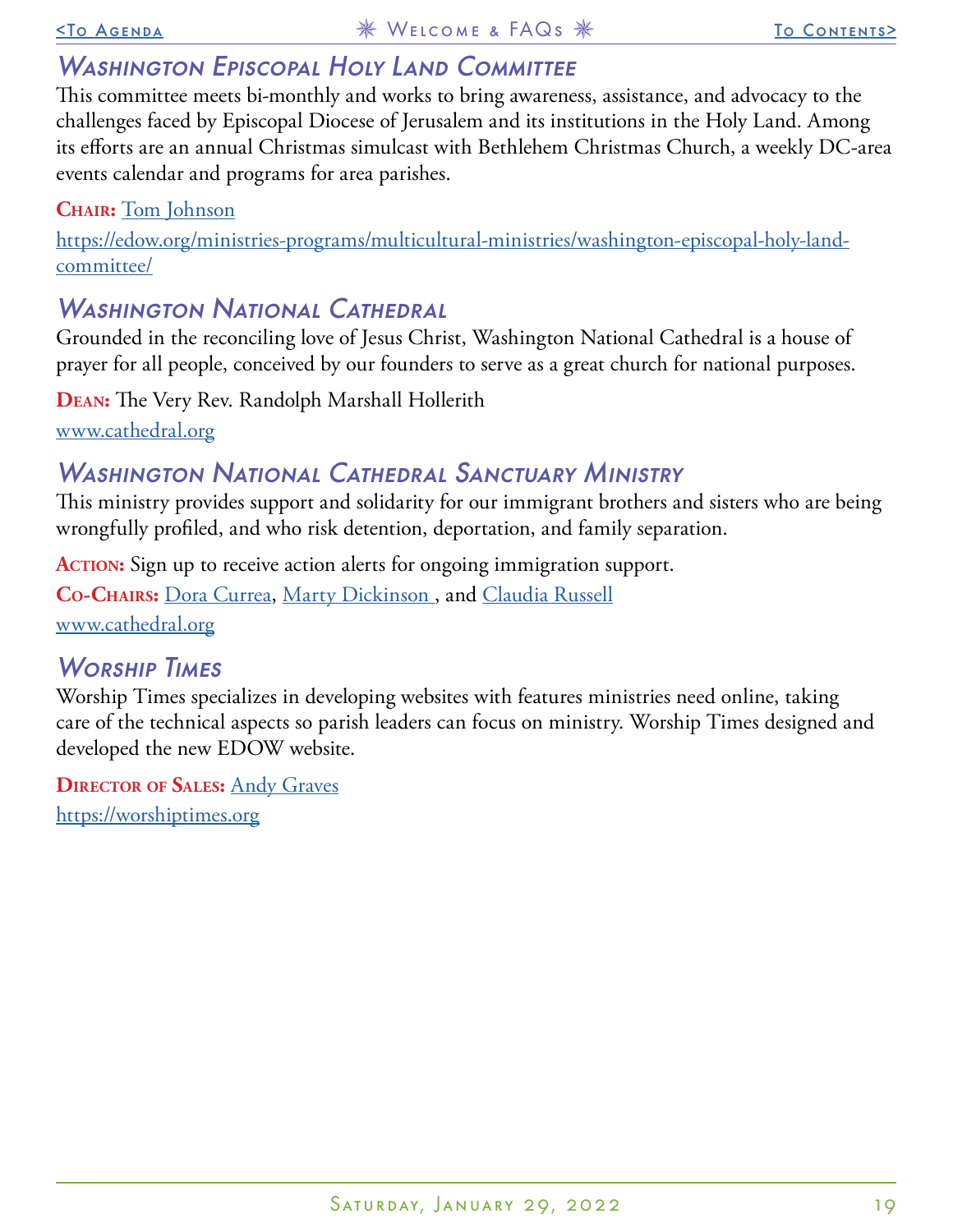## *Washington Episcopal Holy Land Committee*

This committee meets bi-monthly and works to bring awareness, assistance, and advocacy to the challenges faced by Episcopal Diocese of Jerusalem and its institutions in the Holy Land. Among its efforts are an annual Christmas simulcast with Bethlehem Christmas Church, a weekly DC-area events calendar and programs for area parishes.

**Chair:** Tom Johnson

https://edow.org/ministries-programs/multicultural-ministries/washington-episcopal-holy-land-committee/

## *Washington National Cathedral*

Grounded in the reconciling love of Jesus Christ, Washington National Cathedral is a house of prayer for all people, conceived by our founders to serve as a great church for national purposes.

**Dean:** The Very Rev. Randolph Marshall Hollerith

www.cathedral.org

## *Washington National Cathedral Sanctuary Ministry*

This ministry provides support and solidarity for our immigrant brothers and sisters who are being wrongfully profiled, and who risk detention, deportation, and family separation.

**Action:** Sign up to receive action alerts for ongoing immigration support.

**Co-Chairs:** Dora Currea, Marty Dickinson , and Claudia Russell

www.cathedral.org

## *Worship Times*

Worship Times specializes in developing websites with features ministries need online, taking care of the technical aspects so parish leaders can focus on ministry. Worship Times designed and developed the new EDOW website.

**Director of Sales:** Andy Graves

https://worshiptimes.org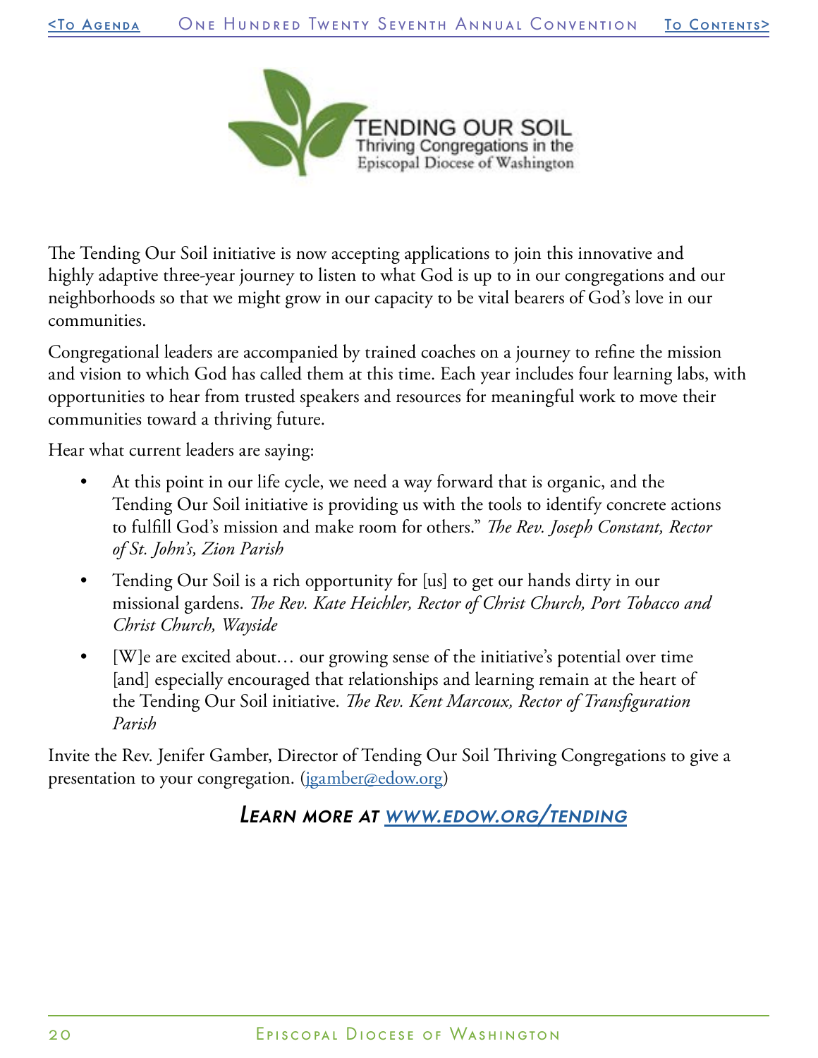# TENDING OUR SOIL

Thriving Congregations in the Episcopal Diocese of Washington

The Tending Our Soil initiative is now accepting applications to join this innovative and highly adaptive three-year journey to listen to what God is up to in our congregations and our neighborhoods so that we might grow in our capacity to be vital bearers of God's love in our communities.

Congregational leaders are accompanied by trained coaches on a journey to refine the mission and vision to which God has called them at this time. Each year includes four learning labs, with opportunities to hear from trusted speakers and resources for meaningful work to move their communities toward a thriving future.

Hear what current leaders are saying:

- At this point in our life cycle, we need a way forward that is organic, and the Tending Our Soil initiative is providing us with the tools to identify concrete actions to fulfill God's mission and make room for others." *The Rev. Joseph Constant, Rector of St. John's, Zion Parish*
- Tending Our Soil is a rich opportunity for [us] to get our hands dirty in our missional gardens. *The Rev. Kate Heichler, Rector of Christ Church, Port Tobacco and Christ Church, Wayside*
- [W]e are excited about… our growing sense of the initiative's potential over time [and] especially encouraged that relationships and learning remain at the heart of the Tending Our Soil initiative. *The Rev. Kent Marcoux, Rector of Transfiguration Parish*

Invite the Rev. Jenifer Gamber, Director of Tending Our Soil Thriving Congregations to give a presentation to your congregation. ([jgamber@edow.org](mailto:jgamber@edow.org))

***Learn more at [www.edow.org/tending](http://www.edow.org/tending)***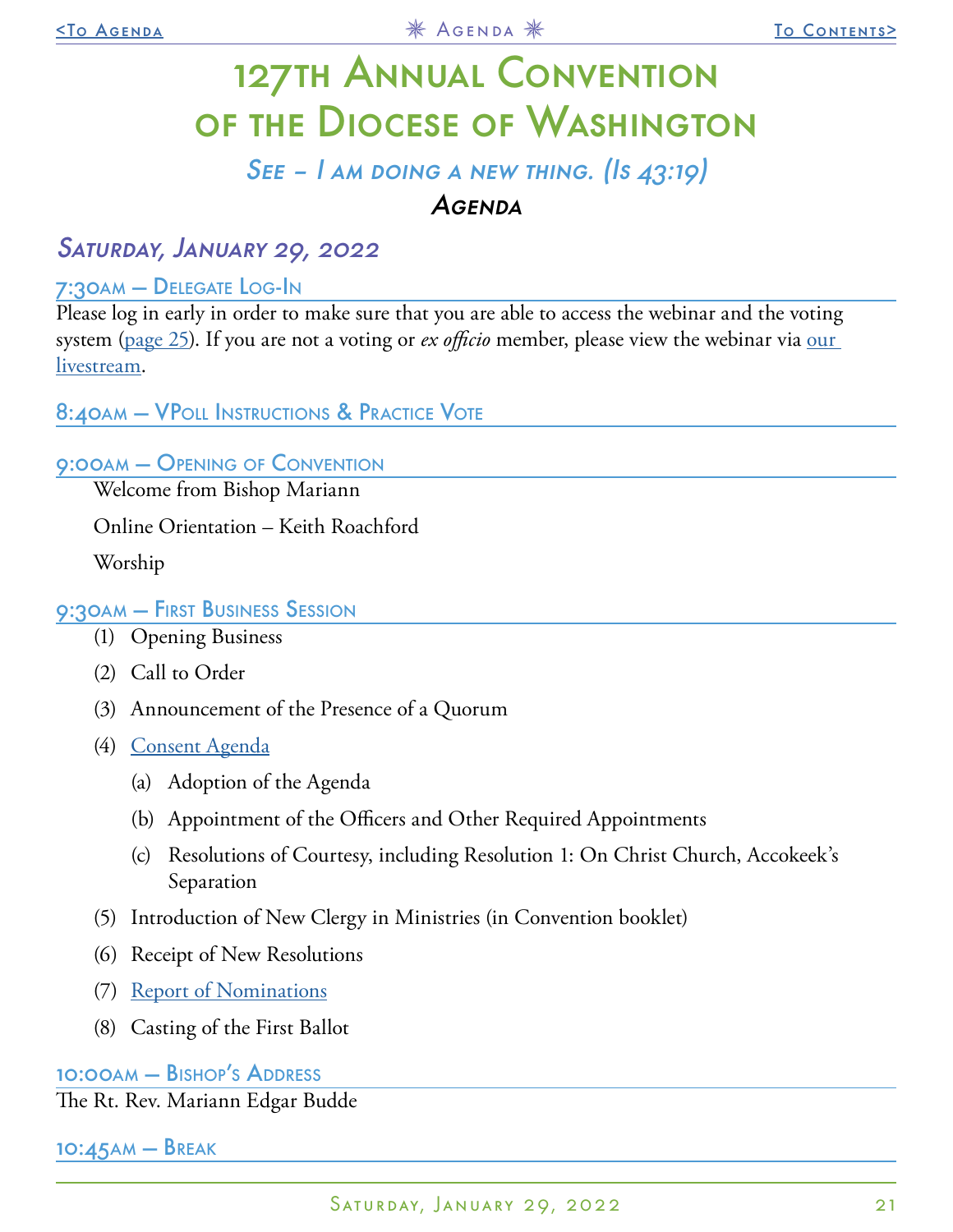# 127th Annual Convention of the Diocese of Washington

*See – I am doing a new thing. (Is 43:19)*

**Agenda**

## Saturday, January 29, 2022

### 7:30am — Delegate Log-In

Please log in early in order to make sure that you are able to access the webinar and the voting system (page 25). If you are not a voting or *ex officio* member, please view the webinar via our livestream.

### 8:40am — VPoll Instructions & Practice Vote

### 9:00am — Opening of Convention

Welcome from Bishop Mariann

Online Orientation – Keith Roachford

Worship

### 9:30am — First Business Session

(1) Opening Business

(2) Call to Order

(3) Announcement of the Presence of a Quorum

(4) Consent Agenda

- (a) Adoption of the Agenda
- (b) Appointment of the Officers and Other Required Appointments
- (c) Resolutions of Courtesy, including Resolution 1: On Christ Church, Accokeek's Separation

(5) Introduction of New Clergy in Ministries (in Convention booklet)

(6) Receipt of New Resolutions

(7) Report of Nominations

(8) Casting of the First Ballot

### 10:00am — Bishop's Address

The Rt. Rev. Mariann Edgar Budde

### 10:45am — Break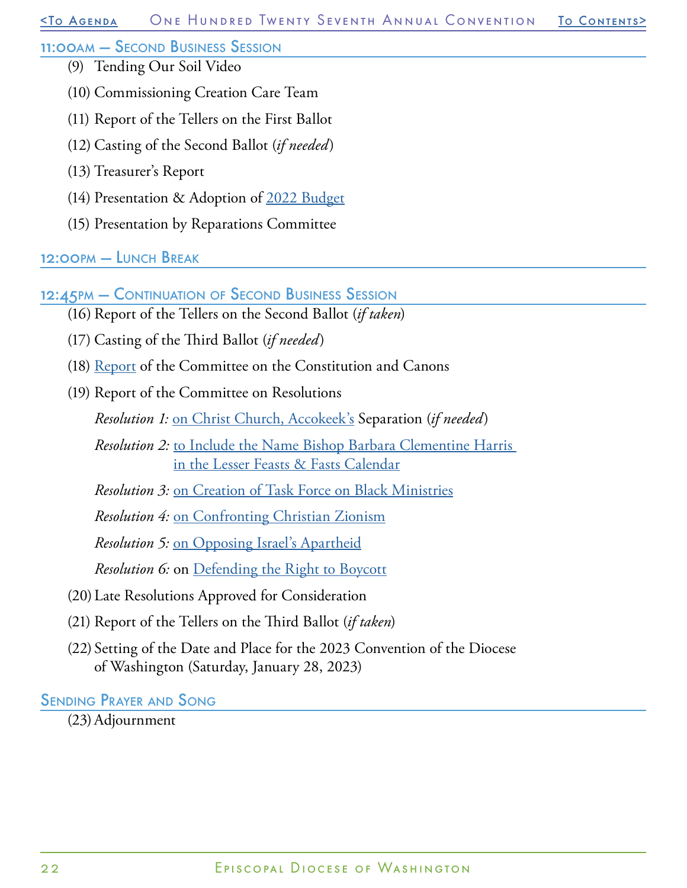## 11:00AM — Second Business Session

(9) Tending Our Soil Video

(10) Commissioning Creation Care Team

(11) Report of the Tellers on the First Ballot

(12) Casting of the Second Ballot (*if needed*)

(13) Treasurer's Report

(14) Presentation & Adoption of 2022 Budget

(15) Presentation by Reparations Committee

## 12:00PM — Lunch Break

## 12:45PM — Continuation of Second Business Session

(16) Report of the Tellers on the Second Ballot (*if taken*)

(17) Casting of the Third Ballot (*if needed*)

(18) Report of the Committee on the Constitution and Canons

(19) Report of the Committee on Resolutions

*Resolution 1:* on Christ Church, Accokeek's Separation (*if needed*)

*Resolution 2:* to Include the Name Bishop Barbara Clementine Harris in the Lesser Feasts & Fasts Calendar

*Resolution 3:* on Creation of Task Force on Black Ministries

*Resolution 4:* on Confronting Christian Zionism

*Resolution 5:* on Opposing Israel's Apartheid

*Resolution 6:* on Defending the Right to Boycott

(20) Late Resolutions Approved for Consideration

(21) Report of the Tellers on the Third Ballot (*if taken*)

(22) Setting of the Date and Place for the 2023 Convention of the Diocese of Washington (Saturday, January 28, 2023)

## Sending Prayer and Song

(23) Adjournment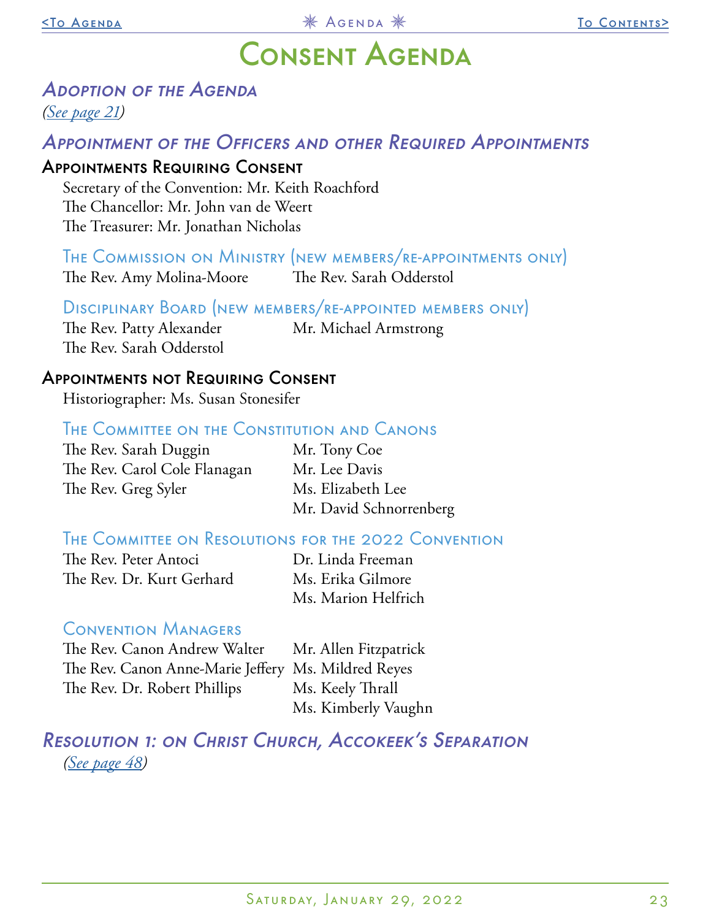# Consent Agenda

## *Adoption of the Agenda*

*(See page 21)*

## *Appointment of the Officers and other Required Appointments*

### Appointments Requiring Consent

Secretary of the Convention: Mr. Keith Roachford
The Chancellor: Mr. John van de Weert
The Treasurer: Mr. Jonathan Nicholas

#### The Commission on Ministry (new members/re-appointments only)

The Rev. Amy Molina-Moore
The Rev. Sarah Odderstol

#### Disciplinary Board (new members/re-appointed members only)

The Rev. Patty Alexander
The Rev. Sarah Odderstol
Mr. Michael Armstrong

### Appointments not Requiring Consent

Historiographer: Ms. Susan Stonesifer

#### The Committee on the Constitution and Canons

The Rev. Sarah Duggin
The Rev. Carol Cole Flanagan
The Rev. Greg Syler
Mr. Tony Coe
Mr. Lee Davis
Ms. Elizabeth Lee
Mr. David Schnorrenberg

#### The Committee on Resolutions for the 2022 Convention

The Rev. Peter Antoci
The Rev. Dr. Kurt Gerhard
Dr. Linda Freeman
Ms. Erika Gilmore
Ms. Marion Helfrich

#### Convention Managers

The Rev. Canon Andrew Walter
The Rev. Canon Anne-Marie Jeffery
The Rev. Dr. Robert Phillips
Mr. Allen Fitzpatrick
Ms. Mildred Reyes
Ms. Keely Thrall
Ms. Kimberly Vaughn

## *Resolution 1: on Christ Church, Accokeek's Separation*

*(See page 48)*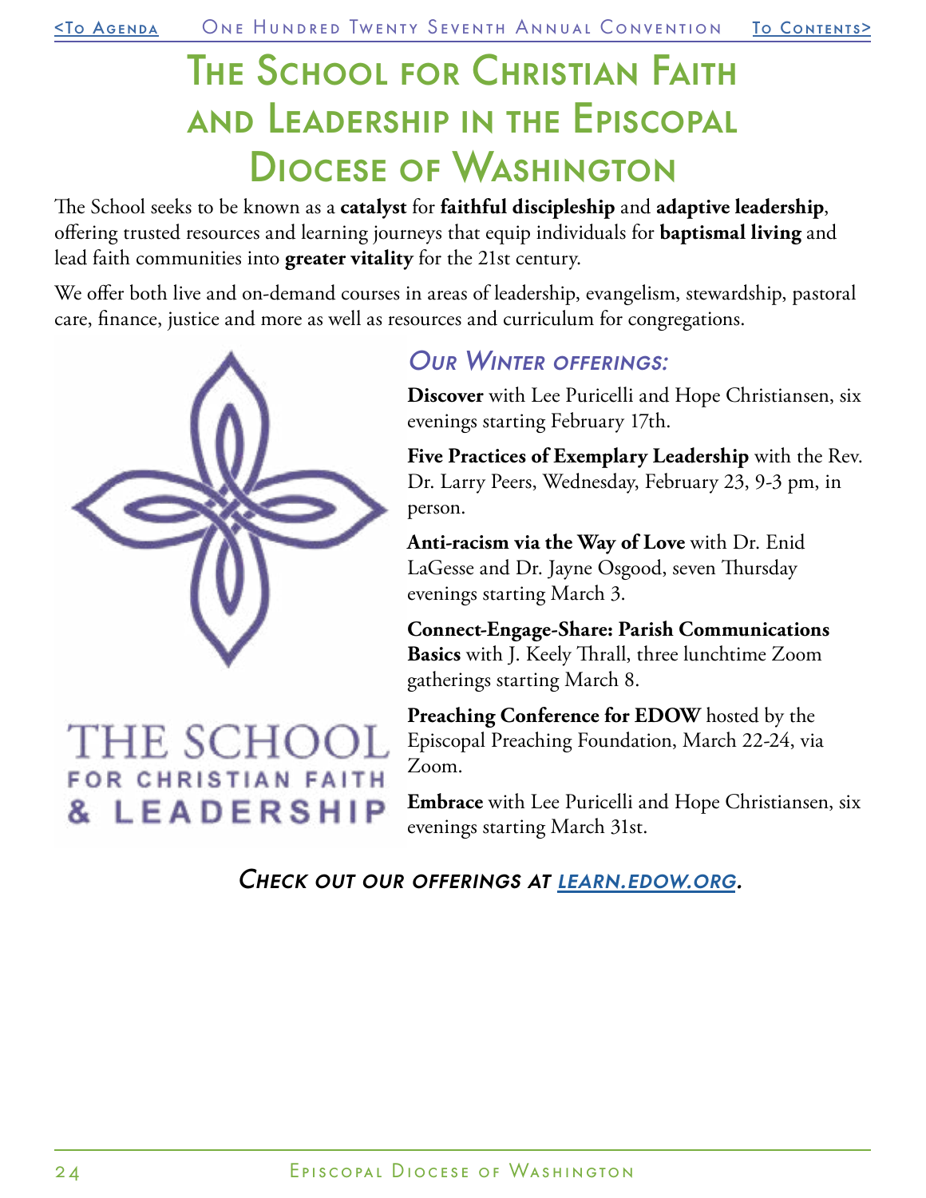# The School for Christian Faith and Leadership in the Episcopal Diocese of Washington

The School seeks to be known as a **catalyst** for **faithful discipleship** and **adaptive leadership**, offering trusted resources and learning journeys that equip individuals for **baptismal living** and lead faith communities into **greater vitality** for the 21st century.

We offer both live and on-demand courses in areas of leadership, evangelism, stewardship, pastoral care, finance, justice and more as well as resources and curriculum for congregations.

THE SCHOOL FOR CHRISTIAN FAITH & LEADERSHIP

## *Our Winter offerings:*

**Discover** with Lee Puricelli and Hope Christiansen, six evenings starting February 17th.

**Five Practices of Exemplary Leadership** with the Rev. Dr. Larry Peers, Wednesday, February 23, 9-3 pm, in person.

**Anti-racism via the Way of Love** with Dr. Enid LaGesse and Dr. Jayne Osgood, seven Thursday evenings starting March 3.

**Connect-Engage-Share: Parish Communications Basics** with J. Keely Thrall, three lunchtime Zoom gatherings starting March 8.

**Preaching Conference for EDOW** hosted by the Episcopal Preaching Foundation, March 22-24, via Zoom.

**Embrace** with Lee Puricelli and Hope Christiansen, six evenings starting March 31st.

*Check out our offerings at [learn.edow.org](https://learn.edow.org).*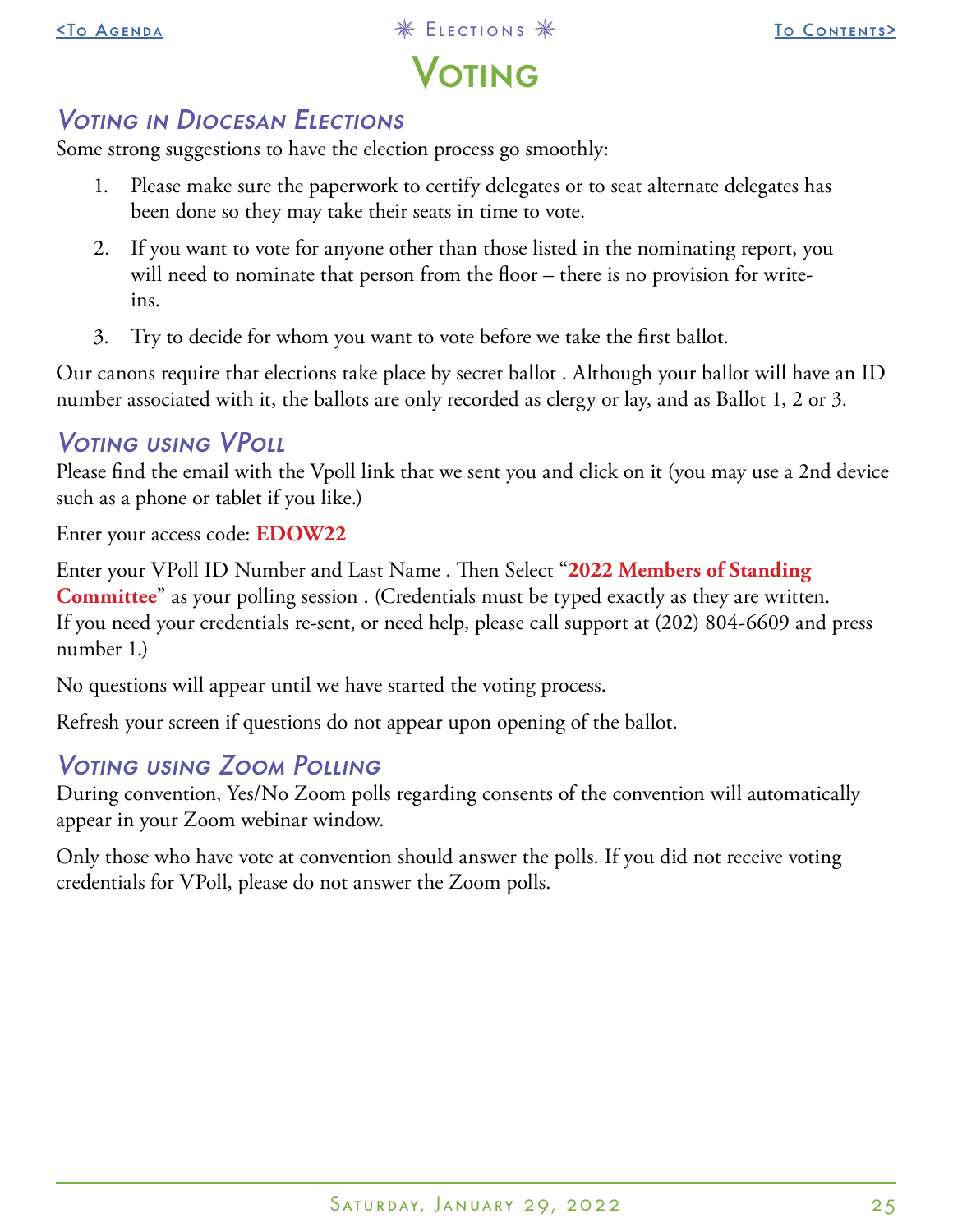# Voting

## Voting in Diocesan Elections

Some strong suggestions to have the election process go smoothly:

1. Please make sure the paperwork to certify delegates or to seat alternate delegates has been done so they may take their seats in time to vote.
2. If you want to vote for anyone other than those listed in the nominating report, you will need to nominate that person from the floor – there is no provision for write-ins.
3. Try to decide for whom you want to vote before we take the first ballot.

Our canons require that elections take place by secret ballot . Although your ballot will have an ID number associated with it, the ballots are only recorded as clergy or lay, and as Ballot 1, 2 or 3.

## Voting using VPoll

Please find the email with the Vpoll link that we sent you and click on it (you may use a 2nd device such as a phone or tablet if you like.)

Enter your access code: **EDOW22**

Enter your VPoll ID Number and Last Name . Then Select "**2022 Members of Standing Committee**" as your polling session . (Credentials must be typed exactly as they are written. If you need your credentials re-sent, or need help, please call support at (202) 804-6609 and press number 1.)

No questions will appear until we have started the voting process.

Refresh your screen if questions do not appear upon opening of the ballot.

## Voting using Zoom Polling

During convention, Yes/No Zoom polls regarding consents of the convention will automatically appear in your Zoom webinar window.

Only those who have vote at convention should answer the polls. If you did not receive voting credentials for VPoll, please do not answer the Zoom polls.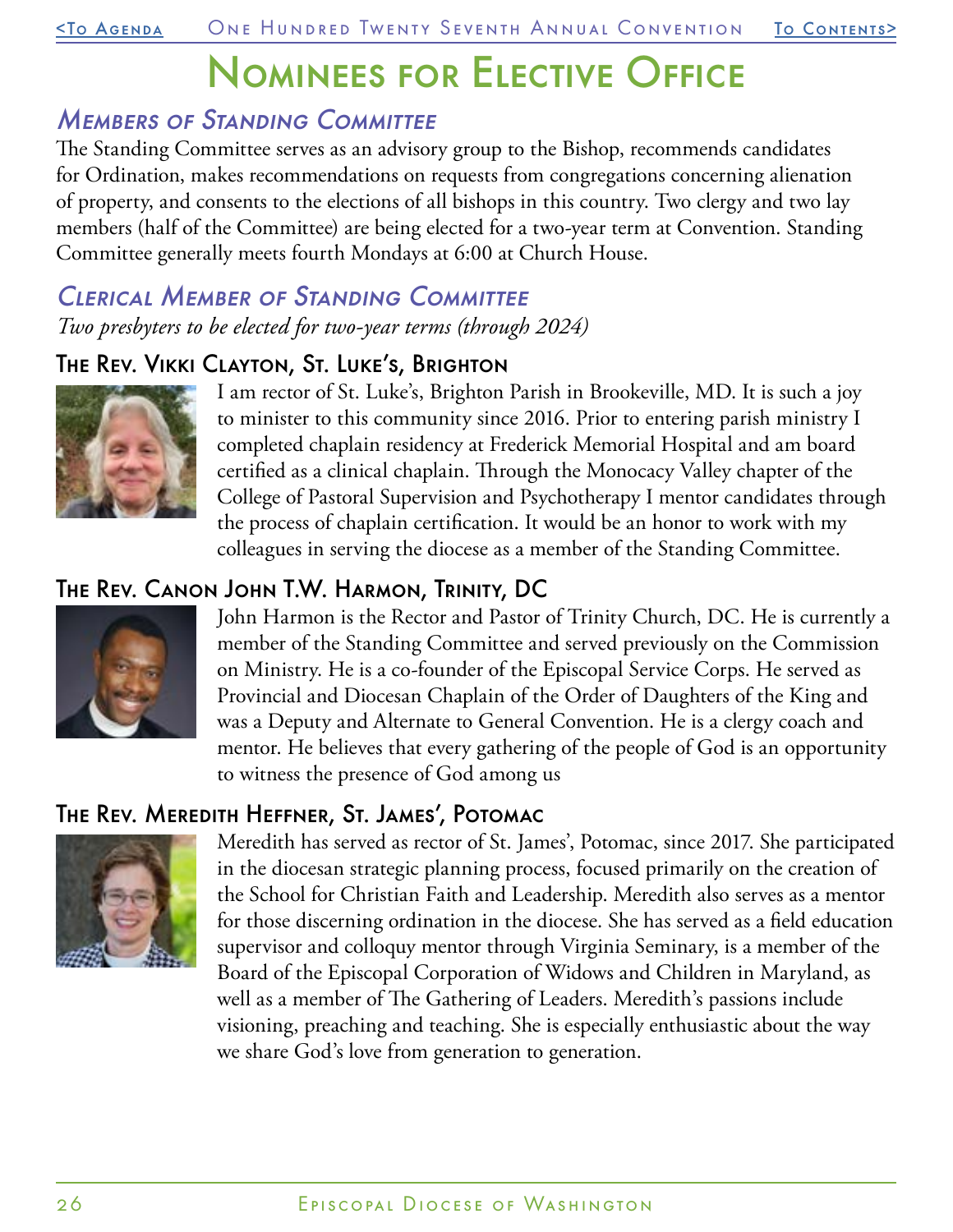# Nominees for Elective Office

## *Members of Standing Committee*

The Standing Committee serves as an advisory group to the Bishop, recommends candidates for Ordination, makes recommendations on requests from congregations concerning alienation of property, and consents to the elections of all bishops in this country. Two clergy and two lay members (half of the Committee) are being elected for a two-year term at Convention. Standing Committee generally meets fourth Mondays at 6:00 at Church House.

## *Clerical Member of Standing Committee*

*Two presbyters to be elected for two-year terms (through 2024)*

### The Rev. Vikki Clayton, St. Luke's, Brighton

I am rector of St. Luke's, Brighton Parish in Brookeville, MD. It is such a joy to minister to this community since 2016. Prior to entering parish ministry I completed chaplain residency at Frederick Memorial Hospital and am board certified as a clinical chaplain. Through the Monocacy Valley chapter of the College of Pastoral Supervision and Psychotherapy I mentor candidates through the process of chaplain certification. It would be an honor to work with my colleagues in serving the diocese as a member of the Standing Committee.

### The Rev. Canon John T.W. Harmon, Trinity, DC

John Harmon is the Rector and Pastor of Trinity Church, DC. He is currently a member of the Standing Committee and served previously on the Commission on Ministry. He is a co-founder of the Episcopal Service Corps. He served as Provincial and Diocesan Chaplain of the Order of Daughters of the King and was a Deputy and Alternate to General Convention. He is a clergy coach and mentor. He believes that every gathering of the people of God is an opportunity to witness the presence of God among us

### The Rev. Meredith Heffner, St. James', Potomac

Meredith has served as rector of St. James', Potomac, since 2017. She participated in the diocesan strategic planning process, focused primarily on the creation of the School for Christian Faith and Leadership. Meredith also serves as a mentor for those discerning ordination in the diocese. She has served as a field education supervisor and colloquy mentor through Virginia Seminary, is a member of the Board of the Episcopal Corporation of Widows and Children in Maryland, as well as a member of The Gathering of Leaders. Meredith's passions include visioning, preaching and teaching. She is especially enthusiastic about the way we share God's love from generation to generation.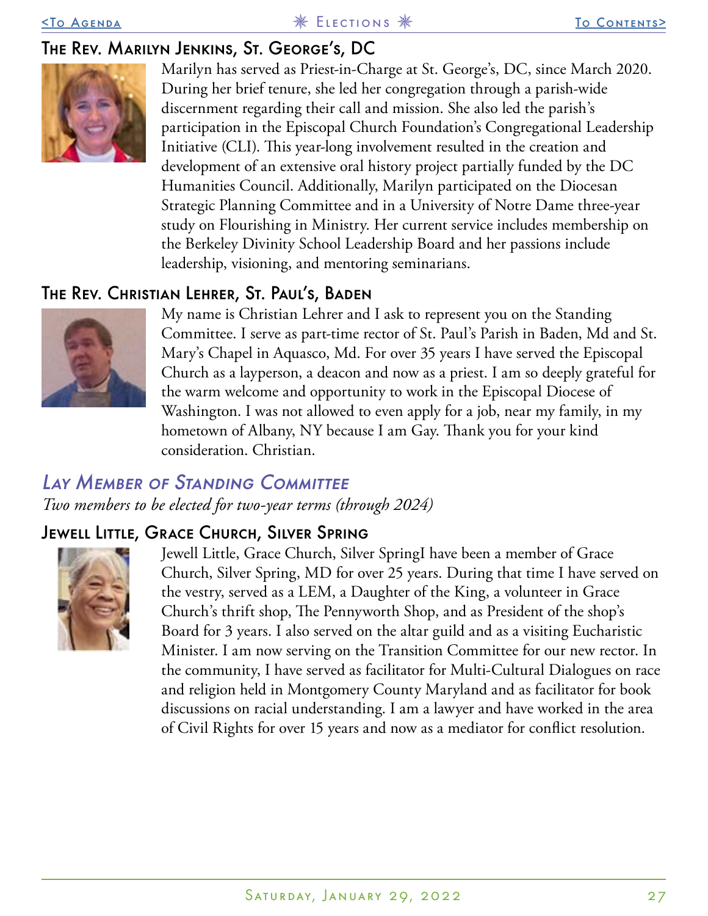### The Rev. Marilyn Jenkins, St. George's, DC

Marilyn has served as Priest-in-Charge at St. George's, DC, since March 2020. During her brief tenure, she led her congregation through a parish-wide discernment regarding their call and mission. She also led the parish's participation in the Episcopal Church Foundation's Congregational Leadership Initiative (CLI). This year-long involvement resulted in the creation and development of an extensive oral history project partially funded by the DC Humanities Council. Additionally, Marilyn participated on the Diocesan Strategic Planning Committee and in a University of Notre Dame three-year study on Flourishing in Ministry. Her current service includes membership on the Berkeley Divinity School Leadership Board and her passions include leadership, visioning, and mentoring seminarians.

### The Rev. Christian Lehrer, St. Paul's, Baden

My name is Christian Lehrer and I ask to represent you on the Standing Committee. I serve as part-time rector of St. Paul's Parish in Baden, Md and St. Mary's Chapel in Aquasco, Md. For over 35 years I have served the Episcopal Church as a layperson, a deacon and now as a priest. I am so deeply grateful for the warm welcome and opportunity to work in the Episcopal Diocese of Washington. I was not allowed to even apply for a job, near my family, in my hometown of Albany, NY because I am Gay. Thank you for your kind consideration. Christian.

## *Lay Member of Standing Committee*

*Two members to be elected for two-year terms (through 2024)*

### Jewell Little, Grace Church, Silver Spring

Jewell Little, Grace Church, Silver SpringI have been a member of Grace Church, Silver Spring, MD for over 25 years. During that time I have served on the vestry, served as a LEM, a Daughter of the King, a volunteer in Grace Church's thrift shop, The Pennyworth Shop, and as President of the shop's Board for 3 years. I also served on the altar guild and as a visiting Eucharistic Minister. I am now serving on the Transition Committee for our new rector. In the community, I have served as facilitator for Multi-Cultural Dialogues on race and religion held in Montgomery County Maryland and as facilitator for book discussions on racial understanding. I am a lawyer and have worked in the area of Civil Rights for over 15 years and now as a mediator for conflict resolution.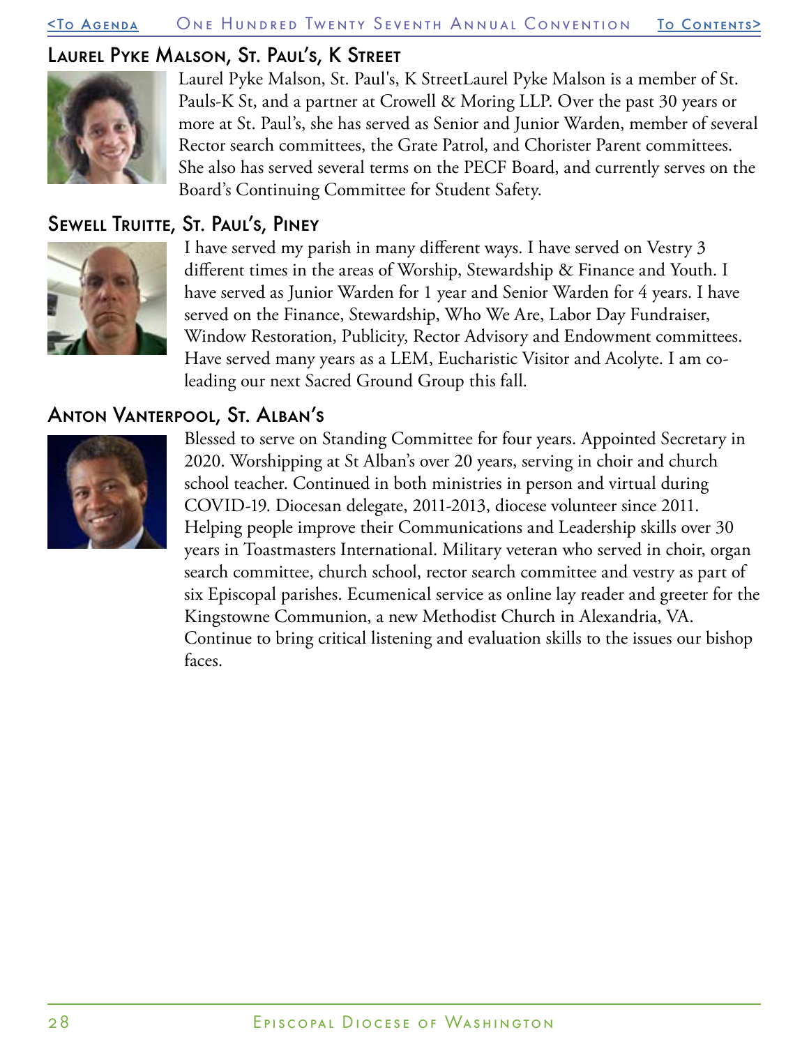## Laurel Pyke Malson, St. Paul's, K Street

Laurel Pyke Malson, St. Paul's, K StreetLaurel Pyke Malson is a member of St. Pauls-K St, and a partner at Crowell & Moring LLP. Over the past 30 years or more at St. Paul's, she has served as Senior and Junior Warden, member of several Rector search committees, the Grate Patrol, and Chorister Parent committees. She also has served several terms on the PECF Board, and currently serves on the Board's Continuing Committee for Student Safety.

## Sewell Truitte, St. Paul's, Piney

I have served my parish in many different ways. I have served on Vestry 3 different times in the areas of Worship, Stewardship & Finance and Youth. I have served as Junior Warden for 1 year and Senior Warden for 4 years. I have served on the Finance, Stewardship, Who We Are, Labor Day Fundraiser, Window Restoration, Publicity, Rector Advisory and Endowment committees. Have served many years as a LEM, Eucharistic Visitor and Acolyte. I am co-leading our next Sacred Ground Group this fall.

## Anton Vanterpool, St. Alban's

Blessed to serve on Standing Committee for four years. Appointed Secretary in 2020. Worshipping at St Alban's over 20 years, serving in choir and church school teacher. Continued in both ministries in person and virtual during COVID-19. Diocesan delegate, 2011-2013, diocese volunteer since 2011. Helping people improve their Communications and Leadership skills over 30 years in Toastmasters International. Military veteran who served in choir, organ search committee, church school, rector search committee and vestry as part of six Episcopal parishes. Ecumenical service as online lay reader and greeter for the Kingstowne Communion, a new Methodist Church in Alexandria, VA. Continue to bring critical listening and evaluation skills to the issues our bishop faces.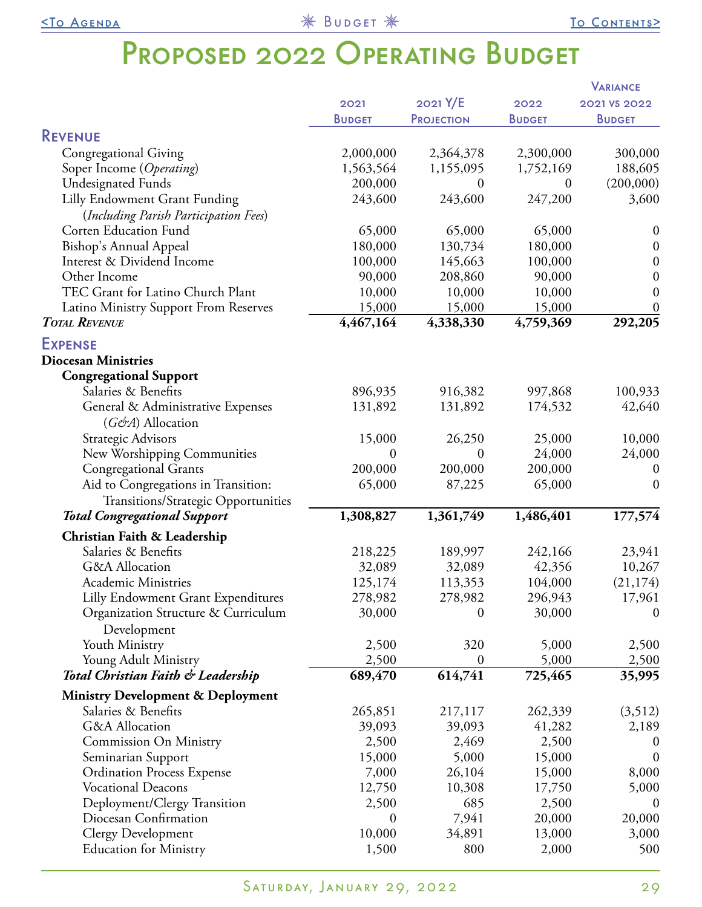# Proposed 2022 Operating Budget

| | 2021 Budget | 2021 Y/E Projection | 2022 Budget | Variance 2021 vs 2022 Budget |
|---|---|---|---|---|
| **Revenue** | | | | |
| Congregational Giving | 2,000,000 | 2,364,378 | 2,300,000 | 300,000 |
| Soper Income (*Operating*) | 1,563,564 | 1,155,095 | 1,752,169 | 188,605 |
| Undesignated Funds | 200,000 | 0 | 0 | (200,000) |
| Lilly Endowment Grant Funding (*Including Parish Participation Fees*) | 243,600 | 243,600 | 247,200 | 3,600 |
| Corten Education Fund | 65,000 | 65,000 | 65,000 | 0 |
| Bishop's Annual Appeal | 180,000 | 130,734 | 180,000 | 0 |
| Interest & Dividend Income | 100,000 | 145,663 | 100,000 | 0 |
| Other Income | 90,000 | 208,860 | 90,000 | 0 |
| TEC Grant for Latino Church Plant | 10,000 | 10,000 | 10,000 | 0 |
| Latino Ministry Support From Reserves | 15,000 | 15,000 | 15,000 | 0 |
| ***Total Revenue*** | **4,467,164** | **4,338,330** | **4,759,369** | **292,205** |
| **Expense** | | | | |
| **Diocesan Ministries** | | | | |
| **Congregational Support** | | | | |
| Salaries & Benefits | 896,935 | 916,382 | 997,868 | 100,933 |
| General & Administrative Expenses (*G&A*) Allocation | 131,892 | 131,892 | 174,532 | 42,640 |
| Strategic Advisors | 15,000 | 26,250 | 25,000 | 10,000 |
| New Worshipping Communities | 0 | 0 | 24,000 | 24,000 |
| Congregational Grants | 200,000 | 200,000 | 200,000 | 0 |
| Aid to Congregations in Transition: Transitions/Strategic Opportunities | 65,000 | 87,225 | 65,000 | 0 |
| ***Total Congregational Support*** | **1,308,827** | **1,361,749** | **1,486,401** | **177,574** |
| **Christian Faith & Leadership** | | | | |
| Salaries & Benefits | 218,225 | 189,997 | 242,166 | 23,941 |
| G&A Allocation | 32,089 | 32,089 | 42,356 | 10,267 |
| Academic Ministries | 125,174 | 113,353 | 104,000 | (21,174) |
| Lilly Endowment Grant Expenditures | 278,982 | 278,982 | 296,943 | 17,961 |
| Organization Structure & Curriculum Development | 30,000 | 0 | 30,000 | 0 |
| Youth Ministry | 2,500 | 320 | 5,000 | 2,500 |
| Young Adult Ministry | 2,500 | 0 | 5,000 | 2,500 |
| ***Total Christian Faith & Leadership*** | **689,470** | **614,741** | **725,465** | **35,995** |
| **Ministry Development & Deployment** | | | | |
| Salaries & Benefits | 265,851 | 217,117 | 262,339 | (3,512) |
| G&A Allocation | 39,093 | 39,093 | 41,282 | 2,189 |
| Commission On Ministry | 2,500 | 2,469 | 2,500 | 0 |
| Seminarian Support | 15,000 | 5,000 | 15,000 | 0 |
| Ordination Process Expense | 7,000 | 26,104 | 15,000 | 8,000 |
| Vocational Deacons | 12,750 | 10,308 | 17,750 | 5,000 |
| Deployment/Clergy Transition | 2,500 | 685 | 2,500 | 0 |
| Diocesan Confirmation | 0 | 7,941 | 20,000 | 20,000 |
| Clergy Development | 10,000 | 34,891 | 13,000 | 3,000 |
| Education for Ministry | 1,500 | 800 | 2,000 | 500 |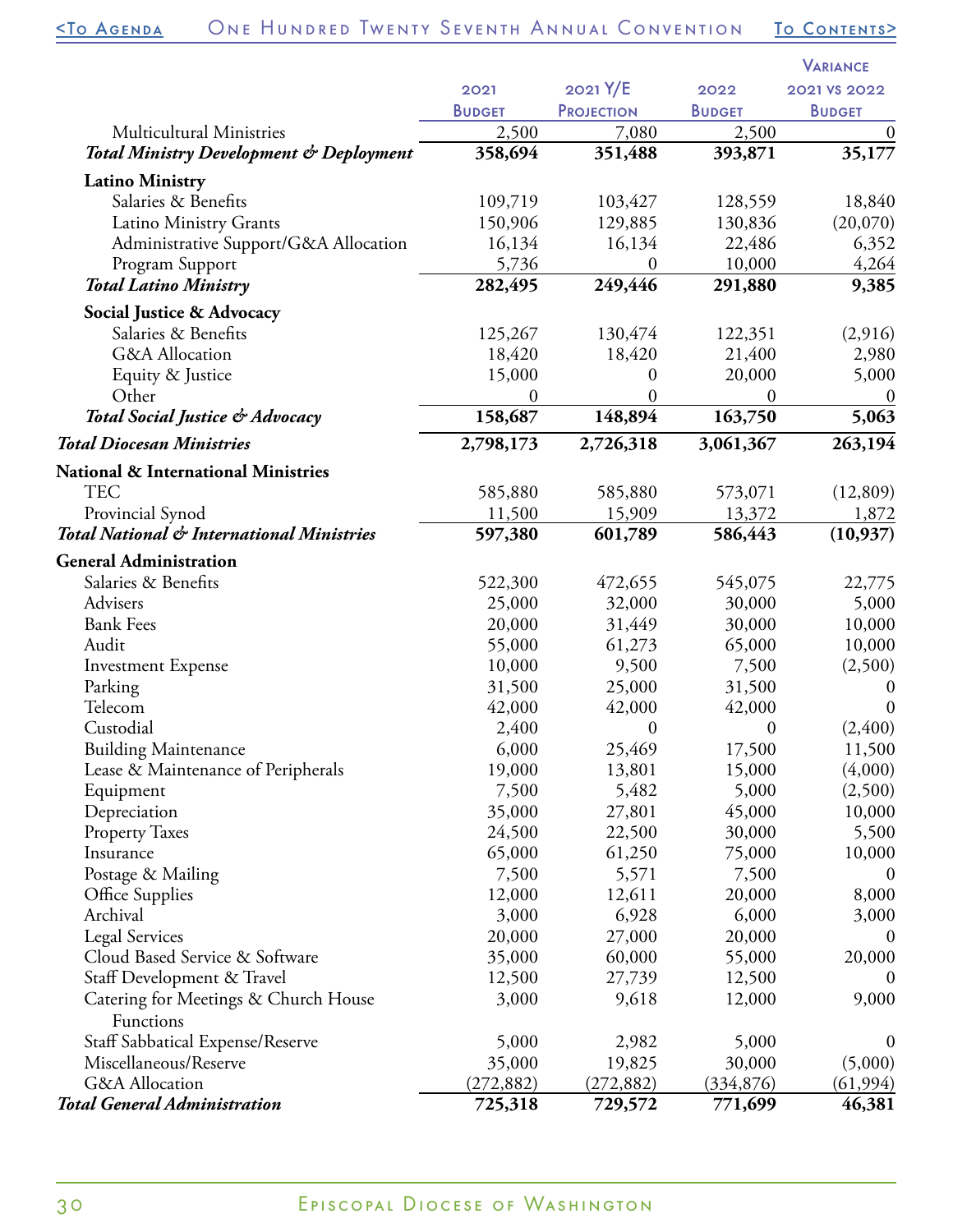| | 2021 Budget | 2021 Y/E Projection | 2022 Budget | Variance 2021 vs 2022 Budget |
|---|---|---|---|---|
| Multicultural Ministries | 2,500 | 7,080 | 2,500 | 0 |
| ***Total Ministry Development & Deployment*** | **358,694** | **351,488** | **393,871** | **35,177** |
| **Latino Ministry** | | | | |
| Salaries & Benefits | 109,719 | 103,427 | 128,559 | 18,840 |
| Latino Ministry Grants | 150,906 | 129,885 | 130,836 | (20,070) |
| Administrative Support/G&A Allocation | 16,134 | 16,134 | 22,486 | 6,352 |
| Program Support | 5,736 | 0 | 10,000 | 4,264 |
| ***Total Latino Ministry*** | **282,495** | **249,446** | **291,880** | **9,385** |
| **Social Justice & Advocacy** | | | | |
| Salaries & Benefits | 125,267 | 130,474 | 122,351 | (2,916) |
| G&A Allocation | 18,420 | 18,420 | 21,400 | 2,980 |
| Equity & Justice | 15,000 | 0 | 20,000 | 5,000 |
| Other | 0 | 0 | 0 | 0 |
| ***Total Social Justice & Advocacy*** | **158,687** | **148,894** | **163,750** | **5,063** |
| ***Total Diocesan Ministries*** | **2,798,173** | **2,726,318** | **3,061,367** | **263,194** |
| **National & International Ministries** | | | | |
| TEC | 585,880 | 585,880 | 573,071 | (12,809) |
| Provincial Synod | 11,500 | 15,909 | 13,372 | 1,872 |
| ***Total National & International Ministries*** | **597,380** | **601,789** | **586,443** | **(10,937)** |
| **General Administration** | | | | |
| Salaries & Benefits | 522,300 | 472,655 | 545,075 | 22,775 |
| Advisers | 25,000 | 32,000 | 30,000 | 5,000 |
| Bank Fees | 20,000 | 31,449 | 30,000 | 10,000 |
| Audit | 55,000 | 61,273 | 65,000 | 10,000 |
| Investment Expense | 10,000 | 9,500 | 7,500 | (2,500) |
| Parking | 31,500 | 25,000 | 31,500 | 0 |
| Telecom | 42,000 | 42,000 | 42,000 | 0 |
| Custodial | 2,400 | 0 | 0 | (2,400) |
| Building Maintenance | 6,000 | 25,469 | 17,500 | 11,500 |
| Lease & Maintenance of Peripherals | 19,000 | 13,801 | 15,000 | (4,000) |
| Equipment | 7,500 | 5,482 | 5,000 | (2,500) |
| Depreciation | 35,000 | 27,801 | 45,000 | 10,000 |
| Property Taxes | 24,500 | 22,500 | 30,000 | 5,500 |
| Insurance | 65,000 | 61,250 | 75,000 | 10,000 |
| Postage & Mailing | 7,500 | 5,571 | 7,500 | 0 |
| Office Supplies | 12,000 | 12,611 | 20,000 | 8,000 |
| Archival | 3,000 | 6,928 | 6,000 | 3,000 |
| Legal Services | 20,000 | 27,000 | 20,000 | 0 |
| Cloud Based Service & Software | 35,000 | 60,000 | 55,000 | 20,000 |
| Staff Development & Travel | 12,500 | 27,739 | 12,500 | 0 |
| Catering for Meetings & Church House Functions | 3,000 | 9,618 | 12,000 | 9,000 |
| Staff Sabbatical Expense/Reserve | 5,000 | 2,982 | 5,000 | 0 |
| Miscellaneous/Reserve | 35,000 | 19,825 | 30,000 | (5,000) |
| G&A Allocation | (272,882) | (272,882) | (334,876) | (61,994) |
| ***Total General Administration*** | **725,318** | **729,572** | **771,699** | **46,381** |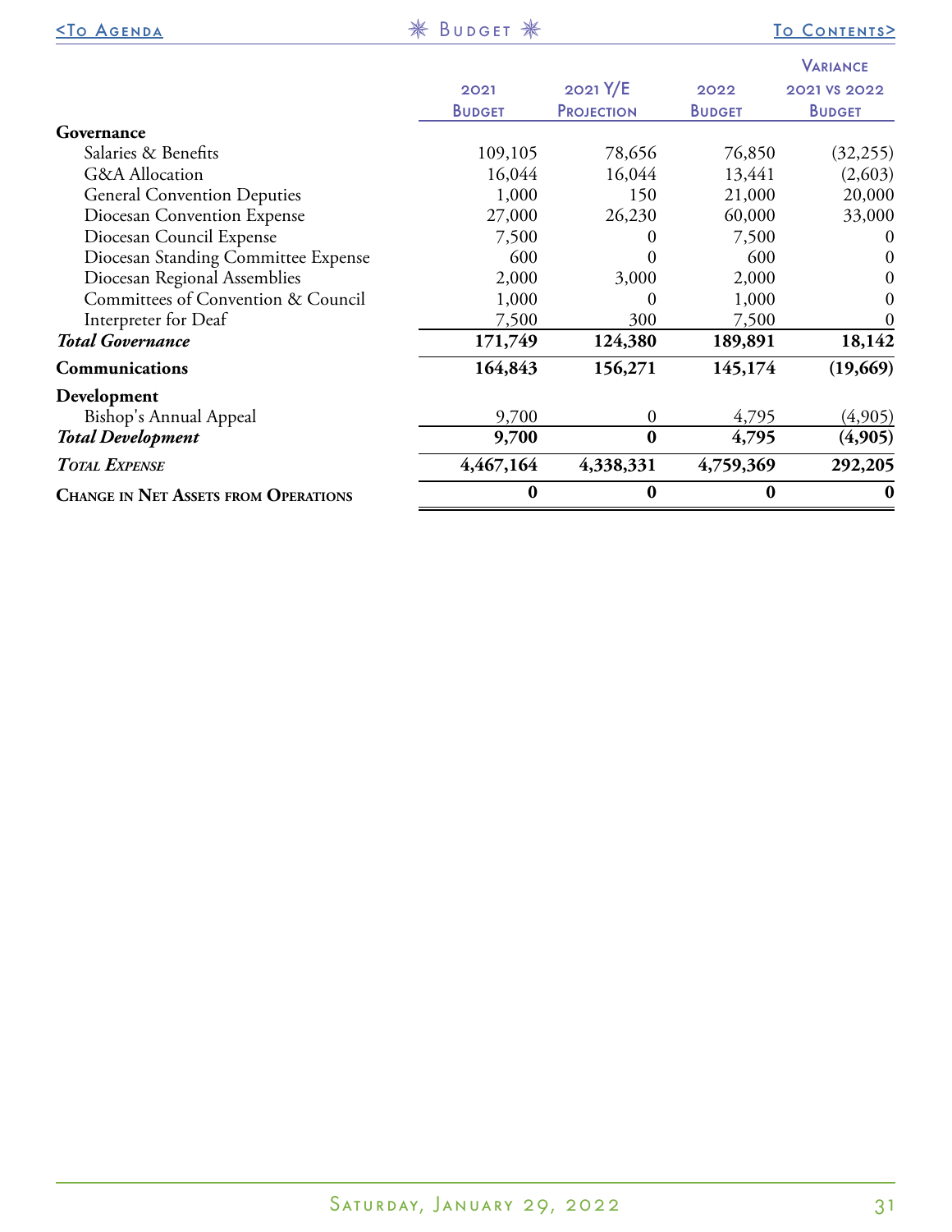| | 2021 Budget | 2021 Y/E Projection | 2022 Budget | Variance 2021 vs 2022 Budget |
|---|---|---|---|---|
| **Governance** | | | | |
| Salaries & Benefits | 109,105 | 78,656 | 76,850 | (32,255) |
| G&A Allocation | 16,044 | 16,044 | 13,441 | (2,603) |
| General Convention Deputies | 1,000 | 150 | 21,000 | 20,000 |
| Diocesan Convention Expense | 27,000 | 26,230 | 60,000 | 33,000 |
| Diocesan Council Expense | 7,500 | 0 | 7,500 | 0 |
| Diocesan Standing Committee Expense | 600 | 0 | 600 | 0 |
| Diocesan Regional Assemblies | 2,000 | 3,000 | 2,000 | 0 |
| Committees of Convention & Council | 1,000 | 0 | 1,000 | 0 |
| Interpreter for Deaf | 7,500 | 300 | 7,500 | 0 |
| ***Total Governance*** | **171,749** | **124,380** | **189,891** | **18,142** |
| **Communications** | **164,843** | **156,271** | **145,174** | **(19,669)** |
| **Development** | | | | |
| Bishop's Annual Appeal | 9,700 | 0 | 4,795 | (4,905) |
| ***Total Development*** | **9,700** | **0** | **4,795** | **(4,905)** |
| ***Total Expense*** | **4,467,164** | **4,338,331** | **4,759,369** | **292,205** |
| **Change in Net Assets from Operations** | **0** | **0** | **0** | **0** |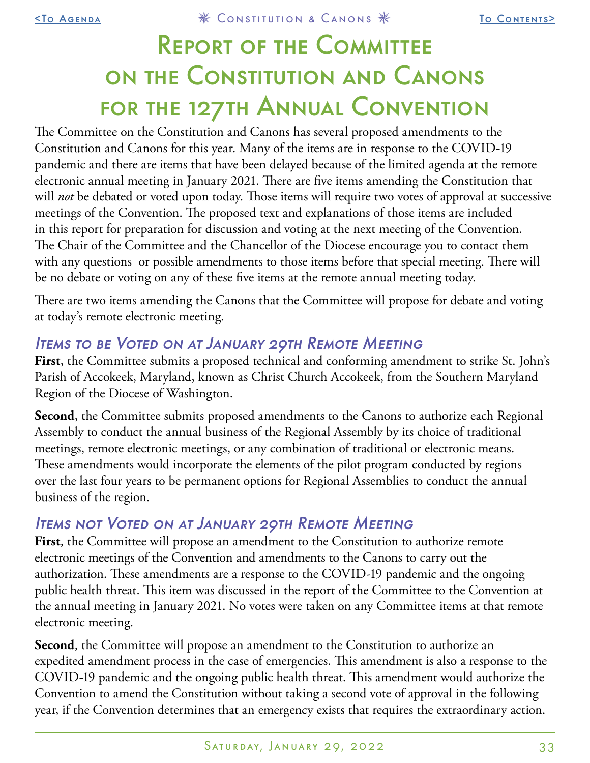# Report of the Committee on the Constitution and Canons for the 127th Annual Convention

The Committee on the Constitution and Canons has several proposed amendments to the Constitution and Canons for this year. Many of the items are in response to the COVID-19 pandemic and there are items that have been delayed because of the limited agenda at the remote electronic annual meeting in January 2021. There are five items amending the Constitution that will *not* be debated or voted upon today. Those items will require two votes of approval at successive meetings of the Convention. The proposed text and explanations of those items are included in this report for preparation for discussion and voting at the next meeting of the Convention. The Chair of the Committee and the Chancellor of the Diocese encourage you to contact them with any questions or possible amendments to those items before that special meeting. There will be no debate or voting on any of these five items at the remote annual meeting today.

There are two items amending the Canons that the Committee will propose for debate and voting at today's remote electronic meeting.

## *Items to be Voted on at January 29th Remote Meeting*

**First**, the Committee submits a proposed technical and conforming amendment to strike St. John's Parish of Accokeek, Maryland, known as Christ Church Accokeek, from the Southern Maryland Region of the Diocese of Washington.

**Second**, the Committee submits proposed amendments to the Canons to authorize each Regional Assembly to conduct the annual business of the Regional Assembly by its choice of traditional meetings, remote electronic meetings, or any combination of traditional or electronic means. These amendments would incorporate the elements of the pilot program conducted by regions over the last four years to be permanent options for Regional Assemblies to conduct the annual business of the region.

## *Items not Voted on at January 29th Remote Meeting*

**First**, the Committee will propose an amendment to the Constitution to authorize remote electronic meetings of the Convention and amendments to the Canons to carry out the authorization. These amendments are a response to the COVID-19 pandemic and the ongoing public health threat. This item was discussed in the report of the Committee to the Convention at the annual meeting in January 2021. No votes were taken on any Committee items at that remote electronic meeting.

**Second**, the Committee will propose an amendment to the Constitution to authorize an expedited amendment process in the case of emergencies. This amendment is also a response to the COVID-19 pandemic and the ongoing public health threat. This amendment would authorize the Convention to amend the Constitution without taking a second vote of approval in the following year, if the Convention determines that an emergency exists that requires the extraordinary action.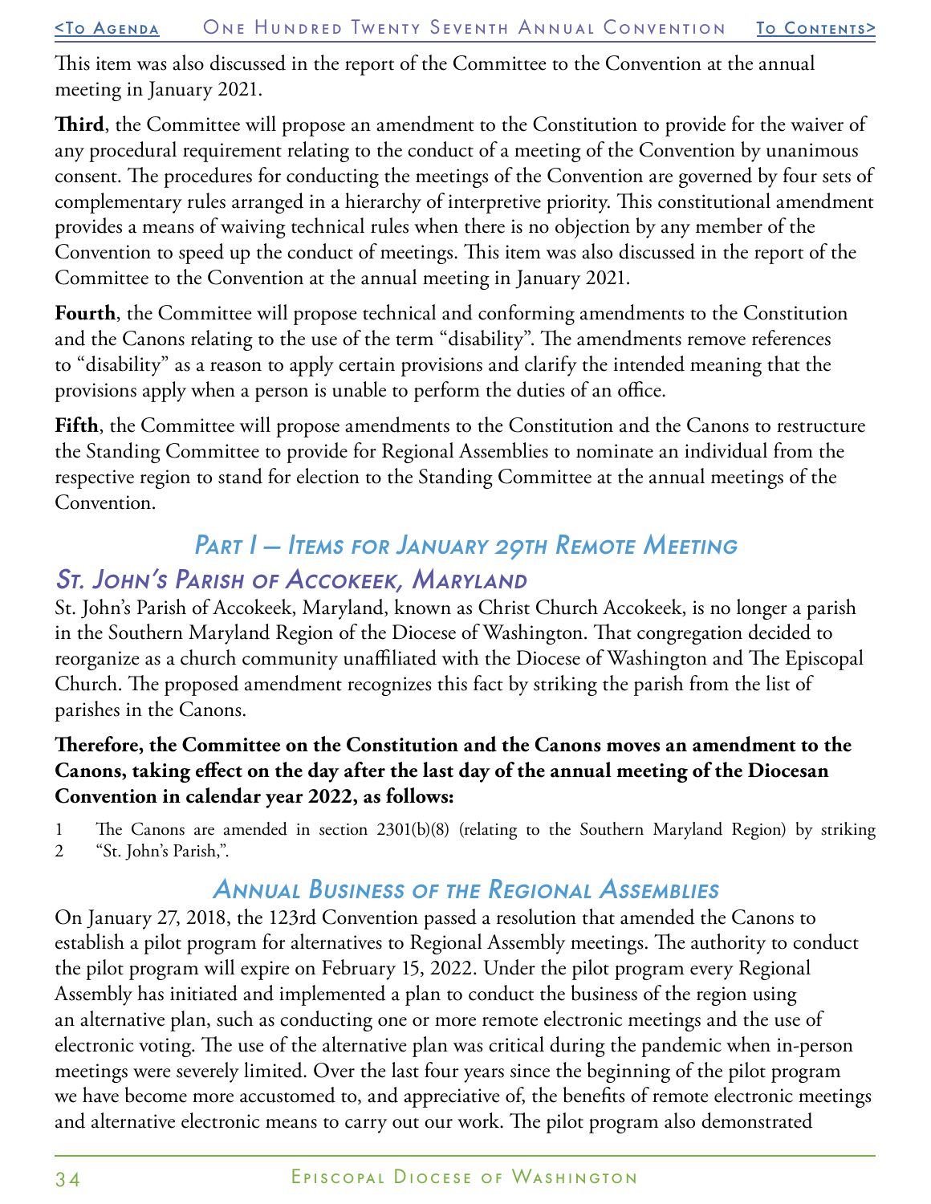This item was also discussed in the report of the Committee to the Convention at the annual meeting in January 2021.

**Third**, the Committee will propose an amendment to the Constitution to provide for the waiver of any procedural requirement relating to the conduct of a meeting of the Convention by unanimous consent. The procedures for conducting the meetings of the Convention are governed by four sets of complementary rules arranged in a hierarchy of interpretive priority. This constitutional amendment provides a means of waiving technical rules when there is no objection by any member of the Convention to speed up the conduct of meetings. This item was also discussed in the report of the Committee to the Convention at the annual meeting in January 2021.

**Fourth**, the Committee will propose technical and conforming amendments to the Constitution and the Canons relating to the use of the term "disability". The amendments remove references to "disability" as a reason to apply certain provisions and clarify the intended meaning that the provisions apply when a person is unable to perform the duties of an office.

**Fifth**, the Committee will propose amendments to the Constitution and the Canons to restructure the Standing Committee to provide for Regional Assemblies to nominate an individual from the respective region to stand for election to the Standing Committee at the annual meetings of the Convention.

## *Part I — Items for January 29th Remote Meeting*

### *St. John's Parish of Accokeek, Maryland*

St. John's Parish of Accokeek, Maryland, known as Christ Church Accokeek, is no longer a parish in the Southern Maryland Region of the Diocese of Washington. That congregation decided to reorganize as a church community unaffiliated with the Diocese of Washington and The Episcopal Church. The proposed amendment recognizes this fact by striking the parish from the list of parishes in the Canons.

**Therefore, the Committee on the Constitution and the Canons moves an amendment to the Canons, taking effect on the day after the last day of the annual meeting of the Diocesan Convention in calendar year 2022, as follows:**

1 The Canons are amended in section 2301(b)(8) (relating to the Southern Maryland Region) by striking
2 "St. John's Parish,".

### *Annual Business of the Regional Assemblies*

On January 27, 2018, the 123rd Convention passed a resolution that amended the Canons to establish a pilot program for alternatives to Regional Assembly meetings. The authority to conduct the pilot program will expire on February 15, 2022. Under the pilot program every Regional Assembly has initiated and implemented a plan to conduct the business of the region using an alternative plan, such as conducting one or more remote electronic meetings and the use of electronic voting. The use of the alternative plan was critical during the pandemic when in-person meetings were severely limited. Over the last four years since the beginning of the pilot program we have become more accustomed to, and appreciative of, the benefits of remote electronic meetings and alternative electronic means to carry out our work. The pilot program also demonstrated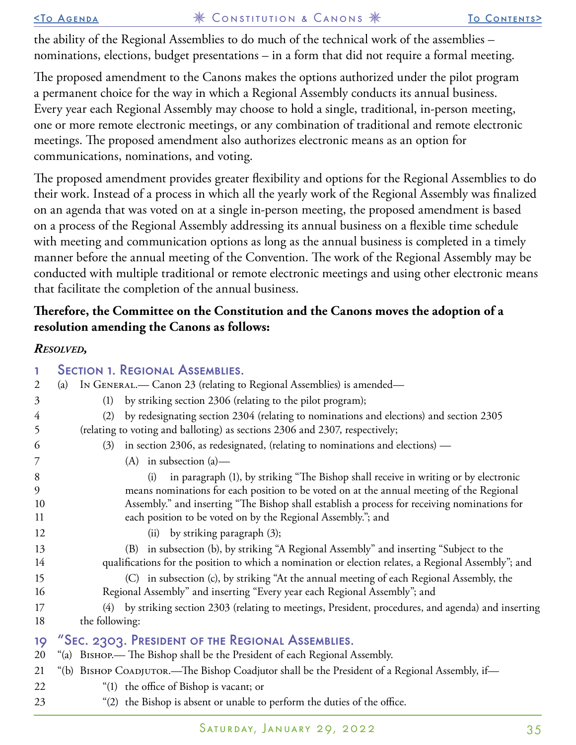the ability of the Regional Assemblies to do much of the technical work of the assemblies – nominations, elections, budget presentations – in a form that did not require a formal meeting.

The proposed amendment to the Canons makes the options authorized under the pilot program a permanent choice for the way in which a Regional Assembly conducts its annual business. Every year each Regional Assembly may choose to hold a single, traditional, in-person meeting, one or more remote electronic meetings, or any combination of traditional and remote electronic meetings. The proposed amendment also authorizes electronic means as an option for communications, nominations, and voting.

The proposed amendment provides greater flexibility and options for the Regional Assemblies to do their work. Instead of a process in which all the yearly work of the Regional Assembly was finalized on an agenda that was voted on at a single in-person meeting, the proposed amendment is based on a process of the Regional Assembly addressing its annual business on a flexible time schedule with meeting and communication options as long as the annual business is completed in a timely manner before the annual meeting of the Convention. The work of the Regional Assembly may be conducted with multiple traditional or remote electronic meetings and using other electronic means that facilitate the completion of the annual business.

**Therefore, the Committee on the Constitution and the Canons moves the adoption of a resolution amending the Canons as follows:**

***Resolved,***

1 ## Section 1. Regional Assemblies.

2 (a) In General.— Canon 23 (relating to Regional Assemblies) is amended—

3 (1) by striking section 2306 (relating to the pilot program);

4 (2) by redesignating section 2304 (relating to nominations and elections) and section 2305
5 (relating to voting and balloting) as sections 2306 and 2307, respectively;

6 (3) in section 2306, as redesignated, (relating to nominations and elections) —

7 (A) in subsection (a)—

8 (i) in paragraph (1), by striking "The Bishop shall receive in writing or by electronic
9 means nominations for each position to be voted on at the annual meeting of the Regional
10 Assembly." and inserting "The Bishop shall establish a process for receiving nominations for
11 each position to be voted on by the Regional Assembly."; and

12 (ii) by striking paragraph (3);

13 (B) in subsection (b), by striking "A Regional Assembly" and inserting "Subject to the
14 qualifications for the position to which a nomination or election relates, a Regional Assembly"; and

15 (C) in subsection (c), by striking "At the annual meeting of each Regional Assembly, the
16 Regional Assembly" and inserting "Every year each Regional Assembly"; and

17 (4) by striking section 2303 (relating to meetings, President, procedures, and agenda) and inserting
18 the following:

19 ## "Sec. 2303. President of the Regional Assemblies.

20 "(a) Bishop.— The Bishop shall be the President of each Regional Assembly.

21 "(b) Bishop Coadjutor.—The Bishop Coadjutor shall be the President of a Regional Assembly, if—

22 "(1) the office of Bishop is vacant; or

23 "(2) the Bishop is absent or unable to perform the duties of the office.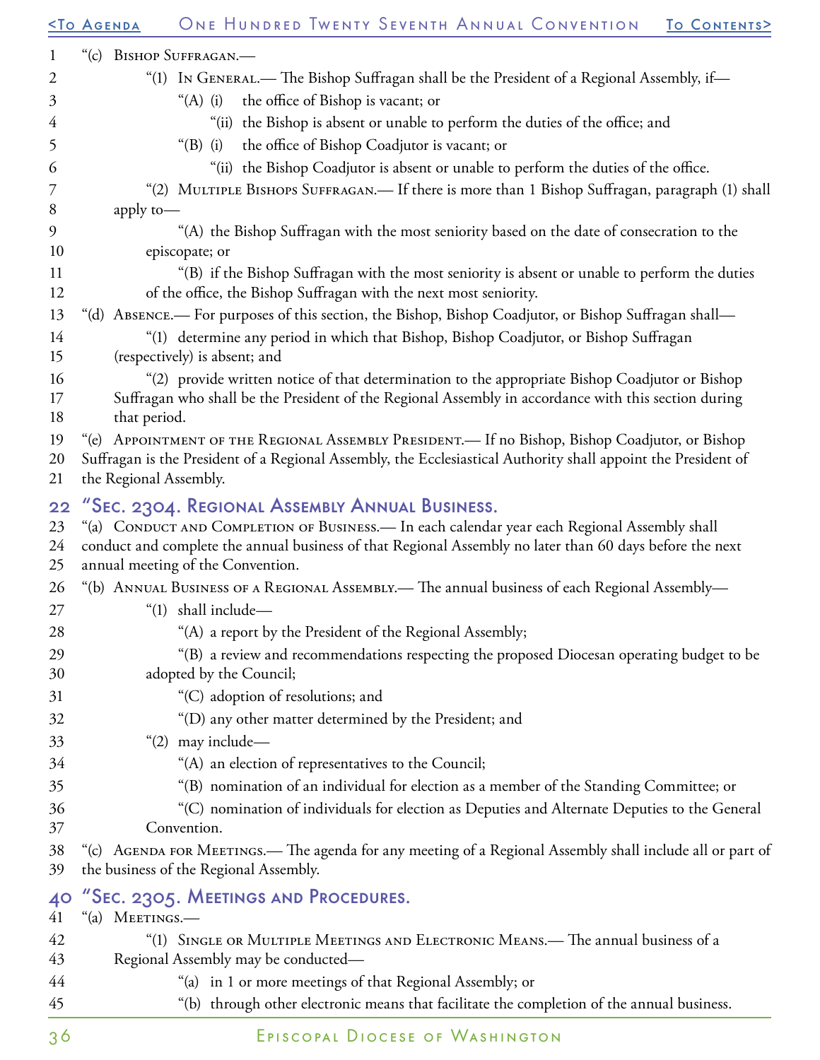"(c) Bishop Suffragan.—

"(1) In General.— The Bishop Suffragan shall be the President of a Regional Assembly, if—

"(A) (i) the office of Bishop is vacant; or

"(ii) the Bishop is absent or unable to perform the duties of the office; and

"(B) (i) the office of Bishop Coadjutor is vacant; or

"(ii) the Bishop Coadjutor is absent or unable to perform the duties of the office.

"(2) Multiple Bishops Suffragan.— If there is more than 1 Bishop Suffragan, paragraph (1) shall apply to—

"(A) the Bishop Suffragan with the most seniority based on the date of consecration to the episcopate; or

"(B) if the Bishop Suffragan with the most seniority is absent or unable to perform the duties of the office, the Bishop Suffragan with the next most seniority.

"(d) Absence.— For purposes of this section, the Bishop, Bishop Coadjutor, or Bishop Suffragan shall—

"(1) determine any period in which that Bishop, Bishop Coadjutor, or Bishop Suffragan (respectively) is absent; and

"(2) provide written notice of that determination to the appropriate Bishop Coadjutor or Bishop Suffragan who shall be the President of the Regional Assembly in accordance with this section during that period.

"(e) Appointment of the Regional Assembly President.— If no Bishop, Bishop Coadjutor, or Bishop Suffragan is the President of a Regional Assembly, the Ecclesiastical Authority shall appoint the President of the Regional Assembly.

## "Sec. 2304. Regional Assembly Annual Business.

"(a) Conduct and Completion of Business.— In each calendar year each Regional Assembly shall conduct and complete the annual business of that Regional Assembly no later than 60 days before the next annual meeting of the Convention.

"(b) Annual Business of a Regional Assembly.— The annual business of each Regional Assembly—

"(1) shall include—

"(A) a report by the President of the Regional Assembly;

"(B) a review and recommendations respecting the proposed Diocesan operating budget to be adopted by the Council;

"(C) adoption of resolutions; and

"(D) any other matter determined by the President; and

"(2) may include—

"(A) an election of representatives to the Council;

"(B) nomination of an individual for election as a member of the Standing Committee; or

"(C) nomination of individuals for election as Deputies and Alternate Deputies to the General Convention.

"(c) Agenda for Meetings.— The agenda for any meeting of a Regional Assembly shall include all or part of the business of the Regional Assembly.

## "Sec. 2305. Meetings and Procedures.

"(a) Meetings.—

"(1) Single or Multiple Meetings and Electronic Means.— The annual business of a Regional Assembly may be conducted—

"(a) in 1 or more meetings of that Regional Assembly; or

"(b) through other electronic means that facilitate the completion of the annual business.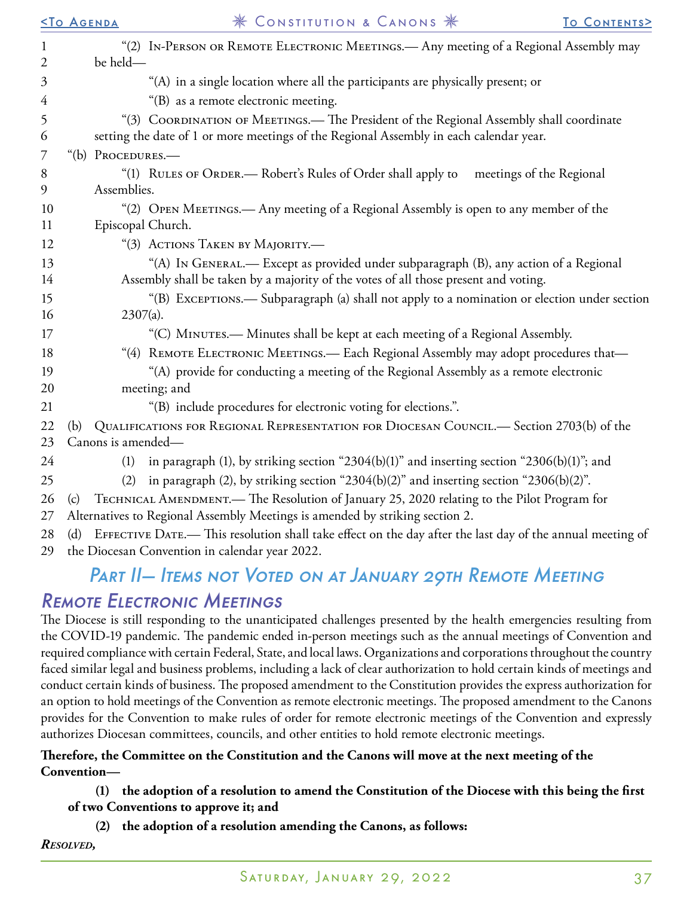"(2) In-Person or Remote Electronic Meetings.— Any meeting of a Regional Assembly may be held—

"(A) in a single location where all the participants are physically present; or

"(B) as a remote electronic meeting.

"(3) Coordination of Meetings.— The President of the Regional Assembly shall coordinate setting the date of 1 or more meetings of the Regional Assembly in each calendar year.

"(b) Procedures.—

"(1) Rules of Order.— Robert's Rules of Order shall apply to meetings of the Regional Assemblies.

"(2) Open Meetings.— Any meeting of a Regional Assembly is open to any member of the Episcopal Church.

"(3) Actions Taken by Majority.—

"(A) In General.— Except as provided under subparagraph (B), any action of a Regional Assembly shall be taken by a majority of the votes of all those present and voting.

"(B) Exceptions.— Subparagraph (a) shall not apply to a nomination or election under section 2307(a).

"(C) Minutes.— Minutes shall be kept at each meeting of a Regional Assembly.

"(4) Remote Electronic Meetings.— Each Regional Assembly may adopt procedures that—

"(A) provide for conducting a meeting of the Regional Assembly as a remote electronic meeting; and

"(B) include procedures for electronic voting for elections.".

(b) Qualifications for Regional Representation for Diocesan Council.— Section 2703(b) of the Canons is amended—

(1) in paragraph (1), by striking section "2304(b)(1)" and inserting section "2306(b)(1)"; and

(2) in paragraph (2), by striking section "2304(b)(2)" and inserting section "2306(b)(2)".

(c) Technical Amendment.— The Resolution of January 25, 2020 relating to the Pilot Program for Alternatives to Regional Assembly Meetings is amended by striking section 2.

(d) Effective Date.— This resolution shall take effect on the day after the last day of the annual meeting of the Diocesan Convention in calendar year 2022.

# *Part II— Items not Voted on at January 29th Remote Meeting*

## *Remote Electronic Meetings*

The Diocese is still responding to the unanticipated challenges presented by the health emergencies resulting from the COVID-19 pandemic. The pandemic ended in-person meetings such as the annual meetings of Convention and required compliance with certain Federal, State, and local laws. Organizations and corporations throughout the country faced similar legal and business problems, including a lack of clear authorization to hold certain kinds of meetings and conduct certain kinds of business. The proposed amendment to the Constitution provides the express authorization for an option to hold meetings of the Convention as remote electronic meetings. The proposed amendment to the Canons provides for the Convention to make rules of order for remote electronic meetings of the Convention and expressly authorizes Diocesan committees, councils, and other entities to hold remote electronic meetings.

**Therefore, the Committee on the Constitution and the Canons will move at the next meeting of the Convention—**

**(1) the adoption of a resolution to amend the Constitution of the Diocese with this being the first of two Conventions to approve it; and**

**(2) the adoption of a resolution amending the Canons, as follows:**

***Resolved,***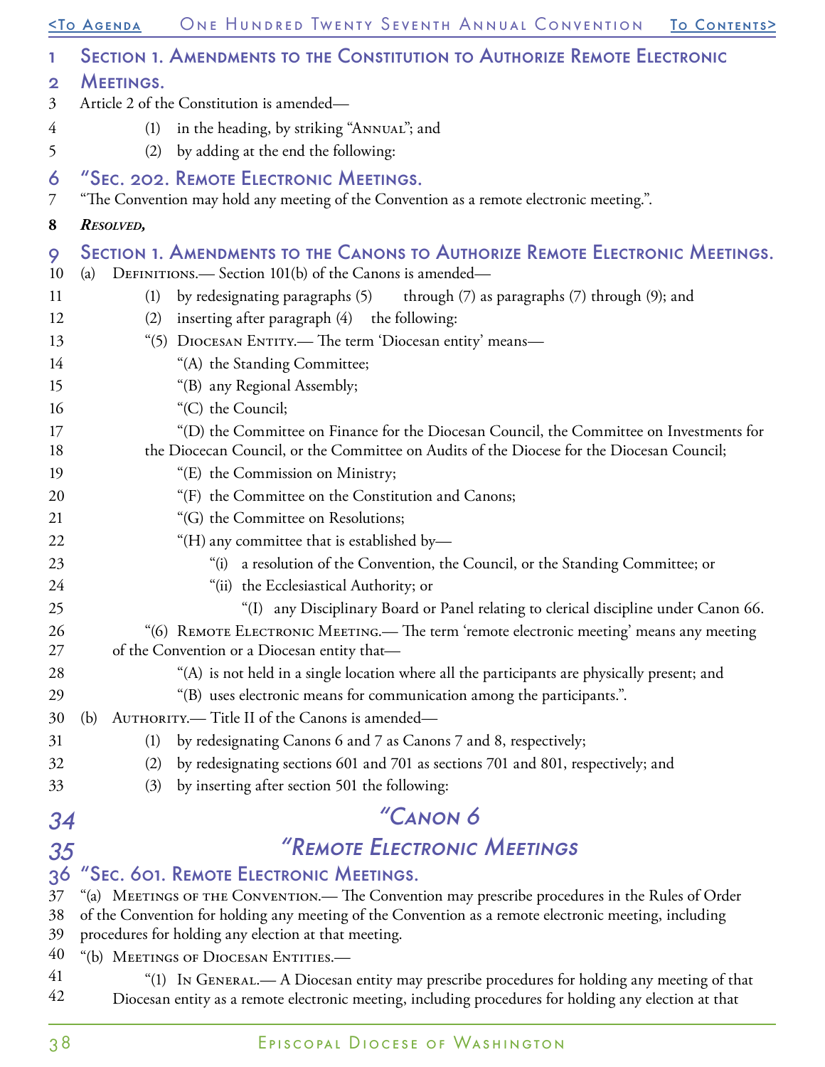## Section 1. Amendments to the Constitution to Authorize Remote Electronic Meetings.

Article 2 of the Constitution is amended—

(1) in the heading, by striking "Annual"; and

(2) by adding at the end the following:

## "Sec. 202. Remote Electronic Meetings.

"The Convention may hold any meeting of the Convention as a remote electronic meeting.".

***Resolved,***

## Section 1. Amendments to the Canons to Authorize Remote Electronic Meetings.

(a) Definitions.— Section 101(b) of the Canons is amended—

(1) by redesignating paragraphs (5) through (7) as paragraphs (7) through (9); and

(2) inserting after paragraph (4) the following:

"(5) Diocesan Entity.— The term 'Diocesan entity' means—

"(A) the Standing Committee;

"(B) any Regional Assembly;

"(C) the Council;

"(D) the Committee on Finance for the Diocesan Council, the Committee on Investments for the Diocecan Council, or the Committee on Audits of the Diocese for the Diocesan Council;

"(E) the Commission on Ministry;

"(F) the Committee on the Constitution and Canons;

"(G) the Committee on Resolutions;

"(H) any committee that is established by—

"(i) a resolution of the Convention, the Council, or the Standing Committee; or

"(ii) the Ecclesiastical Authority; or

"(I) any Disciplinary Board or Panel relating to clerical discipline under Canon 66.

"(6) Remote Electronic Meeting.— The term 'remote electronic meeting' means any meeting of the Convention or a Diocesan entity that—

"(A) is not held in a single location where all the participants are physically present; and

"(B) uses electronic means for communication among the participants.".

(b) Authority.— Title II of the Canons is amended—

(1) by redesignating Canons 6 and 7 as Canons 7 and 8, respectively;

(2) by redesignating sections 601 and 701 as sections 701 and 801, respectively; and

(3) by inserting after section 501 the following:

## *"Canon 6*

## *"Remote Electronic Meetings*

## "Sec. 601. Remote Electronic Meetings.

"(a) Meetings of the Convention.— The Convention may prescribe procedures in the Rules of Order of the Convention for holding any meeting of the Convention as a remote electronic meeting, including procedures for holding any election at that meeting.

"(b) Meetings of Diocesan Entities.—

"(1) In General.— A Diocesan entity may prescribe procedures for holding any meeting of that Diocesan entity as a remote electronic meeting, including procedures for holding any election at that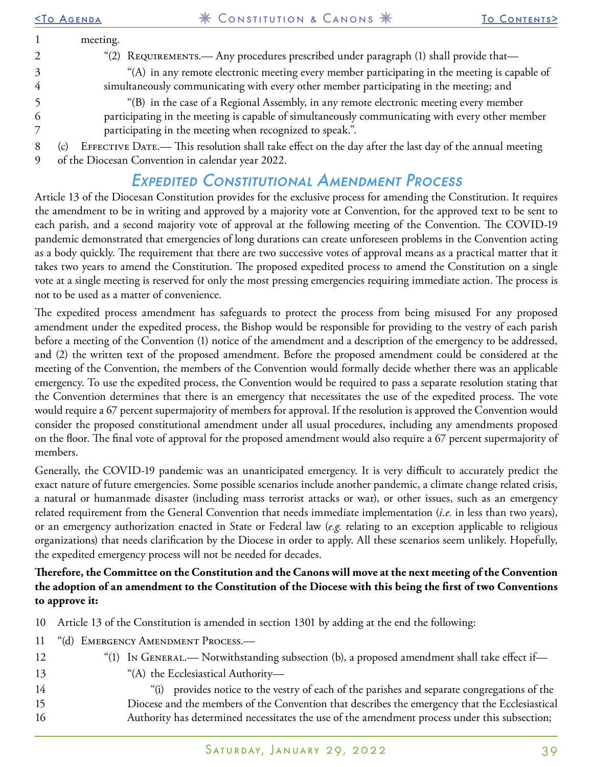meeting.

"(2) Requirements.— Any procedures prescribed under paragraph (1) shall provide that—

"(A) in any remote electronic meeting every member participating in the meeting is capable of simultaneously communicating with every other member participating in the meeting; and

"(B) in the case of a Regional Assembly, in any remote electronic meeting every member participating in the meeting is capable of simultaneously communicating with every other member participating in the meeting when recognized to speak.".

(c) Effective Date.— This resolution shall take effect on the day after the last day of the annual meeting of the Diocesan Convention in calendar year 2022.

## *Expedited Constitutional Amendment Process*

Article 13 of the Diocesan Constitution provides for the exclusive process for amending the Constitution. It requires the amendment to be in writing and approved by a majority vote at Convention, for the approved text to be sent to each parish, and a second majority vote of approval at the following meeting of the Convention. The COVID-19 pandemic demonstrated that emergencies of long durations can create unforeseen problems in the Convention acting as a body quickly. The requirement that there are two successive votes of approval means as a practical matter that it takes two years to amend the Constitution. The proposed expedited process to amend the Constitution on a single vote at a single meeting is reserved for only the most pressing emergencies requiring immediate action. The process is not to be used as a matter of convenience.

The expedited process amendment has safeguards to protect the process from being misused For any proposed amendment under the expedited process, the Bishop would be responsible for providing to the vestry of each parish before a meeting of the Convention (1) notice of the amendment and a description of the emergency to be addressed, and (2) the written text of the proposed amendment. Before the proposed amendment could be considered at the meeting of the Convention, the members of the Convention would formally decide whether there was an applicable emergency. To use the expedited process, the Convention would be required to pass a separate resolution stating that the Convention determines that there is an emergency that necessitates the use of the expedited process. The vote would require a 67 percent supermajority of members for approval. If the resolution is approved the Convention would consider the proposed constitutional amendment under all usual procedures, including any amendments proposed on the floor. The final vote of approval for the proposed amendment would also require a 67 percent supermajority of members.

Generally, the COVID-19 pandemic was an unanticipated emergency. It is very difficult to accurately predict the exact nature of future emergencies. Some possible scenarios include another pandemic, a climate change related crisis, a natural or humanmade disaster (including mass terrorist attacks or war), or other issues, such as an emergency related requirement from the General Convention that needs immediate implementation (*i.e.* in less than two years), or an emergency authorization enacted in State or Federal law (*e.g.* relating to an exception applicable to religious organizations) that needs clarification by the Diocese in order to apply. All these scenarios seem unlikely. Hopefully, the expedited emergency process will not be needed for decades.

**Therefore, the Committee on the Constitution and the Canons will move at the next meeting of the Convention the adoption of an amendment to the Constitution of the Diocese with this being the first of two Conventions to approve it:**

Article 13 of the Constitution is amended in section 1301 by adding at the end the following:

"(d) Emergency Amendment Process.—

"(1) In General.— Notwithstanding subsection (b), a proposed amendment shall take effect if—

"(A) the Ecclesiastical Authority—

"(i) provides notice to the vestry of each of the parishes and separate congregations of the Diocese and the members of the Convention that describes the emergency that the Ecclesiastical Authority has determined necessitates the use of the amendment process under this subsection;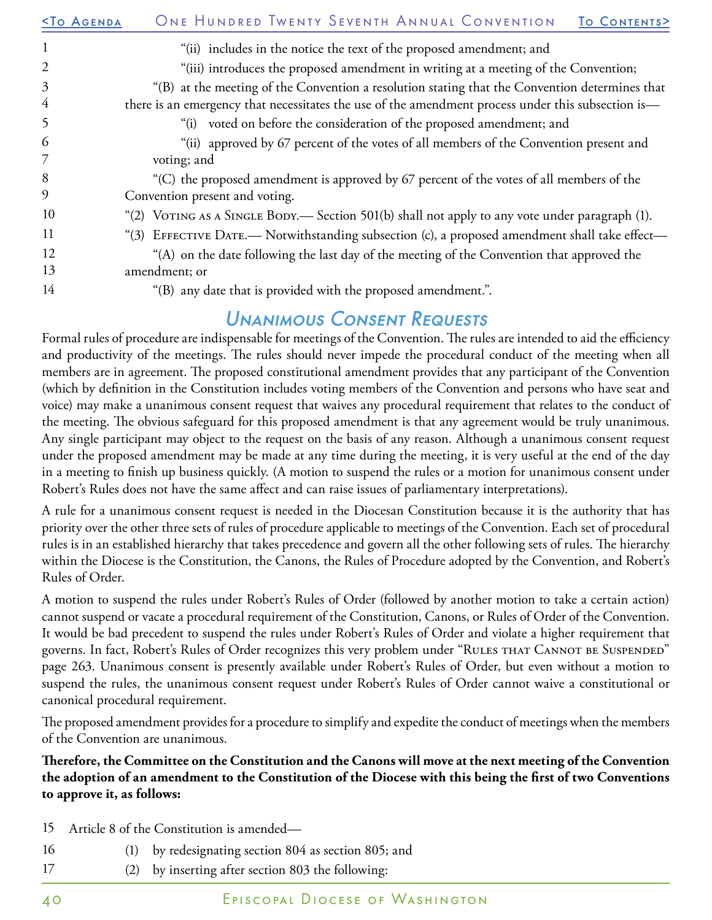"(ii) includes in the notice the text of the proposed amendment; and

"(iii) introduces the proposed amendment in writing at a meeting of the Convention;

"(B) at the meeting of the Convention a resolution stating that the Convention determines that there is an emergency that necessitates the use of the amendment process under this subsection is—

"(i) voted on before the consideration of the proposed amendment; and

"(ii) approved by 67 percent of the votes of all members of the Convention present and voting; and

"(C) the proposed amendment is approved by 67 percent of the votes of all members of the Convention present and voting.

"(2) Voting as a Single Body.— Section 501(b) shall not apply to any vote under paragraph (1).

"(3) Effective Date.— Notwithstanding subsection (c), a proposed amendment shall take effect—

"(A) on the date following the last day of the meeting of the Convention that approved the amendment; or

"(B) any date that is provided with the proposed amendment.".

## *Unanimous Consent Requests*

Formal rules of procedure are indispensable for meetings of the Convention. The rules are intended to aid the efficiency and productivity of the meetings. The rules should never impede the procedural conduct of the meeting when all members are in agreement. The proposed constitutional amendment provides that any participant of the Convention (which by definition in the Constitution includes voting members of the Convention and persons who have seat and voice) may make a unanimous consent request that waives any procedural requirement that relates to the conduct of the meeting. The obvious safeguard for this proposed amendment is that any agreement would be truly unanimous. Any single participant may object to the request on the basis of any reason. Although a unanimous consent request under the proposed amendment may be made at any time during the meeting, it is very useful at the end of the day in a meeting to finish up business quickly. (A motion to suspend the rules or a motion for unanimous consent under Robert's Rules does not have the same affect and can raise issues of parliamentary interpretations).

A rule for a unanimous consent request is needed in the Diocesan Constitution because it is the authority that has priority over the other three sets of rules of procedure applicable to meetings of the Convention. Each set of procedural rules is in an established hierarchy that takes precedence and govern all the other following sets of rules. The hierarchy within the Diocese is the Constitution, the Canons, the Rules of Procedure adopted by the Convention, and Robert's Rules of Order.

A motion to suspend the rules under Robert's Rules of Order (followed by another motion to take a certain action) cannot suspend or vacate a procedural requirement of the Constitution, Canons, or Rules of Order of the Convention. It would be bad precedent to suspend the rules under Robert's Rules of Order and violate a higher requirement that governs. In fact, Robert's Rules of Order recognizes this very problem under "Rules that Cannot be Suspended" page 263. Unanimous consent is presently available under Robert's Rules of Order, but even without a motion to suspend the rules, the unanimous consent request under Robert's Rules of Order cannot waive a constitutional or canonical procedural requirement.

The proposed amendment provides for a procedure to simplify and expedite the conduct of meetings when the members of the Convention are unanimous.

**Therefore, the Committee on the Constitution and the Canons will move at the next meeting of the Convention the adoption of an amendment to the Constitution of the Diocese with this being the first of two Conventions to approve it, as follows:**

Article 8 of the Constitution is amended—

(1) by redesignating section 804 as section 805; and

(2) by inserting after section 803 the following: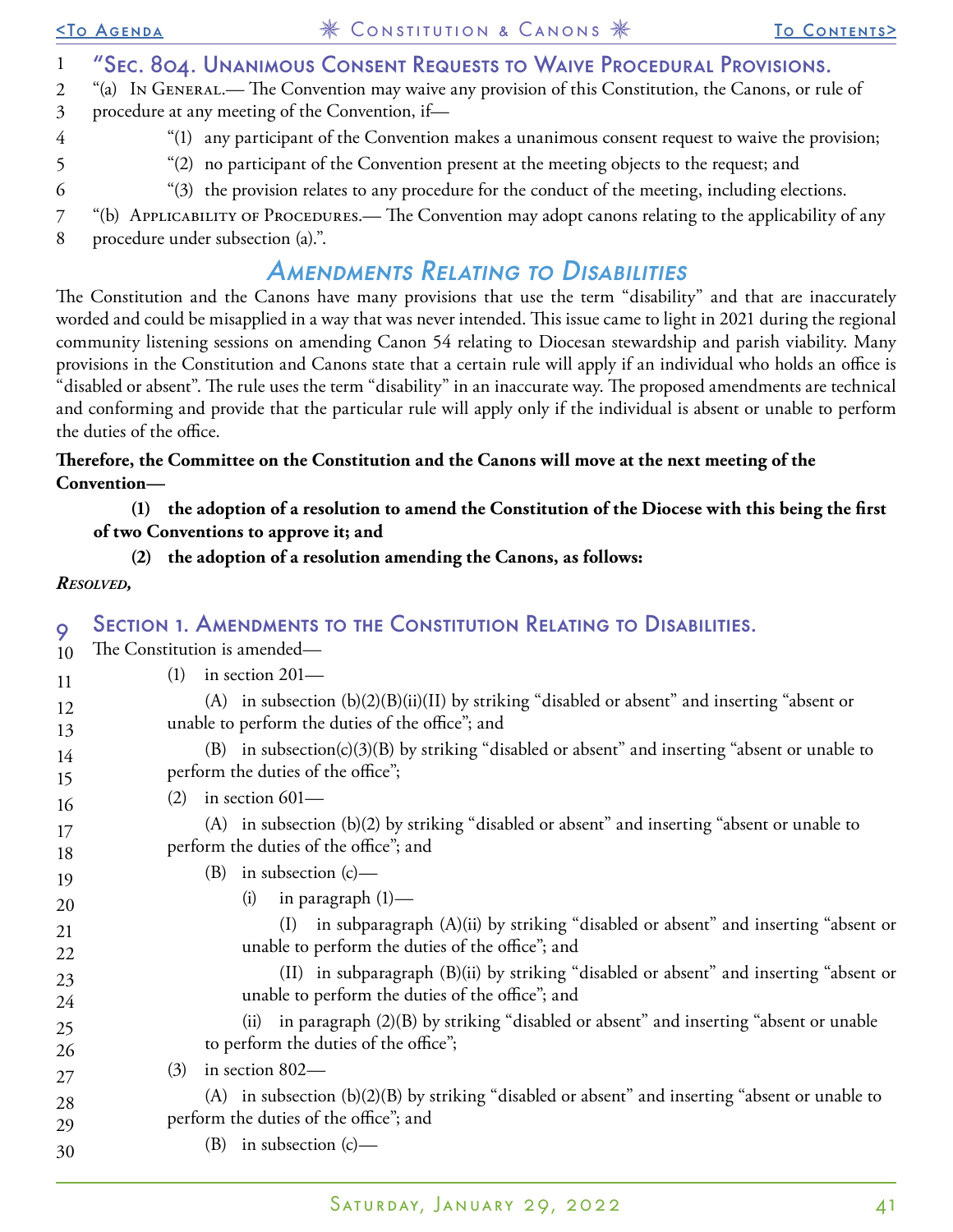### "Sec. 804. Unanimous Consent Requests to Waive Procedural Provisions.

"(a) In General.— The Convention may waive any provision of this Constitution, the Canons, or rule of procedure at any meeting of the Convention, if—

"(1) any participant of the Convention makes a unanimous consent request to waive the provision;

"(2) no participant of the Convention present at the meeting objects to the request; and

"(3) the provision relates to any procedure for the conduct of the meeting, including elections.

"(b) Applicability of Procedures.— The Convention may adopt canons relating to the applicability of any procedure under subsection (a).".

## *Amendments Relating to Disabilities*

The Constitution and the Canons have many provisions that use the term "disability" and that are inaccurately worded and could be misapplied in a way that was never intended. This issue came to light in 2021 during the regional community listening sessions on amending Canon 54 relating to Diocesan stewardship and parish viability. Many provisions in the Constitution and Canons state that a certain rule will apply if an individual who holds an office is "disabled or absent". The rule uses the term "disability" in an inaccurate way. The proposed amendments are technical and conforming and provide that the particular rule will apply only if the individual is absent or unable to perform the duties of the office.

**Therefore, the Committee on the Constitution and the Canons will move at the next meeting of the Convention—**

**(1) the adoption of a resolution to amend the Constitution of the Diocese with this being the first of two Conventions to approve it; and**

**(2) the adoption of a resolution amending the Canons, as follows:**

***Resolved,***

### Section 1. Amendments to the Constitution Relating to Disabilities.

The Constitution is amended—

(1) in section 201—

(A) in subsection (b)(2)(B)(ii)(II) by striking "disabled or absent" and inserting "absent or unable to perform the duties of the office"; and

(B) in subsection(c)(3)(B) by striking "disabled or absent" and inserting "absent or unable to perform the duties of the office";

(2) in section 601—

(A) in subsection (b)(2) by striking "disabled or absent" and inserting "absent or unable to perform the duties of the office"; and

(B) in subsection (c)—

(i) in paragraph (1)—

(I) in subparagraph (A)(ii) by striking "disabled or absent" and inserting "absent or unable to perform the duties of the office"; and

(II) in subparagraph (B)(ii) by striking "disabled or absent" and inserting "absent or unable to perform the duties of the office"; and

(ii) in paragraph (2)(B) by striking "disabled or absent" and inserting "absent or unable to perform the duties of the office";

(3) in section 802—

(A) in subsection (b)(2)(B) by striking "disabled or absent" and inserting "absent or unable to perform the duties of the office"; and

(B) in subsection (c)—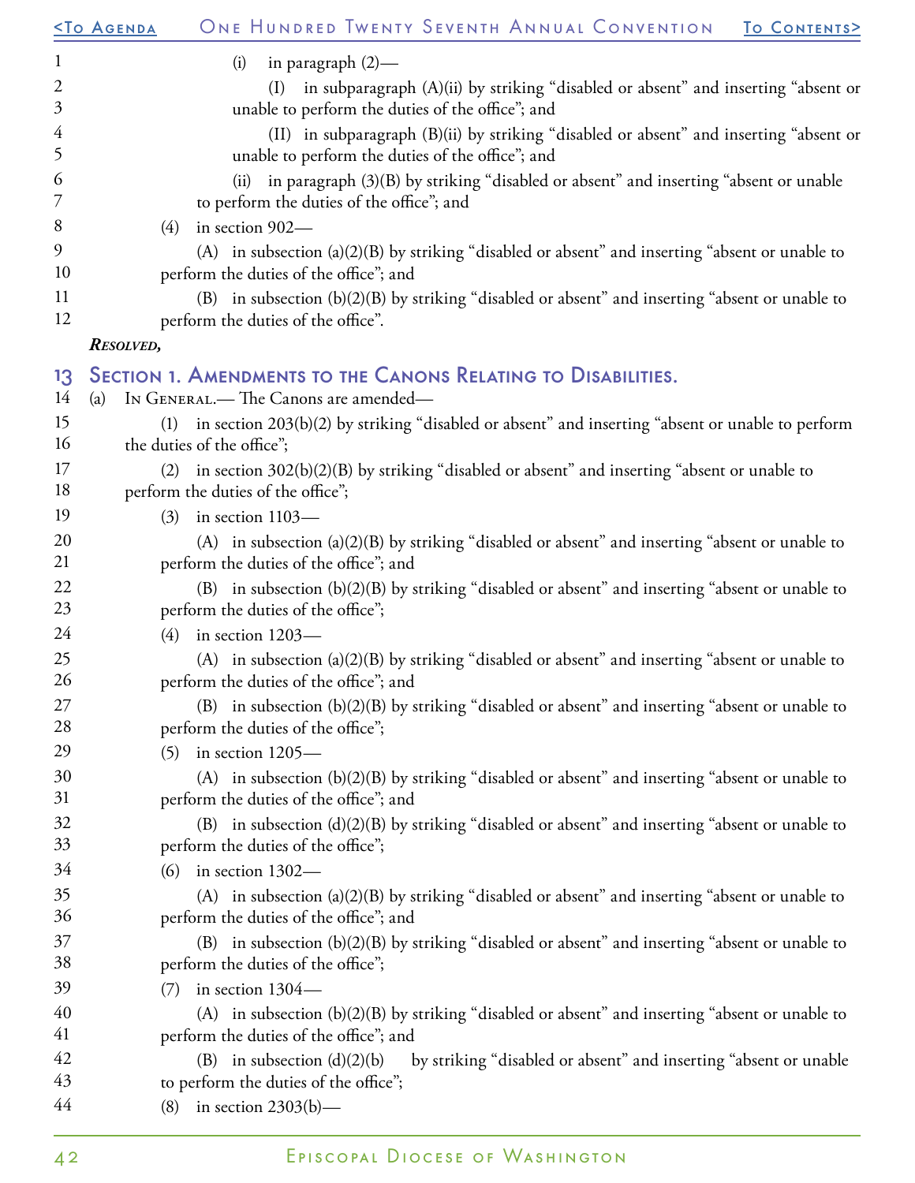(i) in paragraph (2)—

(I) in subparagraph (A)(ii) by striking “disabled or absent” and inserting “absent or unable to perform the duties of the office”; and

(II) in subparagraph (B)(ii) by striking “disabled or absent” and inserting “absent or unable to perform the duties of the office”; and

(ii) in paragraph (3)(B) by striking “disabled or absent” and inserting “absent or unable to perform the duties of the office”; and

(4) in section 902—

(A) in subsection (a)(2)(B) by striking “disabled or absent” and inserting “absent or unable to perform the duties of the office”; and

(B) in subsection (b)(2)(B) by striking “disabled or absent” and inserting “absent or unable to perform the duties of the office”.

***Resolved,***

## Section 1. Amendments to the Canons Relating to Disabilities.

(a) In General.— The Canons are amended—

(1) in section 203(b)(2) by striking “disabled or absent” and inserting “absent or unable to perform the duties of the office”;

(2) in section 302(b)(2)(B) by striking “disabled or absent” and inserting “absent or unable to perform the duties of the office”;

(3) in section 1103—

(A) in subsection (a)(2)(B) by striking “disabled or absent” and inserting “absent or unable to perform the duties of the office”; and

(B) in subsection (b)(2)(B) by striking “disabled or absent” and inserting “absent or unable to perform the duties of the office”;

(4) in section 1203—

(A) in subsection (a)(2)(B) by striking “disabled or absent” and inserting “absent or unable to perform the duties of the office”; and

(B) in subsection (b)(2)(B) by striking “disabled or absent” and inserting “absent or unable to perform the duties of the office”;

(5) in section 1205—

(A) in subsection (b)(2)(B) by striking “disabled or absent” and inserting “absent or unable to perform the duties of the office”; and

(B) in subsection (d)(2)(B) by striking “disabled or absent” and inserting “absent or unable to perform the duties of the office”;

(6) in section 1302—

(A) in subsection (a)(2)(B) by striking “disabled or absent” and inserting “absent or unable to perform the duties of the office”; and

(B) in subsection (b)(2)(B) by striking “disabled or absent” and inserting “absent or unable to perform the duties of the office”;

(7) in section 1304—

(A) in subsection (b)(2)(B) by striking “disabled or absent” and inserting “absent or unable to perform the duties of the office”; and

(B) in subsection (d)(2)(b) by striking “disabled or absent” and inserting “absent or unable to perform the duties of the office”;

(8) in section 2303(b)—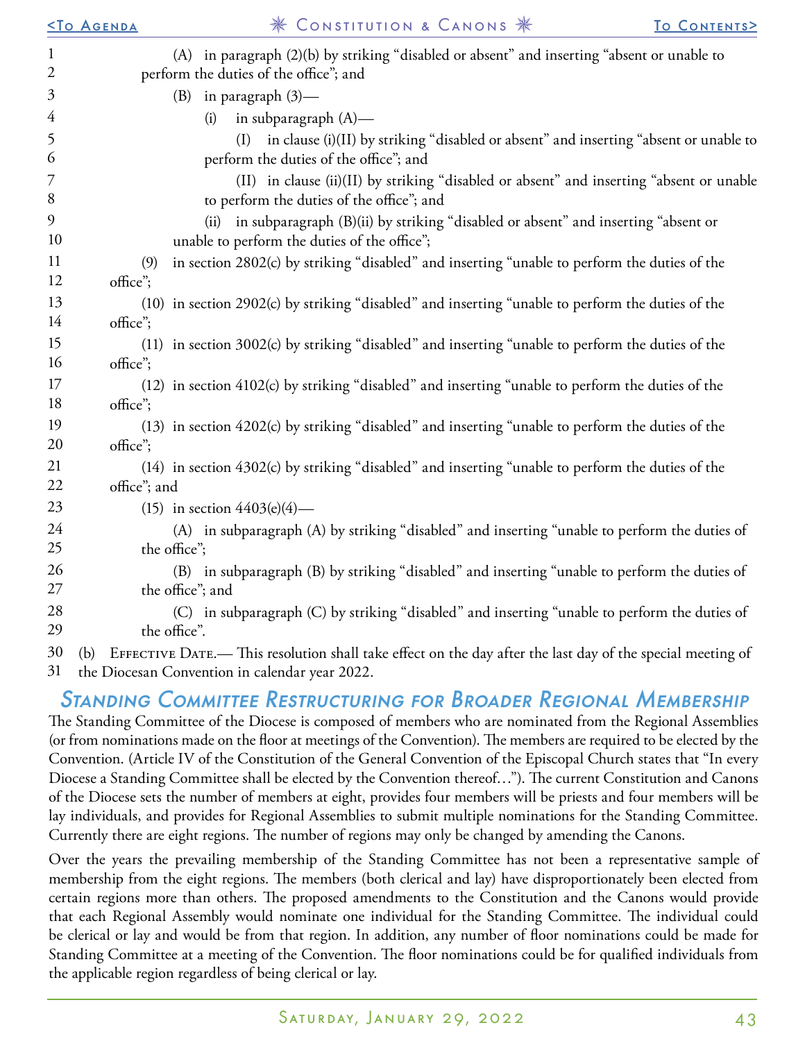(A) in paragraph (2)(b) by striking “disabled or absent” and inserting “absent or unable to perform the duties of the office”; and

(B) in paragraph (3)—

(i) in subparagraph (A)—

(I) in clause (i)(II) by striking “disabled or absent” and inserting “absent or unable to perform the duties of the office”; and

(II) in clause (ii)(II) by striking “disabled or absent” and inserting “absent or unable to perform the duties of the office”; and

(ii) in subparagraph (B)(ii) by striking “disabled or absent” and inserting “absent or unable to perform the duties of the office”;

(9) in section 2802(c) by striking “disabled” and inserting “unable to perform the duties of the office”;

(10) in section 2902(c) by striking “disabled” and inserting “unable to perform the duties of the office”;

(11) in section 3002(c) by striking “disabled” and inserting “unable to perform the duties of the office”;

(12) in section 4102(c) by striking “disabled” and inserting “unable to perform the duties of the office”;

(13) in section 4202(c) by striking “disabled” and inserting “unable to perform the duties of the office”;

(14) in section 4302(c) by striking “disabled” and inserting “unable to perform the duties of the office”; and

(15) in section 4403(e)(4)—

(A) in subparagraph (A) by striking “disabled” and inserting “unable to perform the duties of the office”;

(B) in subparagraph (B) by striking “disabled” and inserting “unable to perform the duties of the office”; and

(C) in subparagraph (C) by striking “disabled” and inserting “unable to perform the duties of the office”.

(b) Effective Date.— This resolution shall take effect on the day after the last day of the special meeting of the Diocesan Convention in calendar year 2022.

## *Standing Committee Restructuring for Broader Regional Membership*

The Standing Committee of the Diocese is composed of members who are nominated from the Regional Assemblies (or from nominations made on the floor at meetings of the Convention). The members are required to be elected by the Convention. (Article IV of the Constitution of the General Convention of the Episcopal Church states that “In every Diocese a Standing Committee shall be elected by the Convention thereof…”). The current Constitution and Canons of the Diocese sets the number of members at eight, provides four members will be priests and four members will be lay individuals, and provides for Regional Assemblies to submit multiple nominations for the Standing Committee. Currently there are eight regions. The number of regions may only be changed by amending the Canons.

Over the years the prevailing membership of the Standing Committee has not been a representative sample of membership from the eight regions. The members (both clerical and lay) have disproportionately been elected from certain regions more than others. The proposed amendments to the Constitution and the Canons would provide that each Regional Assembly would nominate one individual for the Standing Committee. The individual could be clerical or lay and would be from that region. In addition, any number of floor nominations could be made for Standing Committee at a meeting of the Convention. The floor nominations could be for qualified individuals from the applicable region regardless of being clerical or lay.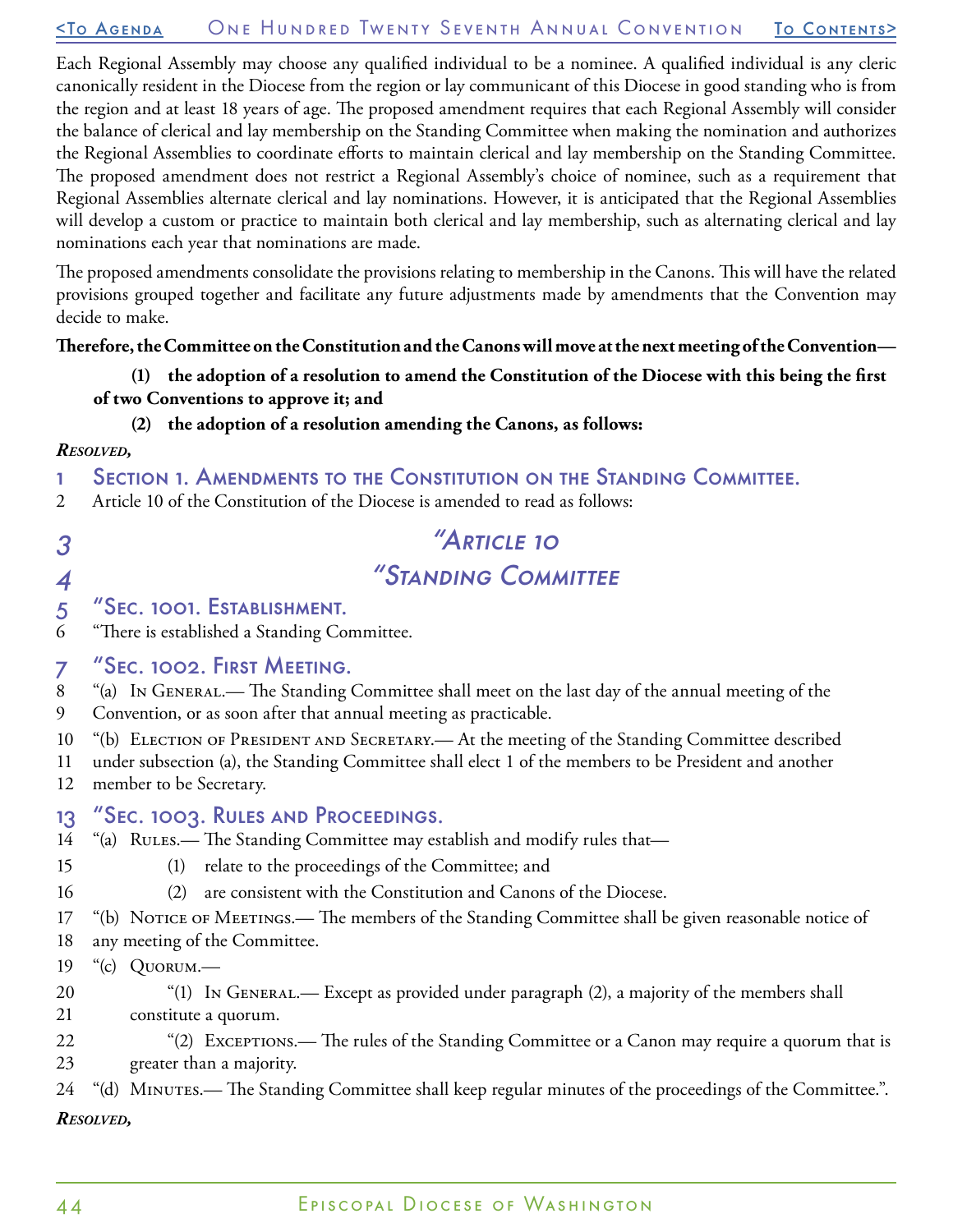Each Regional Assembly may choose any qualified individual to be a nominee. A qualified individual is any cleric canonically resident in the Diocese from the region or lay communicant of this Diocese in good standing who is from the region and at least 18 years of age. The proposed amendment requires that each Regional Assembly will consider the balance of clerical and lay membership on the Standing Committee when making the nomination and authorizes the Regional Assemblies to coordinate efforts to maintain clerical and lay membership on the Standing Committee. The proposed amendment does not restrict a Regional Assembly's choice of nominee, such as a requirement that Regional Assemblies alternate clerical and lay nominations. However, it is anticipated that the Regional Assemblies will develop a custom or practice to maintain both clerical and lay membership, such as alternating clerical and lay nominations each year that nominations are made.

The proposed amendments consolidate the provisions relating to membership in the Canons. This will have the related provisions grouped together and facilitate any future adjustments made by amendments that the Convention may decide to make.

**Therefore, the Committee on the Constitution and the Canons will move at the next meeting of the Convention—**

**(1) the adoption of a resolution to amend the Constitution of the Diocese with this being the first of two Conventions to approve it; and**

**(2) the adoption of a resolution amending the Canons, as follows:**

***Resolved,***

1 **Section 1. Amendments to the Constitution on the Standing Committee.**

2 Article 10 of the Constitution of the Diocese is amended to read as follows:

3 *"Article 10*

4 *"Standing Committee*

5 **"Sec. 1001. Establishment.**

6 "There is established a Standing Committee.

7 **"Sec. 1002. First Meeting.**

8 "(a) In General.— The Standing Committee shall meet on the last day of the annual meeting of the
9 Convention, or as soon after that annual meeting as practicable.

10 "(b) Election of President and Secretary.— At the meeting of the Standing Committee described
11 under subsection (a), the Standing Committee shall elect 1 of the members to be President and another
12 member to be Secretary.

13 **"Sec. 1003. Rules and Proceedings.**

14 "(a) Rules.— The Standing Committee may establish and modify rules that—

15 (1) relate to the proceedings of the Committee; and

16 (2) are consistent with the Constitution and Canons of the Diocese.

17 "(b) Notice of Meetings.— The members of the Standing Committee shall be given reasonable notice of
18 any meeting of the Committee.

19 "(c) Quorum.—

20 "(1) In General.— Except as provided under paragraph (2), a majority of the members shall
21 constitute a quorum.

22 "(2) Exceptions.— The rules of the Standing Committee or a Canon may require a quorum that is
23 greater than a majority.

24 "(d) Minutes.— The Standing Committee shall keep regular minutes of the proceedings of the Committee.".

***Resolved,***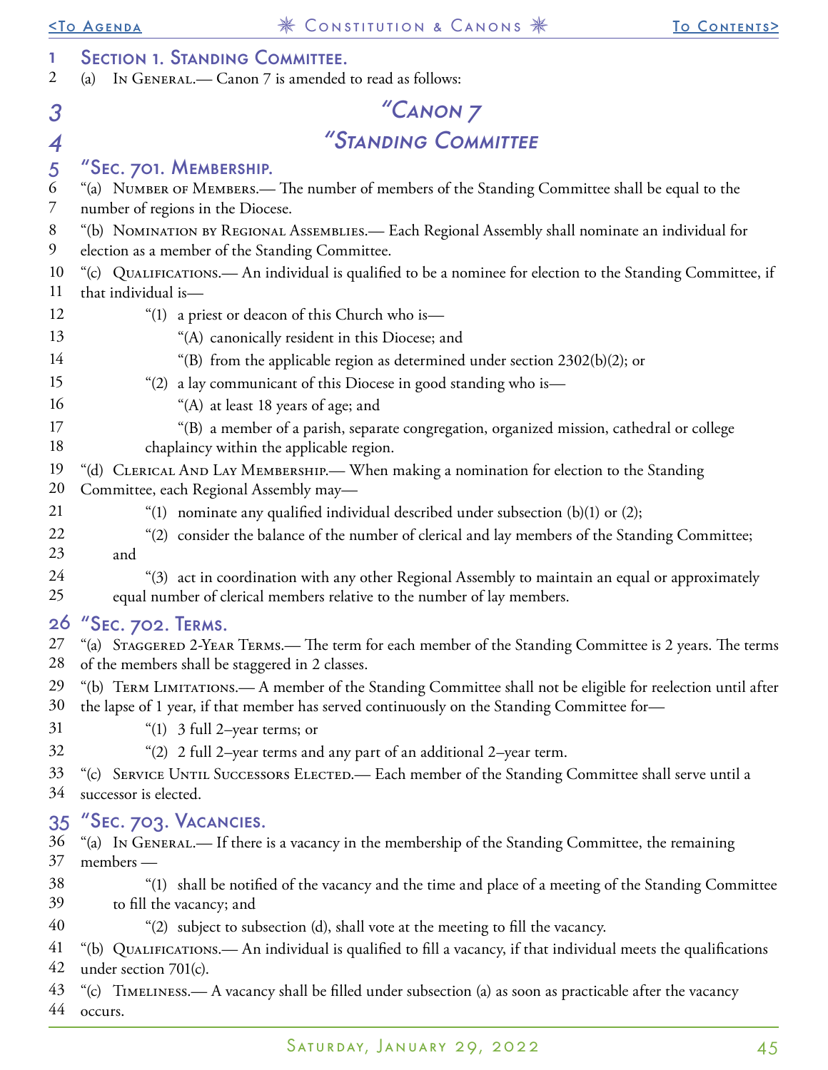## Section 1. Standing Committee.

(a) In General.— Canon 7 is amended to read as follows:

# "Canon 7

# "Standing Committee

## "Sec. 701. Membership.

"(a) Number of Members.— The number of members of the Standing Committee shall be equal to the number of regions in the Diocese.

"(b) Nomination by Regional Assemblies.— Each Regional Assembly shall nominate an individual for election as a member of the Standing Committee.

"(c) Qualifications.— An individual is qualified to be a nominee for election to the Standing Committee, if that individual is—

"(1) a priest or deacon of this Church who is—

"(A) canonically resident in this Diocese; and

"(B) from the applicable region as determined under section 2302(b)(2); or

"(2) a lay communicant of this Diocese in good standing who is—

"(A) at least 18 years of age; and

"(B) a member of a parish, separate congregation, organized mission, cathedral or college chaplaincy within the applicable region.

"(d) Clerical And Lay Membership.— When making a nomination for election to the Standing Committee, each Regional Assembly may—

"(1) nominate any qualified individual described under subsection (b)(1) or (2);

"(2) consider the balance of the number of clerical and lay members of the Standing Committee; and

"(3) act in coordination with any other Regional Assembly to maintain an equal or approximately equal number of clerical members relative to the number of lay members.

## "Sec. 702. Terms.

"(a) Staggered 2-Year Terms.— The term for each member of the Standing Committee is 2 years. The terms of the members shall be staggered in 2 classes.

"(b) Term Limitations.— A member of the Standing Committee shall not be eligible for reelection until after the lapse of 1 year, if that member has served continuously on the Standing Committee for—

"(1) 3 full 2–year terms; or

"(2) 2 full 2–year terms and any part of an additional 2–year term.

"(c) Service Until Successors Elected.— Each member of the Standing Committee shall serve until a successor is elected.

## "Sec. 703. Vacancies.

"(a) In General.— If there is a vacancy in the membership of the Standing Committee, the remaining members —

"(1) shall be notified of the vacancy and the time and place of a meeting of the Standing Committee to fill the vacancy; and

"(2) subject to subsection (d), shall vote at the meeting to fill the vacancy.

"(b) Qualifications.— An individual is qualified to fill a vacancy, if that individual meets the qualifications under section 701(c).

"(c) Timeliness.— A vacancy shall be filled under subsection (a) as soon as practicable after the vacancy occurs.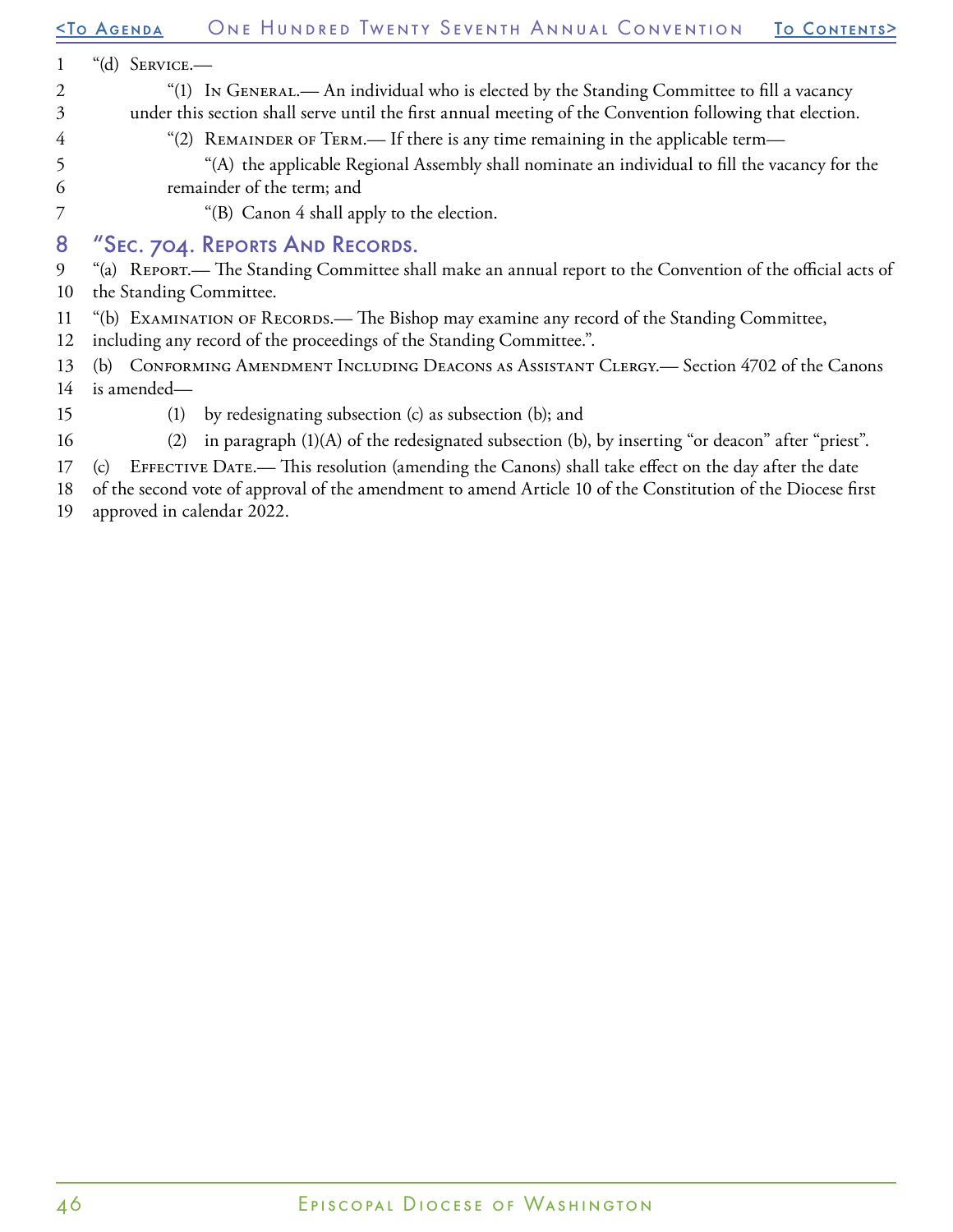"(d) Service.—

"(1) In General.— An individual who is elected by the Standing Committee to fill a vacancy under this section shall serve until the first annual meeting of the Convention following that election.

"(2) Remainder of Term.— If there is any time remaining in the applicable term—

"(A) the applicable Regional Assembly shall nominate an individual to fill the vacancy for the remainder of the term; and

"(B) Canon 4 shall apply to the election.

## "Sec. 704. Reports And Records.

"(a) Report.— The Standing Committee shall make an annual report to the Convention of the official acts of the Standing Committee.

"(b) Examination of Records.— The Bishop may examine any record of the Standing Committee, including any record of the proceedings of the Standing Committee.".

(b) Conforming Amendment Including Deacons as Assistant Clergy.— Section 4702 of the Canons is amended—

(1) by redesignating subsection (c) as subsection (b); and

(2) in paragraph (1)(A) of the redesignated subsection (b), by inserting "or deacon" after "priest".

(c) Effective Date.— This resolution (amending the Canons) shall take effect on the day after the date of the second vote of approval of the amendment to amend Article 10 of the Constitution of the Diocese first approved in calendar 2022.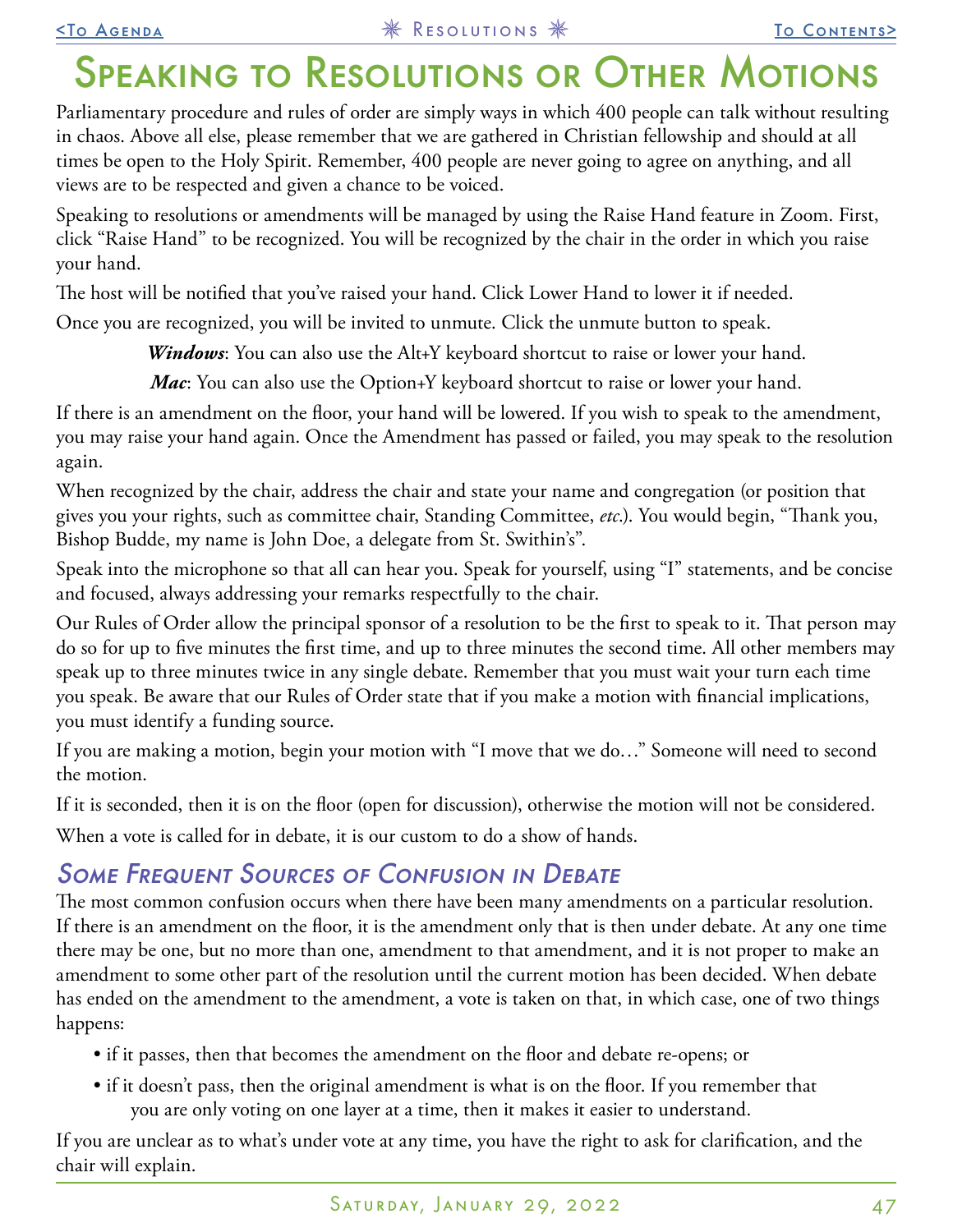# Speaking to Resolutions or Other Motions

Parliamentary procedure and rules of order are simply ways in which 400 people can talk without resulting in chaos. Above all else, please remember that we are gathered in Christian fellowship and should at all times be open to the Holy Spirit. Remember, 400 people are never going to agree on anything, and all views are to be respected and given a chance to be voiced.

Speaking to resolutions or amendments will be managed by using the Raise Hand feature in Zoom. First, click "Raise Hand" to be recognized. You will be recognized by the chair in the order in which you raise your hand.

The host will be notified that you've raised your hand. Click Lower Hand to lower it if needed.

Once you are recognized, you will be invited to unmute. Click the unmute button to speak.

> ***Windows***: You can also use the Alt+Y keyboard shortcut to raise or lower your hand.
>
> ***Mac***: You can also use the Option+Y keyboard shortcut to raise or lower your hand.

If there is an amendment on the floor, your hand will be lowered. If you wish to speak to the amendment, you may raise your hand again. Once the Amendment has passed or failed, you may speak to the resolution again.

When recognized by the chair, address the chair and state your name and congregation (or position that gives you your rights, such as committee chair, Standing Committee, *etc*.). You would begin, "Thank you, Bishop Budde, my name is John Doe, a delegate from St. Swithin's".

Speak into the microphone so that all can hear you. Speak for yourself, using "I" statements, and be concise and focused, always addressing your remarks respectfully to the chair.

Our Rules of Order allow the principal sponsor of a resolution to be the first to speak to it. That person may do so for up to five minutes the first time, and up to three minutes the second time. All other members may speak up to three minutes twice in any single debate. Remember that you must wait your turn each time you speak. Be aware that our Rules of Order state that if you make a motion with financial implications, you must identify a funding source.

If you are making a motion, begin your motion with "I move that we do…" Someone will need to second the motion.

If it is seconded, then it is on the floor (open for discussion), otherwise the motion will not be considered.

When a vote is called for in debate, it is our custom to do a show of hands.

## *Some Frequent Sources of Confusion in Debate*

The most common confusion occurs when there have been many amendments on a particular resolution. If there is an amendment on the floor, it is the amendment only that is then under debate. At any one time there may be one, but no more than one, amendment to that amendment, and it is not proper to make an amendment to some other part of the resolution until the current motion has been decided. When debate has ended on the amendment to the amendment, a vote is taken on that, in which case, one of two things happens:

- if it passes, then that becomes the amendment on the floor and debate re-opens; or
- if it doesn't pass, then the original amendment is what is on the floor. If you remember that you are only voting on one layer at a time, then it makes it easier to understand.

If you are unclear as to what's under vote at any time, you have the right to ask for clarification, and the chair will explain.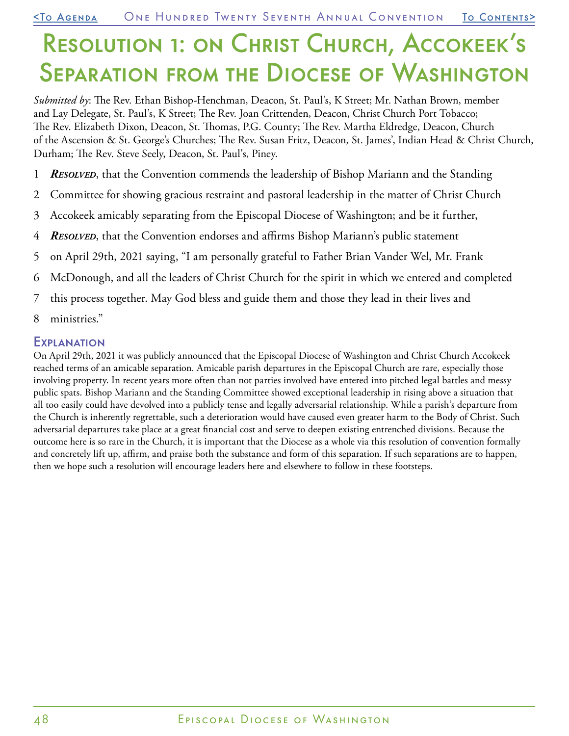# Resolution 1: on Christ Church, Accokeek's Separation from the Diocese of Washington

*Submitted by*: The Rev. Ethan Bishop-Henchman, Deacon, St. Paul's, K Street; Mr. Nathan Brown, member and Lay Delegate, St. Paul's, K Street; The Rev. Joan Crittenden, Deacon, Christ Church Port Tobacco; The Rev. Elizabeth Dixon, Deacon, St. Thomas, P.G. County; The Rev. Martha Eldredge, Deacon, Church of the Ascension & St. George's Churches; The Rev. Susan Fritz, Deacon, St. James', Indian Head & Christ Church, Durham; The Rev. Steve Seely, Deacon, St. Paul's, Piney.

1 ***Resolved***, that the Convention commends the leadership of Bishop Mariann and the Standing
2 Committee for showing gracious restraint and pastoral leadership in the matter of Christ Church
3 Accokeek amicably separating from the Episcopal Diocese of Washington; and be it further,
4 ***Resolved***, that the Convention endorses and affirms Bishop Mariann's public statement
5 on April 29th, 2021 saying, "I am personally grateful to Father Brian Vander Wel, Mr. Frank
6 McDonough, and all the leaders of Christ Church for the spirit in which we entered and completed
7 this process together. May God bless and guide them and those they lead in their lives and
8 ministries."

## Explanation

On April 29th, 2021 it was publicly announced that the Episcopal Diocese of Washington and Christ Church Accokeek reached terms of an amicable separation. Amicable parish departures in the Episcopal Church are rare, especially those involving property. In recent years more often than not parties involved have entered into pitched legal battles and messy public spats. Bishop Mariann and the Standing Committee showed exceptional leadership in rising above a situation that all too easily could have devolved into a publicly tense and legally adversarial relationship. While a parish's departure from the Church is inherently regrettable, such a deterioration would have caused even greater harm to the Body of Christ. Such adversarial departures take place at a great financial cost and serve to deepen existing entrenched divisions. Because the outcome here is so rare in the Church, it is important that the Diocese as a whole via this resolution of convention formally and concretely lift up, affirm, and praise both the substance and form of this separation. If such separations are to happen, then we hope such a resolution will encourage leaders here and elsewhere to follow in these footsteps.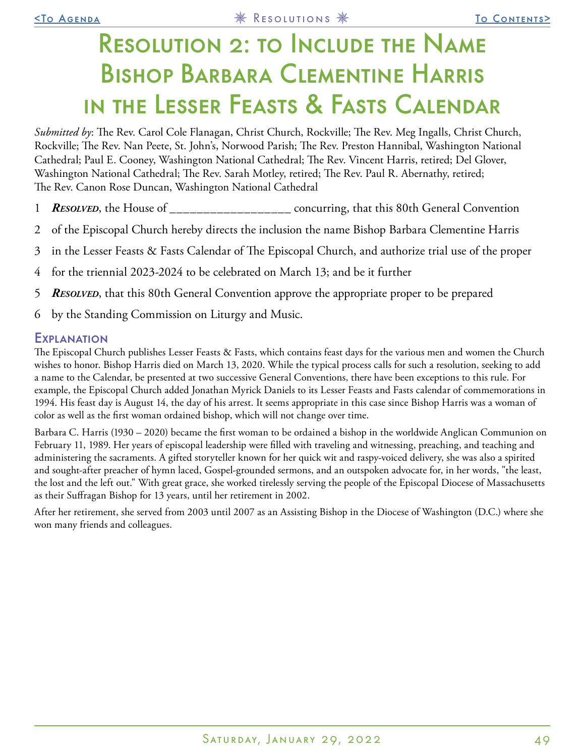# Resolution 2: to Include the Name Bishop Barbara Clementine Harris in the Lesser Feasts & Fasts Calendar

*Submitted by*: The Rev. Carol Cole Flanagan, Christ Church, Rockville; The Rev. Meg Ingalls, Christ Church, Rockville; The Rev. Nan Peete, St. John's, Norwood Parish; The Rev. Preston Hannibal, Washington National Cathedral; Paul E. Cooney, Washington National Cathedral; The Rev. Vincent Harris, retired; Del Glover, Washington National Cathedral; The Rev. Sarah Motley, retired; The Rev. Paul R. Abernathy, retired; The Rev. Canon Rose Duncan, Washington National Cathedral

1 ***Resolved***, the House of __________________ concurring, that this 80th General Convention
2 of the Episcopal Church hereby directs the inclusion the name Bishop Barbara Clementine Harris
3 in the Lesser Feasts & Fasts Calendar of The Episcopal Church, and authorize trial use of the proper
4 for the triennial 2023-2024 to be celebrated on March 13; and be it further
5 ***Resolved***, that this 80th General Convention approve the appropriate proper to be prepared
6 by the Standing Commission on Liturgy and Music.

## Explanation

The Episcopal Church publishes Lesser Feasts & Fasts, which contains feast days for the various men and women the Church wishes to honor. Bishop Harris died on March 13, 2020. While the typical process calls for such a resolution, seeking to add a name to the Calendar, be presented at two successive General Conventions, there have been exceptions to this rule. For example, the Episcopal Church added Jonathan Myrick Daniels to its Lesser Feasts and Fasts calendar of commemorations in 1994. His feast day is August 14, the day of his arrest. It seems appropriate in this case since Bishop Harris was a woman of color as well as the first woman ordained bishop, which will not change over time.

Barbara C. Harris (1930 – 2020) became the first woman to be ordained a bishop in the worldwide Anglican Communion on February 11, 1989. Her years of episcopal leadership were filled with traveling and witnessing, preaching, and teaching and administering the sacraments. A gifted storyteller known for her quick wit and raspy-voiced delivery, she was also a spirited and sought-after preacher of hymn laced, Gospel-grounded sermons, and an outspoken advocate for, in her words, "the least, the lost and the left out." With great grace, she worked tirelessly serving the people of the Episcopal Diocese of Massachusetts as their Suffragan Bishop for 13 years, until her retirement in 2002.

After her retirement, she served from 2003 until 2007 as an Assisting Bishop in the Diocese of Washington (D.C.) where she won many friends and colleagues.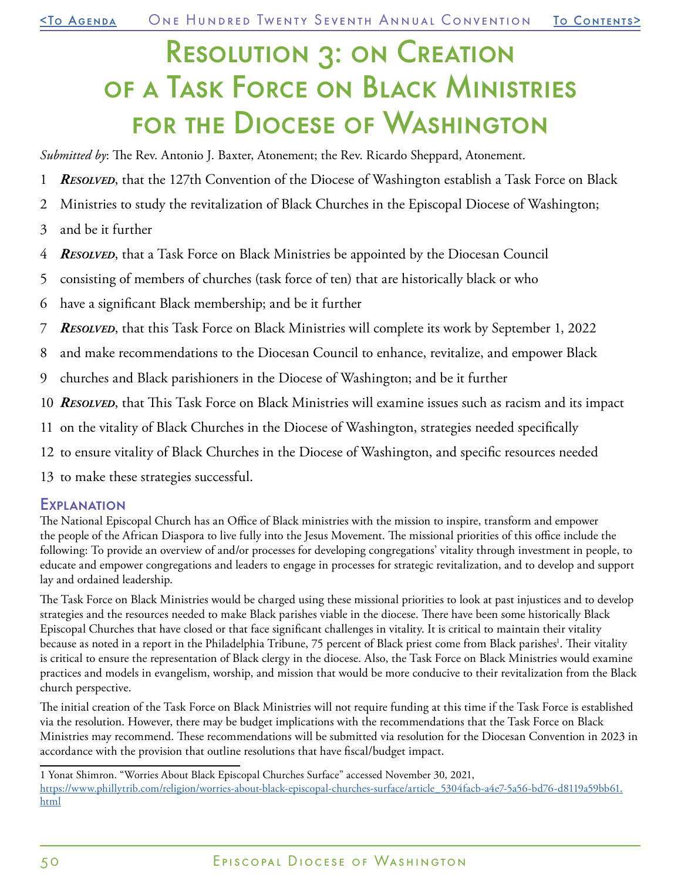# Resolution 3: on Creation of a Task Force on Black Ministries for the Diocese of Washington

*Submitted by*: The Rev. Antonio J. Baxter, Atonement; the Rev. Ricardo Sheppard, Atonement.

1 ***Resolved***, that the 127th Convention of the Diocese of Washington establish a Task Force on Black
2 Ministries to study the revitalization of Black Churches in the Episcopal Diocese of Washington;
3 and be it further
4 ***Resolved***, that a Task Force on Black Ministries be appointed by the Diocesan Council
5 consisting of members of churches (task force of ten) that are historically black or who
6 have a significant Black membership; and be it further
7 ***Resolved***, that this Task Force on Black Ministries will complete its work by September 1, 2022
8 and make recommendations to the Diocesan Council to enhance, revitalize, and empower Black
9 churches and Black parishioners in the Diocese of Washington; and be it further
10 ***Resolved***, that This Task Force on Black Ministries will examine issues such as racism and its impact
11 on the vitality of Black Churches in the Diocese of Washington, strategies needed specifically
12 to ensure vitality of Black Churches in the Diocese of Washington, and specific resources needed
13 to make these strategies successful.

## Explanation

The National Episcopal Church has an Office of Black ministries with the mission to inspire, transform and empower the people of the African Diaspora to live fully into the Jesus Movement. The missional priorities of this office include the following: To provide an overview of and/or processes for developing congregations' vitality through investment in people, to educate and empower congregations and leaders to engage in processes for strategic revitalization, and to develop and support lay and ordained leadership.

The Task Force on Black Ministries would be charged using these missional priorities to look at past injustices and to develop strategies and the resources needed to make Black parishes viable in the diocese. There have been some historically Black Episcopal Churches that have closed or that face significant challenges in vitality. It is critical to maintain their vitality because as noted in a report in the Philadelphia Tribune, 75 percent of Black priest come from Black parishes[1]. Their vitality is critical to ensure the representation of Black clergy in the diocese. Also, the Task Force on Black Ministries would examine practices and models in evangelism, worship, and mission that would be more conducive to their revitalization from the Black church perspective.

The initial creation of the Task Force on Black Ministries will not require funding at this time if the Task Force is established via the resolution. However, there may be budget implications with the recommendations that the Task Force on Black Ministries may recommend. These recommendations will be submitted via resolution for the Diocesan Convention in 2023 in accordance with the provision that outline resolutions that have fiscal/budget impact.

---

1 Yonat Shimron. "Worries About Black Episcopal Churches Surface" accessed November 30, 2021, https://www.phillytrib.com/religion/worries-about-black-episcopal-churches-surface/article_5304facb-a4e7-5a56-bd76-d8119a59bb61.html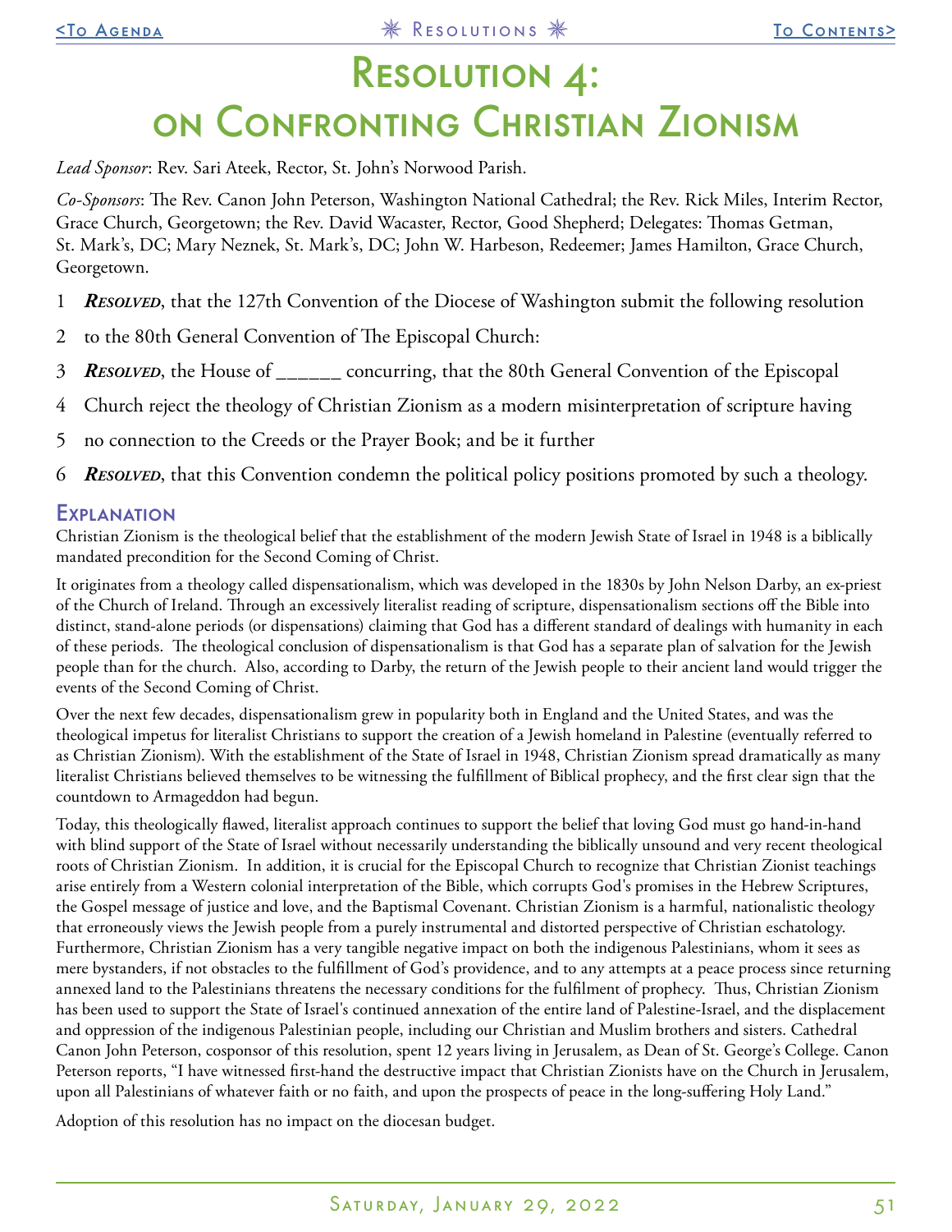# Resolution 4: on Confronting Christian Zionism

*Lead Sponsor*: Rev. Sari Ateek, Rector, St. John's Norwood Parish.

*Co-Sponsors*: The Rev. Canon John Peterson, Washington National Cathedral; the Rev. Rick Miles, Interim Rector, Grace Church, Georgetown; the Rev. David Wacaster, Rector, Good Shepherd; Delegates: Thomas Getman, St. Mark's, DC; Mary Neznek, St. Mark's, DC; John W. Harbeson, Redeemer; James Hamilton, Grace Church, Georgetown.

1 ***Resolved***, that the 127th Convention of the Diocese of Washington submit the following resolution

2 to the 80th General Convention of The Episcopal Church:

3 ***Resolved***, the House of ______ concurring, that the 80th General Convention of the Episcopal

4 Church reject the theology of Christian Zionism as a modern misinterpretation of scripture having

5 no connection to the Creeds or the Prayer Book; and be it further

6 ***Resolved***, that this Convention condemn the political policy positions promoted by such a theology.

## Explanation

Christian Zionism is the theological belief that the establishment of the modern Jewish State of Israel in 1948 is a biblically mandated precondition for the Second Coming of Christ.

It originates from a theology called dispensationalism, which was developed in the 1830s by John Nelson Darby, an ex-priest of the Church of Ireland. Through an excessively literalist reading of scripture, dispensationalism sections off the Bible into distinct, stand-alone periods (or dispensations) claiming that God has a different standard of dealings with humanity in each of these periods. The theological conclusion of dispensationalism is that God has a separate plan of salvation for the Jewish people than for the church. Also, according to Darby, the return of the Jewish people to their ancient land would trigger the events of the Second Coming of Christ.

Over the next few decades, dispensationalism grew in popularity both in England and the United States, and was the theological impetus for literalist Christians to support the creation of a Jewish homeland in Palestine (eventually referred to as Christian Zionism). With the establishment of the State of Israel in 1948, Christian Zionism spread dramatically as many literalist Christians believed themselves to be witnessing the fulfillment of Biblical prophecy, and the first clear sign that the countdown to Armageddon had begun.

Today, this theologically flawed, literalist approach continues to support the belief that loving God must go hand-in-hand with blind support of the State of Israel without necessarily understanding the biblically unsound and very recent theological roots of Christian Zionism. In addition, it is crucial for the Episcopal Church to recognize that Christian Zionist teachings arise entirely from a Western colonial interpretation of the Bible, which corrupts God's promises in the Hebrew Scriptures, the Gospel message of justice and love, and the Baptismal Covenant. Christian Zionism is a harmful, nationalistic theology that erroneously views the Jewish people from a purely instrumental and distorted perspective of Christian eschatology. Furthermore, Christian Zionism has a very tangible negative impact on both the indigenous Palestinians, whom it sees as mere bystanders, if not obstacles to the fulfillment of God's providence, and to any attempts at a peace process since returning annexed land to the Palestinians threatens the necessary conditions for the fulfilment of prophecy. Thus, Christian Zionism has been used to support the State of Israel's continued annexation of the entire land of Palestine-Israel, and the displacement and oppression of the indigenous Palestinian people, including our Christian and Muslim brothers and sisters. Cathedral Canon John Peterson, cosponsor of this resolution, spent 12 years living in Jerusalem, as Dean of St. George's College. Canon Peterson reports, "I have witnessed first-hand the destructive impact that Christian Zionists have on the Church in Jerusalem, upon all Palestinians of whatever faith or no faith, and upon the prospects of peace in the long-suffering Holy Land."

Adoption of this resolution has no impact on the diocesan budget.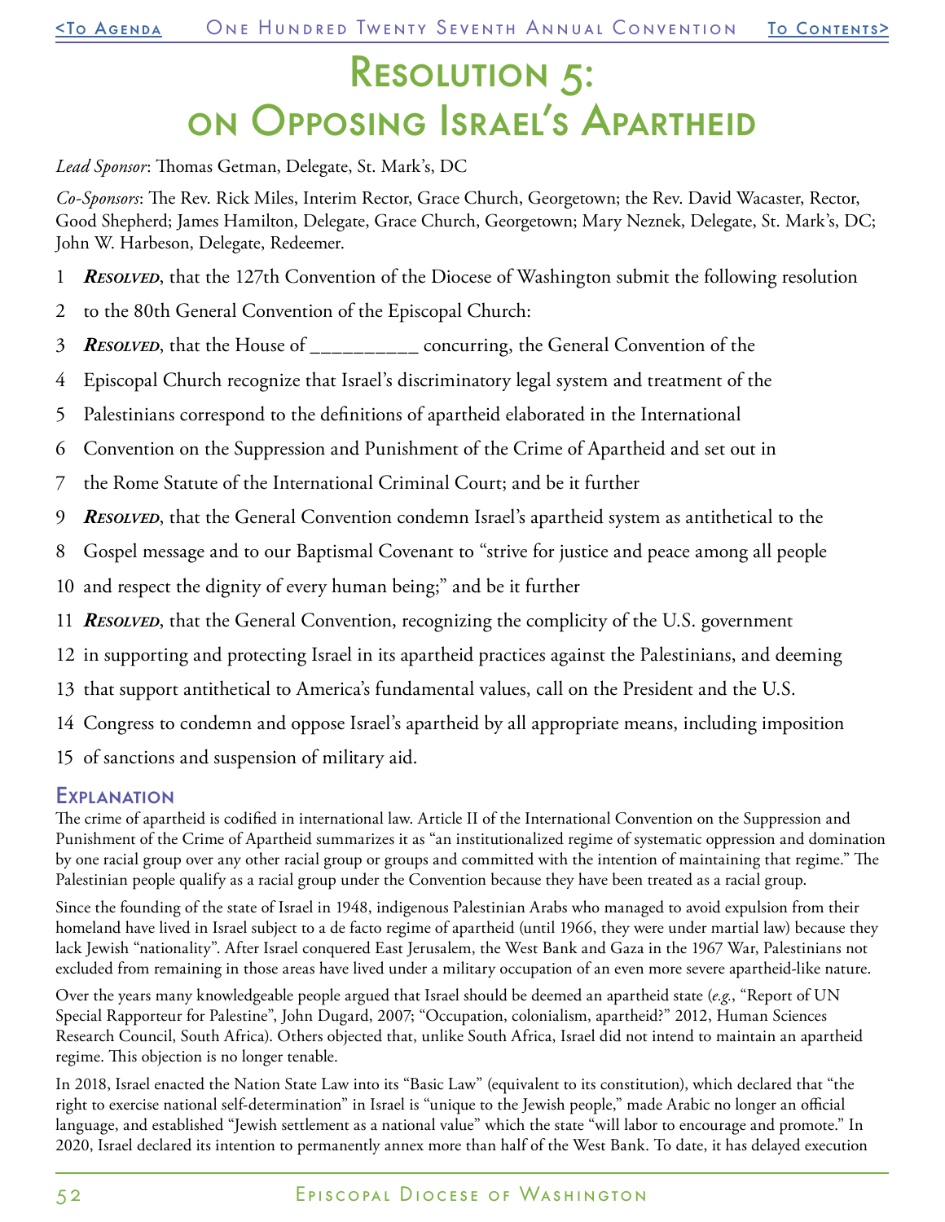# Resolution 5: on Opposing Israel's Apartheid

*Lead Sponsor*: Thomas Getman, Delegate, St. Mark's, DC

*Co-Sponsors*: The Rev. Rick Miles, Interim Rector, Grace Church, Georgetown; the Rev. David Wacaster, Rector, Good Shepherd; James Hamilton, Delegate, Grace Church, Georgetown; Mary Neznek, Delegate, St. Mark's, DC; John W. Harbeson, Delegate, Redeemer.

1 ***Resolved***, that the 127th Convention of the Diocese of Washington submit the following resolution
2 to the 80th General Convention of the Episcopal Church:
3 ***Resolved***, that the House of __________ concurring, the General Convention of the
4 Episcopal Church recognize that Israel's discriminatory legal system and treatment of the
5 Palestinians correspond to the definitions of apartheid elaborated in the International
6 Convention on the Suppression and Punishment of the Crime of Apartheid and set out in
7 the Rome Statute of the International Criminal Court; and be it further
9 ***Resolved***, that the General Convention condemn Israel's apartheid system as antithetical to the
8 Gospel message and to our Baptismal Covenant to "strive for justice and peace among all people
10 and respect the dignity of every human being;" and be it further
11 ***Resolved***, that the General Convention, recognizing the complicity of the U.S. government
12 in supporting and protecting Israel in its apartheid practices against the Palestinians, and deeming
13 that support antithetical to America's fundamental values, call on the President and the U.S.
14 Congress to condemn and oppose Israel's apartheid by all appropriate means, including imposition
15 of sanctions and suspension of military aid.

## Explanation

The crime of apartheid is codified in international law. Article II of the International Convention on the Suppression and Punishment of the Crime of Apartheid summarizes it as "an institutionalized regime of systematic oppression and domination by one racial group over any other racial group or groups and committed with the intention of maintaining that regime." The Palestinian people qualify as a racial group under the Convention because they have been treated as a racial group.

Since the founding of the state of Israel in 1948, indigenous Palestinian Arabs who managed to avoid expulsion from their homeland have lived in Israel subject to a de facto regime of apartheid (until 1966, they were under martial law) because they lack Jewish "nationality". After Israel conquered East Jerusalem, the West Bank and Gaza in the 1967 War, Palestinians not excluded from remaining in those areas have lived under a military occupation of an even more severe apartheid-like nature.

Over the years many knowledgeable people argued that Israel should be deemed an apartheid state (*e.g.*, "Report of UN Special Rapporteur for Palestine", John Dugard, 2007; "Occupation, colonialism, apartheid?" 2012, Human Sciences Research Council, South Africa). Others objected that, unlike South Africa, Israel did not intend to maintain an apartheid regime. This objection is no longer tenable.

In 2018, Israel enacted the Nation State Law into its "Basic Law" (equivalent to its constitution), which declared that "the right to exercise national self-determination" in Israel is "unique to the Jewish people," made Arabic no longer an official language, and established "Jewish settlement as a national value" which the state "will labor to encourage and promote." In 2020, Israel declared its intention to permanently annex more than half of the West Bank. To date, it has delayed execution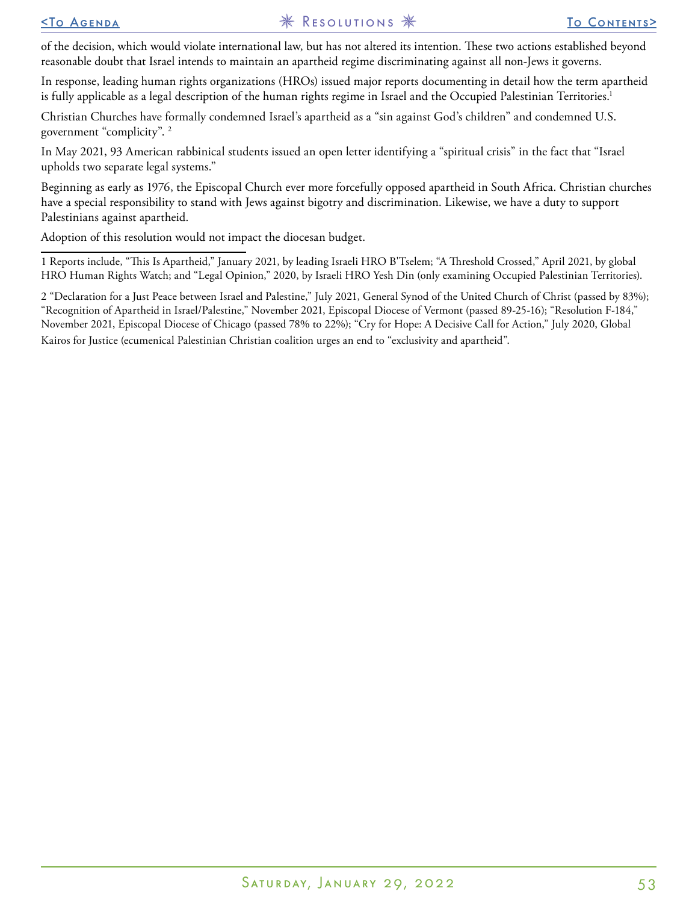of the decision, which would violate international law, but has not altered its intention. These two actions established beyond reasonable doubt that Israel intends to maintain an apartheid regime discriminating against all non-Jews it governs.

In response, leading human rights organizations (HROs) issued major reports documenting in detail how the term apartheid is fully applicable as a legal description of the human rights regime in Israel and the Occupied Palestinian Territories.[1]

Christian Churches have formally condemned Israel's apartheid as a "sin against God's children" and condemned U.S. government "complicity". [2]

In May 2021, 93 American rabbinical students issued an open letter identifying a "spiritual crisis" in the fact that "Israel upholds two separate legal systems."

Beginning as early as 1976, the Episcopal Church ever more forcefully opposed apartheid in South Africa. Christian churches have a special responsibility to stand with Jews against bigotry and discrimination. Likewise, we have a duty to support Palestinians against apartheid.

Adoption of this resolution would not impact the diocesan budget.

---

1 Reports include, "This Is Apartheid," January 2021, by leading Israeli HRO B'Tselem; "A Threshold Crossed," April 2021, by global HRO Human Rights Watch; and "Legal Opinion," 2020, by Israeli HRO Yesh Din (only examining Occupied Palestinian Territories).

2 "Declaration for a Just Peace between Israel and Palestine," July 2021, General Synod of the United Church of Christ (passed by 83%); "Recognition of Apartheid in Israel/Palestine," November 2021, Episcopal Diocese of Vermont (passed 89-25-16); "Resolution F-184," November 2021, Episcopal Diocese of Chicago (passed 78% to 22%); "Cry for Hope: A Decisive Call for Action," July 2020, Global Kairos for Justice (ecumenical Palestinian Christian coalition urges an end to "exclusivity and apartheid".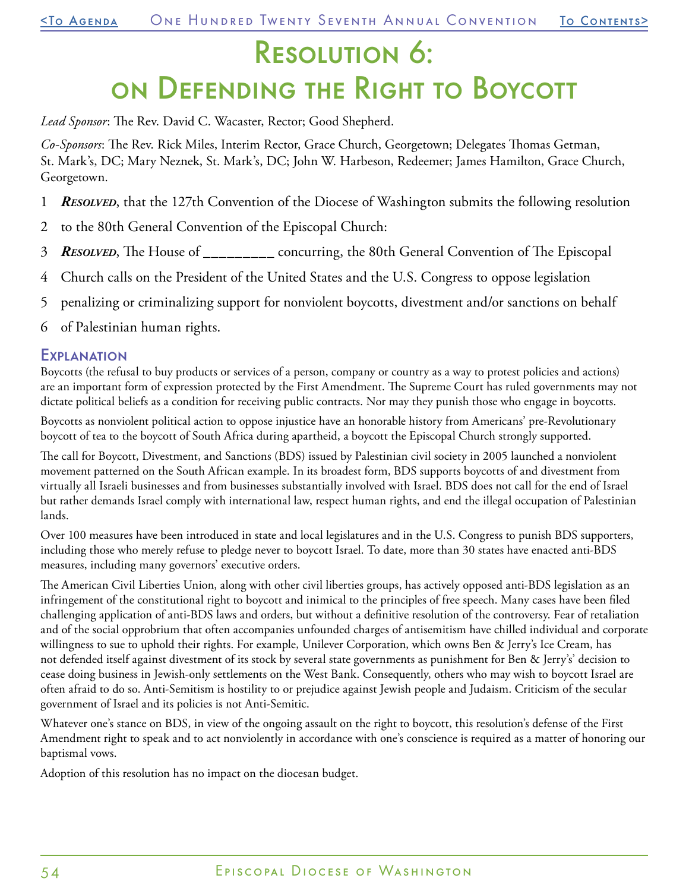# Resolution 6: on Defending the Right to Boycott

*Lead Sponsor*: The Rev. David C. Wacaster, Rector; Good Shepherd.

*Co-Sponsors*: The Rev. Rick Miles, Interim Rector, Grace Church, Georgetown; Delegates Thomas Getman, St. Mark's, DC; Mary Neznek, St. Mark's, DC; John W. Harbeson, Redeemer; James Hamilton, Grace Church, Georgetown.

1 ***Resolved***, that the 127th Convention of the Diocese of Washington submits the following resolution
2 to the 80th General Convention of the Episcopal Church:
3 ***Resolved***, The House of _________ concurring, the 80th General Convention of The Episcopal
4 Church calls on the President of the United States and the U.S. Congress to oppose legislation
5 penalizing or criminalizing support for nonviolent boycotts, divestment and/or sanctions on behalf
6 of Palestinian human rights.

## Explanation

Boycotts (the refusal to buy products or services of a person, company or country as a way to protest policies and actions) are an important form of expression protected by the First Amendment. The Supreme Court has ruled governments may not dictate political beliefs as a condition for receiving public contracts. Nor may they punish those who engage in boycotts.

Boycotts as nonviolent political action to oppose injustice have an honorable history from Americans' pre-Revolutionary boycott of tea to the boycott of South Africa during apartheid, a boycott the Episcopal Church strongly supported.

The call for Boycott, Divestment, and Sanctions (BDS) issued by Palestinian civil society in 2005 launched a nonviolent movement patterned on the South African example. In its broadest form, BDS supports boycotts of and divestment from virtually all Israeli businesses and from businesses substantially involved with Israel. BDS does not call for the end of Israel but rather demands Israel comply with international law, respect human rights, and end the illegal occupation of Palestinian lands.

Over 100 measures have been introduced in state and local legislatures and in the U.S. Congress to punish BDS supporters, including those who merely refuse to pledge never to boycott Israel. To date, more than 30 states have enacted anti-BDS measures, including many governors' executive orders.

The American Civil Liberties Union, along with other civil liberties groups, has actively opposed anti-BDS legislation as an infringement of the constitutional right to boycott and inimical to the principles of free speech. Many cases have been filed challenging application of anti-BDS laws and orders, but without a definitive resolution of the controversy. Fear of retaliation and of the social opprobrium that often accompanies unfounded charges of antisemitism have chilled individual and corporate willingness to sue to uphold their rights. For example, Unilever Corporation, which owns Ben & Jerry's Ice Cream, has not defended itself against divestment of its stock by several state governments as punishment for Ben & Jerry's' decision to cease doing business in Jewish-only settlements on the West Bank. Consequently, others who may wish to boycott Israel are often afraid to do so. Anti-Semitism is hostility to or prejudice against Jewish people and Judaism. Criticism of the secular government of Israel and its policies is not Anti-Semitic.

Whatever one's stance on BDS, in view of the ongoing assault on the right to boycott, this resolution's defense of the First Amendment right to speak and to act nonviolently in accordance with one's conscience is required as a matter of honoring our baptismal vows.

Adoption of this resolution has no impact on the diocesan budget.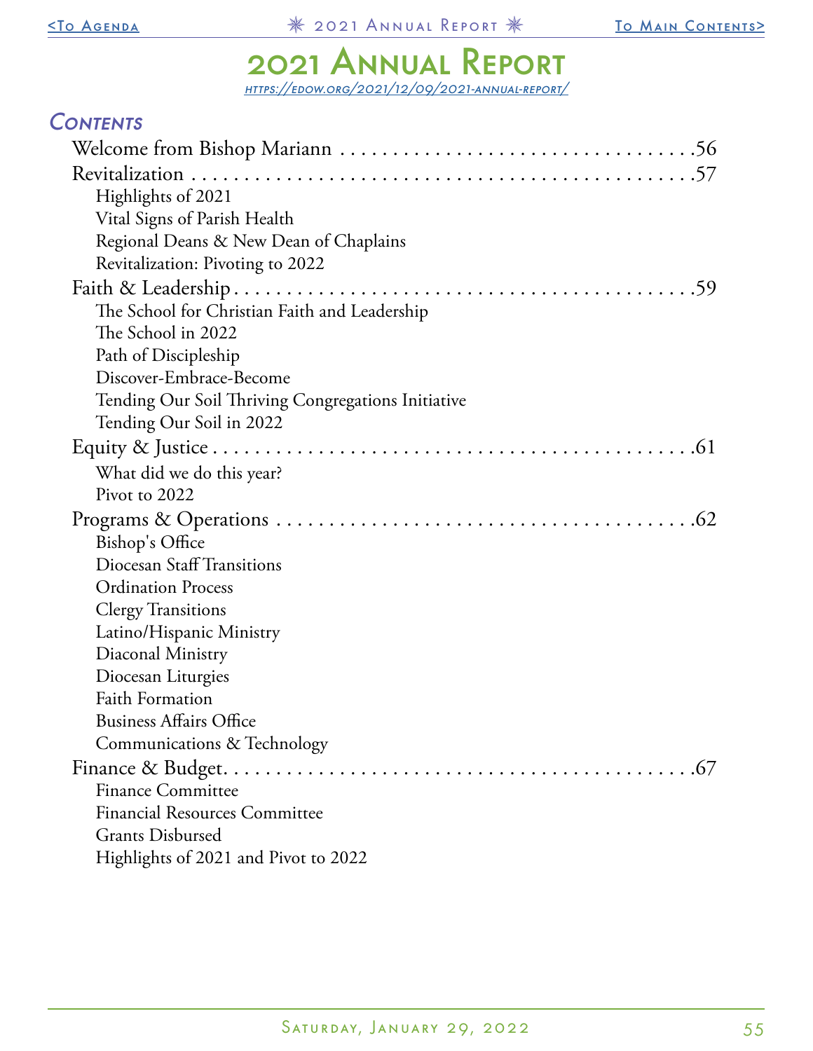# 2021 Annual Report

*https://edow.org/2021/12/09/2021-annual-report/*

## *Contents*

Welcome from Bishop Mariann . . . . . . . . . . . . . . . . . . . . . . . . . . . . . . . . .56

Revitalization . . . . . . . . . . . . . . . . . . . . . . . . . . . . . . . . . . . . . . . . . . . . .57

- Highlights of 2021
- Vital Signs of Parish Health
- Regional Deans & New Dean of Chaplains
- Revitalization: Pivoting to 2022

Faith & Leadership . . . . . . . . . . . . . . . . . . . . . . . . . . . . . . . . . . . . . . . .59

- The School for Christian Faith and Leadership
- The School in 2022
- Path of Discipleship
- Discover-Embrace-Become
- Tending Our Soil Thriving Congregations Initiative
- Tending Our Soil in 2022

Equity & Justice . . . . . . . . . . . . . . . . . . . . . . . . . . . . . . . . . . . . . . . . . .61

- What did we do this year?
- Pivot to 2022

Programs & Operations . . . . . . . . . . . . . . . . . . . . . . . . . . . . . . . . . . . .62

- Bishop's Office
- Diocesan Staff Transitions
- Ordination Process
- Clergy Transitions
- Latino/Hispanic Ministry
- Diaconal Ministry
- Diocesan Liturgies
- Faith Formation
- Business Affairs Office
- Communications & Technology

Finance & Budget. . . . . . . . . . . . . . . . . . . . . . . . . . . . . . . . . . . . . . . . .67

- Finance Committee
- Financial Resources Committee
- Grants Disbursed
- Highlights of 2021 and Pivot to 2022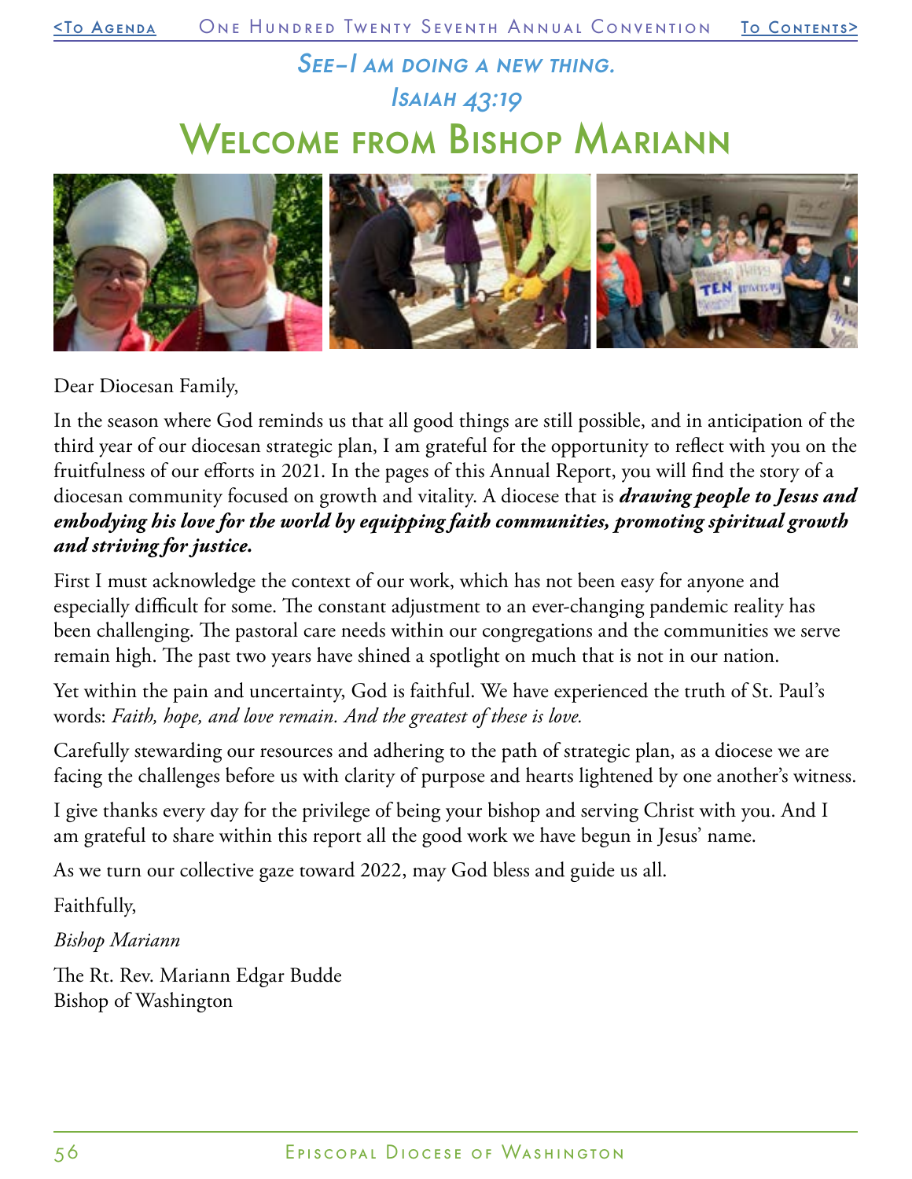*See–I am doing a new thing.*

*Isaiah 43:19*

# Welcome from Bishop Mariann

Dear Diocesan Family,

In the season where God reminds us that all good things are still possible, and in anticipation of the third year of our diocesan strategic plan, I am grateful for the opportunity to reflect with you on the fruitfulness of our efforts in 2021. In the pages of this Annual Report, you will find the story of a diocesan community focused on growth and vitality. A diocese that is ***drawing people to Jesus and embodying his love for the world by equipping faith communities, promoting spiritual growth and striving for justice.***

First I must acknowledge the context of our work, which has not been easy for anyone and especially difficult for some. The constant adjustment to an ever-changing pandemic reality has been challenging. The pastoral care needs within our congregations and the communities we serve remain high. The past two years have shined a spotlight on much that is not in our nation.

Yet within the pain and uncertainty, God is faithful. We have experienced the truth of St. Paul's words: *Faith, hope, and love remain. And the greatest of these is love.*

Carefully stewarding our resources and adhering to the path of strategic plan, as a diocese we are facing the challenges before us with clarity of purpose and hearts lightened by one another's witness.

I give thanks every day for the privilege of being your bishop and serving Christ with you. And I am grateful to share within this report all the good work we have begun in Jesus' name.

As we turn our collective gaze toward 2022, may God bless and guide us all.

Faithfully,

*Bishop Mariann*

The Rt. Rev. Mariann Edgar Budde
Bishop of Washington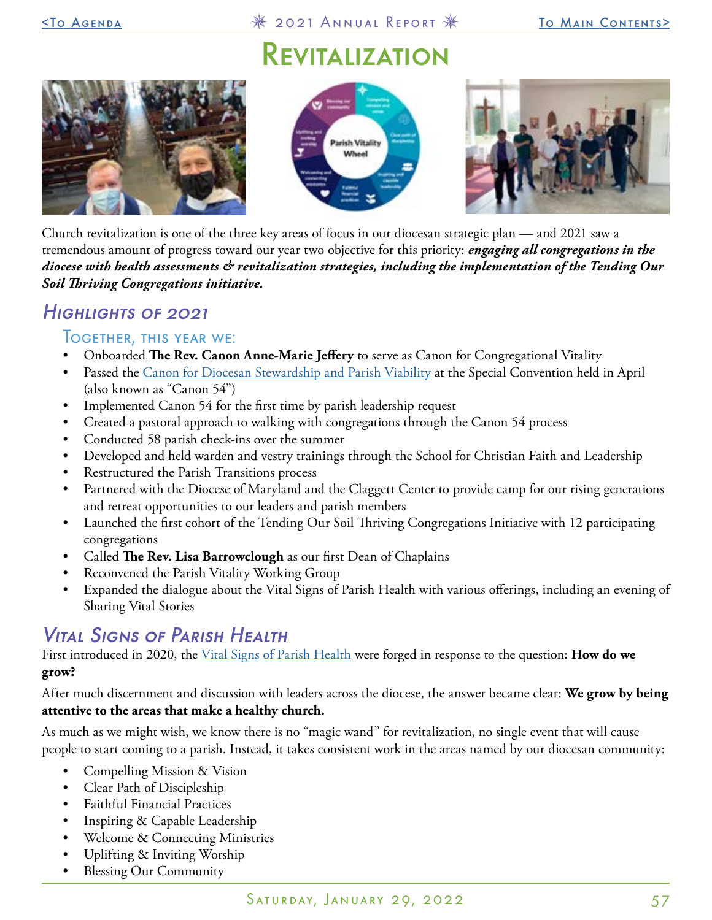# Revitalization

Church revitalization is one of the three key areas of focus in our diocesan strategic plan — and 2021 saw a tremendous amount of progress toward our year two objective for this priority: ***engaging all congregations in the diocese with health assessments & revitalization strategies, including the implementation of the Tending Our Soil Thriving Congregations initiative.***

## Highlights of 2021

### Together, this year we:

- Onboarded **The Rev. Canon Anne-Marie Jeffery** to serve as Canon for Congregational Vitality
- Passed the Canon for Diocesan Stewardship and Parish Viability at the Special Convention held in April (also known as "Canon 54")
- Implemented Canon 54 for the first time by parish leadership request
- Created a pastoral approach to walking with congregations through the Canon 54 process
- Conducted 58 parish check-ins over the summer
- Developed and held warden and vestry trainings through the School for Christian Faith and Leadership
- Restructured the Parish Transitions process
- Partnered with the Diocese of Maryland and the Claggett Center to provide camp for our rising generations and retreat opportunities to our leaders and parish members
- Launched the first cohort of the Tending Our Soil Thriving Congregations Initiative with 12 participating congregations
- Called **The Rev. Lisa Barrowclough** as our first Dean of Chaplains
- Reconvened the Parish Vitality Working Group
- Expanded the dialogue about the Vital Signs of Parish Health with various offerings, including an evening of Sharing Vital Stories

## Vital Signs of Parish Health

First introduced in 2020, the Vital Signs of Parish Health were forged in response to the question: **How do we grow?**

After much discernment and discussion with leaders across the diocese, the answer became clear: **We grow by being attentive to the areas that make a healthy church.**

As much as we might wish, we know there is no "magic wand" for revitalization, no single event that will cause people to start coming to a parish. Instead, it takes consistent work in the areas named by our diocesan community:

- Compelling Mission & Vision
- Clear Path of Discipleship
- Faithful Financial Practices
- Inspiring & Capable Leadership
- Welcome & Connecting Ministries
- Uplifting & Inviting Worship
- Blessing Our Community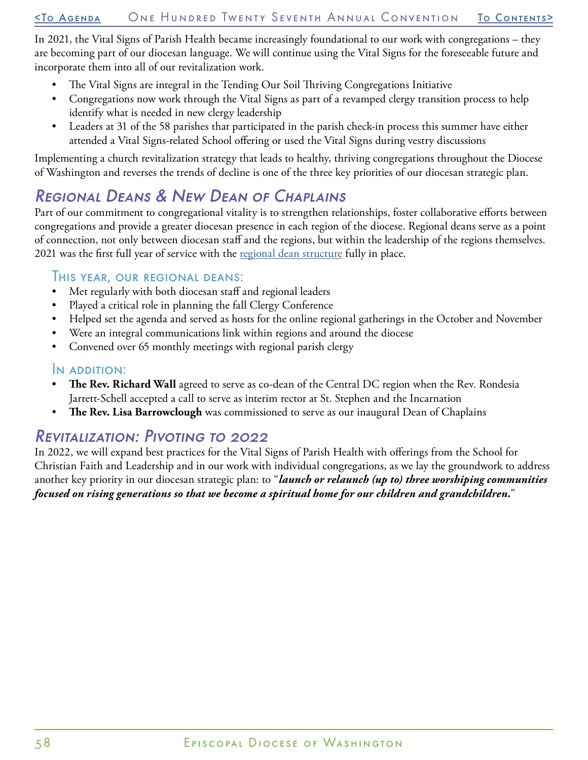In 2021, the Vital Signs of Parish Health became increasingly foundational to our work with congregations – they are becoming part of our diocesan language. We will continue using the Vital Signs for the foreseeable future and incorporate them into all of our revitalization work.

- The Vital Signs are integral in the Tending Our Soil Thriving Congregations Initiative
- Congregations now work through the Vital Signs as part of a revamped clergy transition process to help identify what is needed in new clergy leadership
- Leaders at 31 of the 58 parishes that participated in the parish check-in process this summer have either attended a Vital Signs-related School offering or used the Vital Signs during vestry discussions

Implementing a church revitalization strategy that leads to healthy, thriving congregations throughout the Diocese of Washington and reverses the trends of decline is one of the three key priorities of our diocesan strategic plan.

## Regional Deans & New Dean of Chaplains

Part of our commitment to congregational vitality is to strengthen relationships, foster collaborative efforts between congregations and provide a greater diocesan presence in each region of the diocese. Regional deans serve as a point of connection, not only between diocesan staff and the regions, but within the leadership of the regions themselves. 2021 was the first full year of service with the regional dean structure fully in place.

### This year, our regional deans:

- Met regularly with both diocesan staff and regional leaders
- Played a critical role in planning the fall Clergy Conference
- Helped set the agenda and served as hosts for the online regional gatherings in the October and November
- Were an integral communications link within regions and around the diocese
- Convened over 65 monthly meetings with regional parish clergy

### In addition:

- **The Rev. Richard Wall** agreed to serve as co-dean of the Central DC region when the Rev. Rondesia Jarrett-Schell accepted a call to serve as interim rector at St. Stephen and the Incarnation
- **The Rev. Lisa Barrowclough** was commissioned to serve as our inaugural Dean of Chaplains

## Revitalization: Pivoting to 2022

In 2022, we will expand best practices for the Vital Signs of Parish Health with offerings from the School for Christian Faith and Leadership and in our work with individual congregations, as we lay the groundwork to address another key priority in our diocesan strategic plan: to "***launch or relaunch (up to) three worshiping communities focused on rising generations so that we become a spiritual home for our children and grandchildren.***"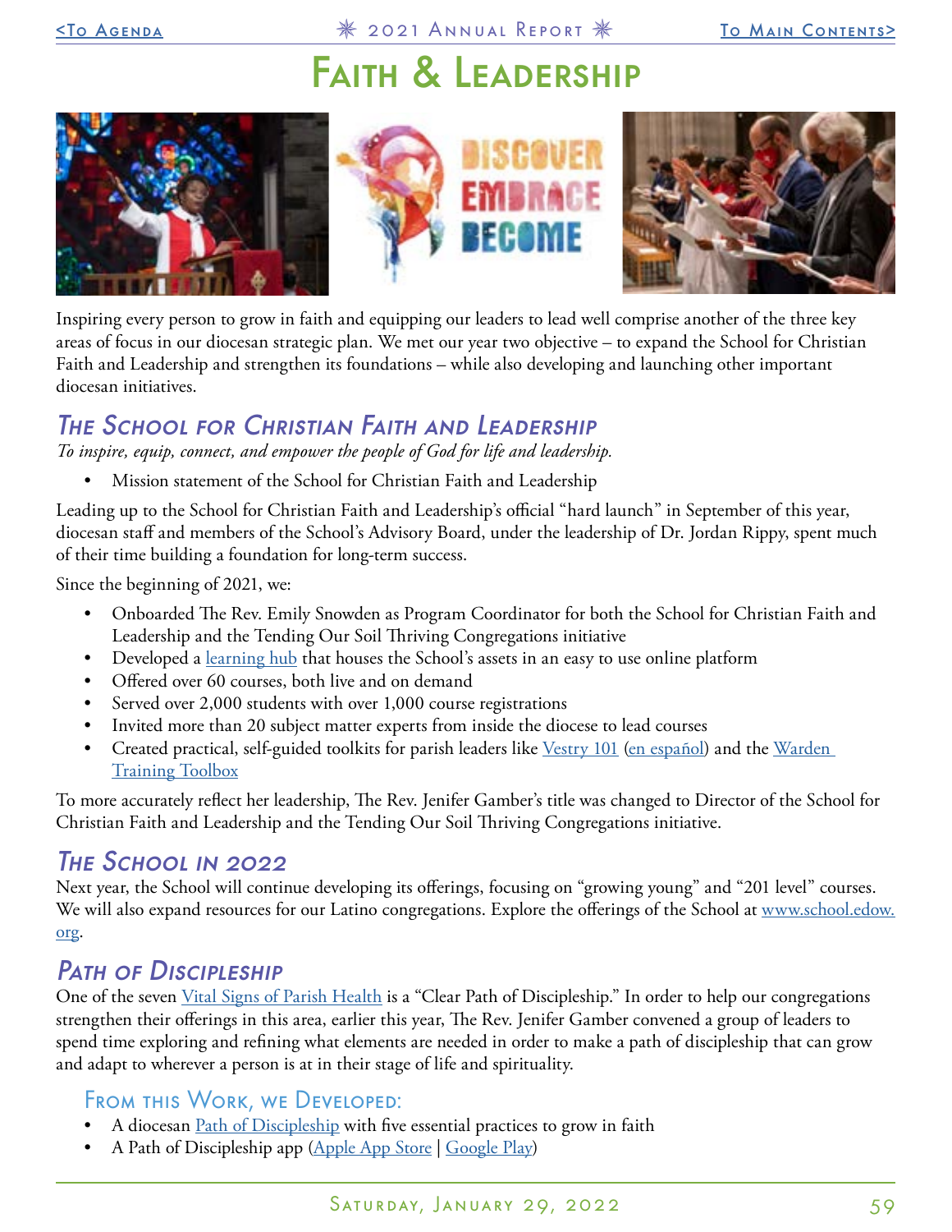# Faith & Leadership

Inspiring every person to grow in faith and equipping our leaders to lead well comprise another of the three key areas of focus in our diocesan strategic plan. We met our year two objective – to expand the School for Christian Faith and Leadership and strengthen its foundations – while also developing and launching other important diocesan initiatives.

## The School for Christian Faith and Leadership

*To inspire, equip, connect, and empower the people of God for life and leadership.*

- Mission statement of the School for Christian Faith and Leadership

Leading up to the School for Christian Faith and Leadership's official "hard launch" in September of this year, diocesan staff and members of the School's Advisory Board, under the leadership of Dr. Jordan Rippy, spent much of their time building a foundation for long-term success.

Since the beginning of 2021, we:

- Onboarded The Rev. Emily Snowden as Program Coordinator for both the School for Christian Faith and Leadership and the Tending Our Soil Thriving Congregations initiative
- Developed a learning hub that houses the School's assets in an easy to use online platform
- Offered over 60 courses, both live and on demand
- Served over 2,000 students with over 1,000 course registrations
- Invited more than 20 subject matter experts from inside the diocese to lead courses
- Created practical, self-guided toolkits for parish leaders like Vestry 101 (en español) and the Warden Training Toolbox

To more accurately reflect her leadership, The Rev. Jenifer Gamber's title was changed to Director of the School for Christian Faith and Leadership and the Tending Our Soil Thriving Congregations initiative.

## The School in 2022

Next year, the School will continue developing its offerings, focusing on "growing young" and "201 level" courses. We will also expand resources for our Latino congregations. Explore the offerings of the School at www.school.edow.org.

## Path of Discipleship

One of the seven Vital Signs of Parish Health is a "Clear Path of Discipleship." In order to help our congregations strengthen their offerings in this area, earlier this year, The Rev. Jenifer Gamber convened a group of leaders to spend time exploring and refining what elements are needed in order to make a path of discipleship that can grow and adapt to wherever a person is at in their stage of life and spirituality.

### From this Work, We Developed:

- A diocesan Path of Discipleship with five essential practices to grow in faith
- A Path of Discipleship app (Apple App Store | Google Play)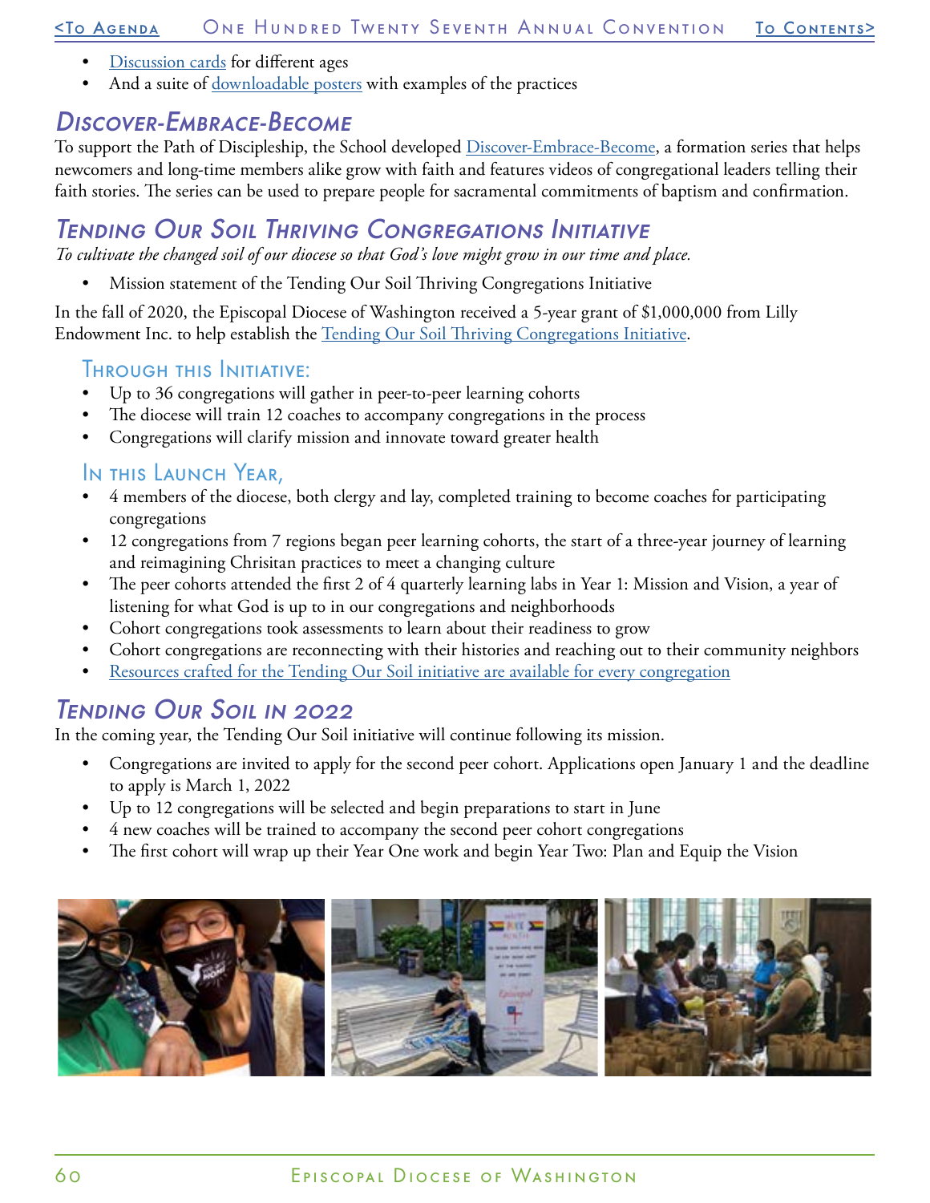- Discussion cards for different ages
- And a suite of downloadable posters with examples of the practices

## Discover-Embrace-Become

To support the Path of Discipleship, the School developed Discover-Embrace-Become, a formation series that helps newcomers and long-time members alike grow with faith and features videos of congregational leaders telling their faith stories. The series can be used to prepare people for sacramental commitments of baptism and confirmation.

## Tending Our Soil Thriving Congregations Initiative

*To cultivate the changed soil of our diocese so that God's love might grow in our time and place.*

- Mission statement of the Tending Our Soil Thriving Congregations Initiative

In the fall of 2020, the Episcopal Diocese of Washington received a 5-year grant of $1,000,000 from Lilly Endowment Inc. to help establish the Tending Our Soil Thriving Congregations Initiative.

### Through this Initiative:

- Up to 36 congregations will gather in peer-to-peer learning cohorts
- The diocese will train 12 coaches to accompany congregations in the process
- Congregations will clarify mission and innovate toward greater health

### In this Launch Year,

- 4 members of the diocese, both clergy and lay, completed training to become coaches for participating congregations
- 12 congregations from 7 regions began peer learning cohorts, the start of a three-year journey of learning and reimagining Chrisitan practices to meet a changing culture
- The peer cohorts attended the first 2 of 4 quarterly learning labs in Year 1: Mission and Vision, a year of listening for what God is up to in our congregations and neighborhoods
- Cohort congregations took assessments to learn about their readiness to grow
- Cohort congregations are reconnecting with their histories and reaching out to their community neighbors
- Resources crafted for the Tending Our Soil initiative are available for every congregation

## Tending Our Soil in 2022

In the coming year, the Tending Our Soil initiative will continue following its mission.

- Congregations are invited to apply for the second peer cohort. Applications open January 1 and the deadline to apply is March 1, 2022
- Up to 12 congregations will be selected and begin preparations to start in June
- 4 new coaches will be trained to accompany the second peer cohort congregations
- The first cohort will wrap up their Year One work and begin Year Two: Plan and Equip the Vision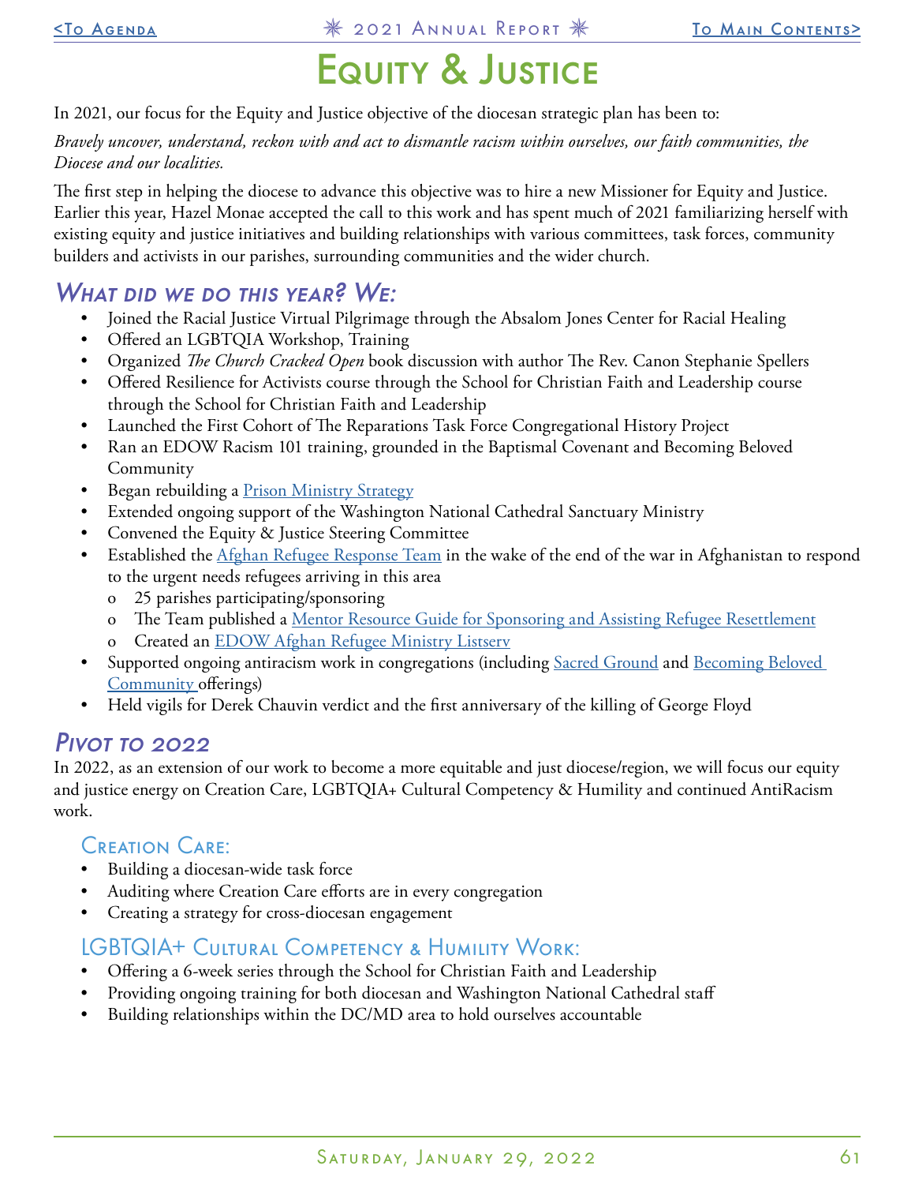# Equity & Justice

In 2021, our focus for the Equity and Justice objective of the diocesan strategic plan has been to:

*Bravely uncover, understand, reckon with and act to dismantle racism within ourselves, our faith communities, the Diocese and our localities.*

The first step in helping the diocese to advance this objective was to hire a new Missioner for Equity and Justice. Earlier this year, Hazel Monae accepted the call to this work and has spent much of 2021 familiarizing herself with existing equity and justice initiatives and building relationships with various committees, task forces, community builders and activists in our parishes, surrounding communities and the wider church.

## What did we do this year? We:

- Joined the Racial Justice Virtual Pilgrimage through the Absalom Jones Center for Racial Healing
- Offered an LGBTQIA Workshop, Training
- Organized *The Church Cracked Open* book discussion with author The Rev. Canon Stephanie Spellers
- Offered Resilience for Activists course through the School for Christian Faith and Leadership course through the School for Christian Faith and Leadership
- Launched the First Cohort of The Reparations Task Force Congregational History Project
- Ran an EDOW Racism 101 training, grounded in the Baptismal Covenant and Becoming Beloved Community
- Began rebuilding a Prison Ministry Strategy
- Extended ongoing support of the Washington National Cathedral Sanctuary Ministry
- Convened the Equity & Justice Steering Committee
- Established the Afghan Refugee Response Team in the wake of the end of the war in Afghanistan to respond to the urgent needs refugees arriving in this area
  - 25 parishes participating/sponsoring
  - The Team published a Mentor Resource Guide for Sponsoring and Assisting Refugee Resettlement
  - Created an EDOW Afghan Refugee Ministry Listserv
- Supported ongoing antiracism work in congregations (including Sacred Ground and Becoming Beloved Community offerings)
- Held vigils for Derek Chauvin verdict and the first anniversary of the killing of George Floyd

## Pivot to 2022

In 2022, as an extension of our work to become a more equitable and just diocese/region, we will focus our equity and justice energy on Creation Care, LGBTQIA+ Cultural Competency & Humility and continued AntiRacism work.

### Creation Care:

- Building a diocesan-wide task force
- Auditing where Creation Care efforts are in every congregation
- Creating a strategy for cross-diocesan engagement

### LGBTQIA+ Cultural Competency & Humility Work:

- Offering a 6-week series through the School for Christian Faith and Leadership
- Providing ongoing training for both diocesan and Washington National Cathedral staff
- Building relationships within the DC/MD area to hold ourselves accountable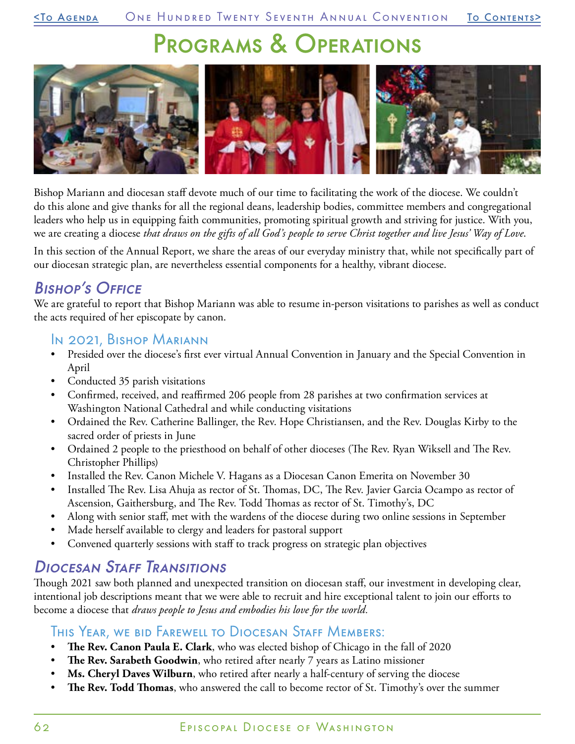# Programs & Operations

Bishop Mariann and diocesan staff devote much of our time to facilitating the work of the diocese. We couldn't do this alone and give thanks for all the regional deans, leadership bodies, committee members and congregational leaders who help us in equipping faith communities, promoting spiritual growth and striving for justice. With you, we are creating a diocese *that draws on the gifts of all God's people to serve Christ together and live Jesus' Way of Love*.

In this section of the Annual Report, we share the areas of our everyday ministry that, while not specifically part of our diocesan strategic plan, are nevertheless essential components for a healthy, vibrant diocese.

## *Bishop's Office*

We are grateful to report that Bishop Mariann was able to resume in-person visitations to parishes as well as conduct the acts required of her episcopate by canon.

### In 2021, Bishop Mariann

- Presided over the diocese's first ever virtual Annual Convention in January and the Special Convention in April
- Conducted 35 parish visitations
- Confirmed, received, and reaffirmed 206 people from 28 parishes at two confirmation services at Washington National Cathedral and while conducting visitations
- Ordained the Rev. Catherine Ballinger, the Rev. Hope Christiansen, and the Rev. Douglas Kirby to the sacred order of priests in June
- Ordained 2 people to the priesthood on behalf of other dioceses (The Rev. Ryan Wiksell and The Rev. Christopher Phillips)
- Installed the Rev. Canon Michele V. Hagans as a Diocesan Canon Emerita on November 30
- Installed The Rev. Lisa Ahuja as rector of St. Thomas, DC, The Rev. Javier Garcia Ocampo as rector of Ascension, Gaithersburg, and The Rev. Todd Thomas as rector of St. Timothy's, DC
- Along with senior staff, met with the wardens of the diocese during two online sessions in September
- Made herself available to clergy and leaders for pastoral support
- Convened quarterly sessions with staff to track progress on strategic plan objectives

## *Diocesan Staff Transitions*

Though 2021 saw both planned and unexpected transition on diocesan staff, our investment in developing clear, intentional job descriptions meant that we were able to recruit and hire exceptional talent to join our efforts to become a diocese that *draws people to Jesus and embodies his love for the world.*

### This Year, we bid Farewell to Diocesan Staff Members:

- **The Rev. Canon Paula E. Clark**, who was elected bishop of Chicago in the fall of 2020
- **The Rev. Sarabeth Goodwin**, who retired after nearly 7 years as Latino missioner
- **Ms. Cheryl Daves Wilburn**, who retired after nearly a half-century of serving the diocese
- **The Rev. Todd Thomas**, who answered the call to become rector of St. Timothy's over the summer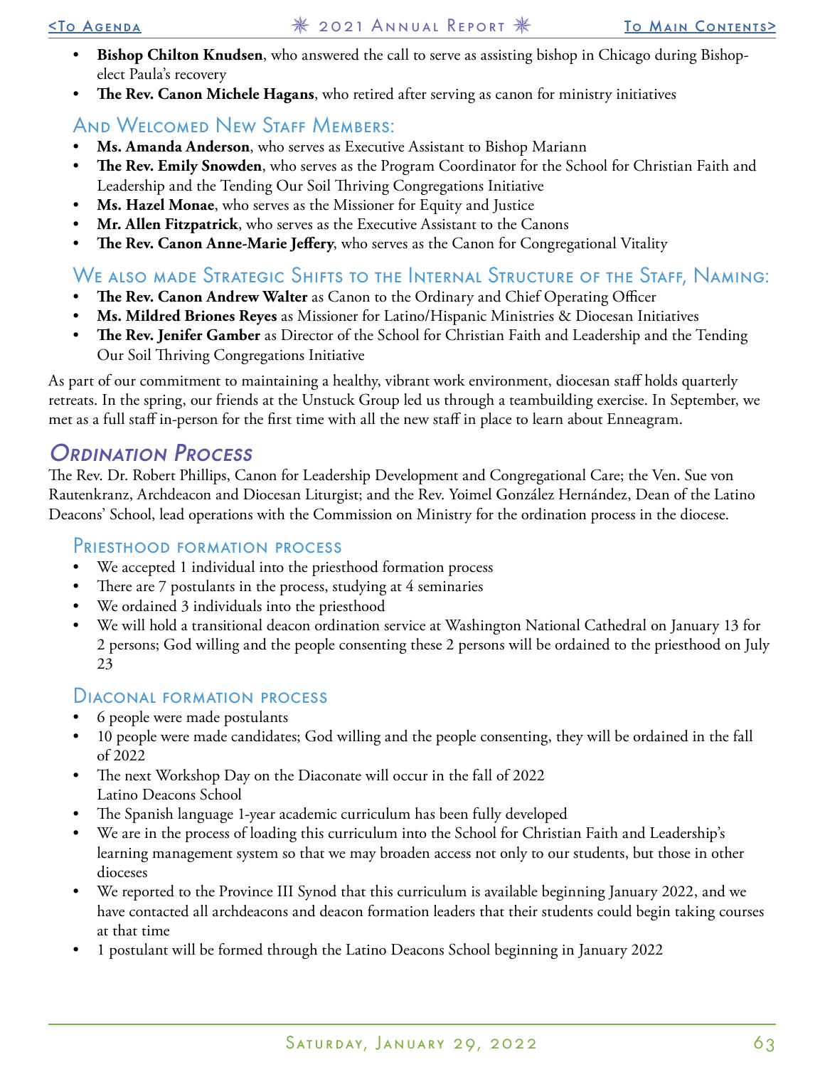- **Bishop Chilton Knudsen**, who answered the call to serve as assisting bishop in Chicago during Bishop-elect Paula's recovery
- **The Rev. Canon Michele Hagans**, who retired after serving as canon for ministry initiatives

### And Welcomed New Staff Members:

- **Ms. Amanda Anderson**, who serves as Executive Assistant to Bishop Mariann
- **The Rev. Emily Snowden**, who serves as the Program Coordinator for the School for Christian Faith and Leadership and the Tending Our Soil Thriving Congregations Initiative
- **Ms. Hazel Monae**, who serves as the Missioner for Equity and Justice
- **Mr. Allen Fitzpatrick**, who serves as the Executive Assistant to the Canons
- **The Rev. Canon Anne-Marie Jeffery**, who serves as the Canon for Congregational Vitality

### We also made Strategic Shifts to the Internal Structure of the Staff, Naming:

- **The Rev. Canon Andrew Walter** as Canon to the Ordinary and Chief Operating Officer
- **Ms. Mildred Briones Reyes** as Missioner for Latino/Hispanic Ministries & Diocesan Initiatives
- **The Rev. Jenifer Gamber** as Director of the School for Christian Faith and Leadership and the Tending Our Soil Thriving Congregations Initiative

As part of our commitment to maintaining a healthy, vibrant work environment, diocesan staff holds quarterly retreats. In the spring, our friends at the Unstuck Group led us through a teambuilding exercise. In September, we met as a full staff in-person for the first time with all the new staff in place to learn about Enneagram.

## *Ordination Process*

The Rev. Dr. Robert Phillips, Canon for Leadership Development and Congregational Care; the Ven. Sue von Rautenkranz, Archdeacon and Diocesan Liturgist; and the Rev. Yoimel González Hernández, Dean of the Latino Deacons' School, lead operations with the Commission on Ministry for the ordination process in the diocese.

### Priesthood formation process

- We accepted 1 individual into the priesthood formation process
- There are 7 postulants in the process, studying at 4 seminaries
- We ordained 3 individuals into the priesthood
- We will hold a transitional deacon ordination service at Washington National Cathedral on January 13 for 2 persons; God willing and the people consenting these 2 persons will be ordained to the priesthood on July 23

### Diaconal formation process

- 6 people were made postulants
- 10 people were made candidates; God willing and the people consenting, they will be ordained in the fall of 2022
- The next Workshop Day on the Diaconate will occur in the fall of 2022
  Latino Deacons School
- The Spanish language 1-year academic curriculum has been fully developed
- We are in the process of loading this curriculum into the School for Christian Faith and Leadership's learning management system so that we may broaden access not only to our students, but those in other dioceses
- We reported to the Province III Synod that this curriculum is available beginning January 2022, and we have contacted all archdeacons and deacon formation leaders that their students could begin taking courses at that time
- 1 postulant will be formed through the Latino Deacons School beginning in January 2022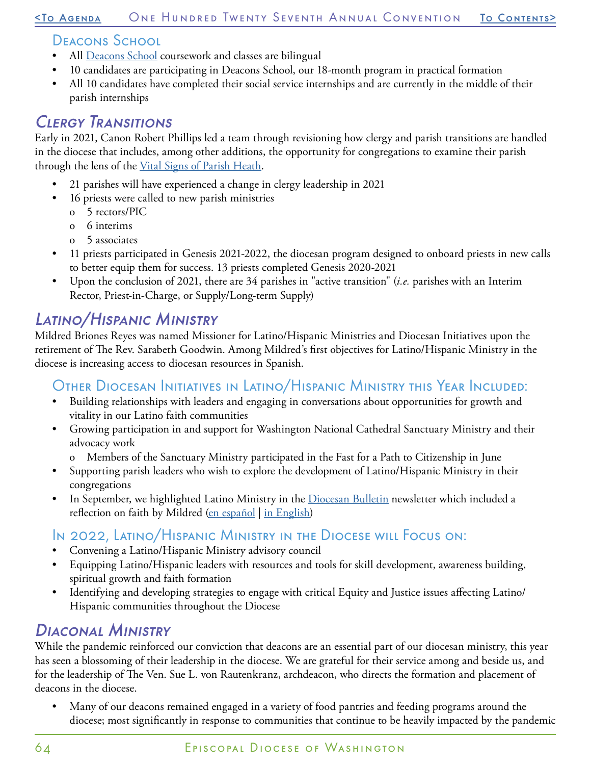### Deacons School

- All Deacons School coursework and classes are bilingual
- 10 candidates are participating in Deacons School, our 18-month program in practical formation
- All 10 candidates have completed their social service internships and are currently in the middle of their parish internships

## *Clergy Transitions*

Early in 2021, Canon Robert Phillips led a team through revisioning how clergy and parish transitions are handled in the diocese that includes, among other additions, the opportunity for congregations to examine their parish through the lens of the Vital Signs of Parish Heath.

- 21 parishes will have experienced a change in clergy leadership in 2021
- 16 priests were called to new parish ministries
  - 5 rectors/PIC
  - 6 interims
  - 5 associates
- 11 priests participated in Genesis 2021-2022, the diocesan program designed to onboard priests in new calls to better equip them for success. 13 priests completed Genesis 2020-2021
- Upon the conclusion of 2021, there are 34 parishes in "active transition" (*i.e.* parishes with an Interim Rector, Priest-in-Charge, or Supply/Long-term Supply)

## *Latino/Hispanic Ministry*

Mildred Briones Reyes was named Missioner for Latino/Hispanic Ministries and Diocesan Initiatives upon the retirement of The Rev. Sarabeth Goodwin. Among Mildred's first objectives for Latino/Hispanic Ministry in the diocese is increasing access to diocesan resources in Spanish.

### Other Diocesan Initiatives in Latino/Hispanic Ministry this Year Included:

- Building relationships with leaders and engaging in conversations about opportunities for growth and vitality in our Latino faith communities
- Growing participation in and support for Washington National Cathedral Sanctuary Ministry and their advocacy work
  - Members of the Sanctuary Ministry participated in the Fast for a Path to Citizenship in June
- Supporting parish leaders who wish to explore the development of Latino/Hispanic Ministry in their congregations
- In September, we highlighted Latino Ministry in the Diocesan Bulletin newsletter which included a reflection on faith by Mildred (en español | in English)

### In 2022, Latino/Hispanic Ministry in the Diocese will Focus on:

- Convening a Latino/Hispanic Ministry advisory council
- Equipping Latino/Hispanic leaders with resources and tools for skill development, awareness building, spiritual growth and faith formation
- Identifying and developing strategies to engage with critical Equity and Justice issues affecting Latino/Hispanic communities throughout the Diocese

## *Diaconal Ministry*

While the pandemic reinforced our conviction that deacons are an essential part of our diocesan ministry, this year has seen a blossoming of their leadership in the diocese. We are grateful for their service among and beside us, and for the leadership of The Ven. Sue L. von Rautenkranz, archdeacon, who directs the formation and placement of deacons in the diocese.

- Many of our deacons remained engaged in a variety of food pantries and feeding programs around the diocese; most significantly in response to communities that continue to be heavily impacted by the pandemic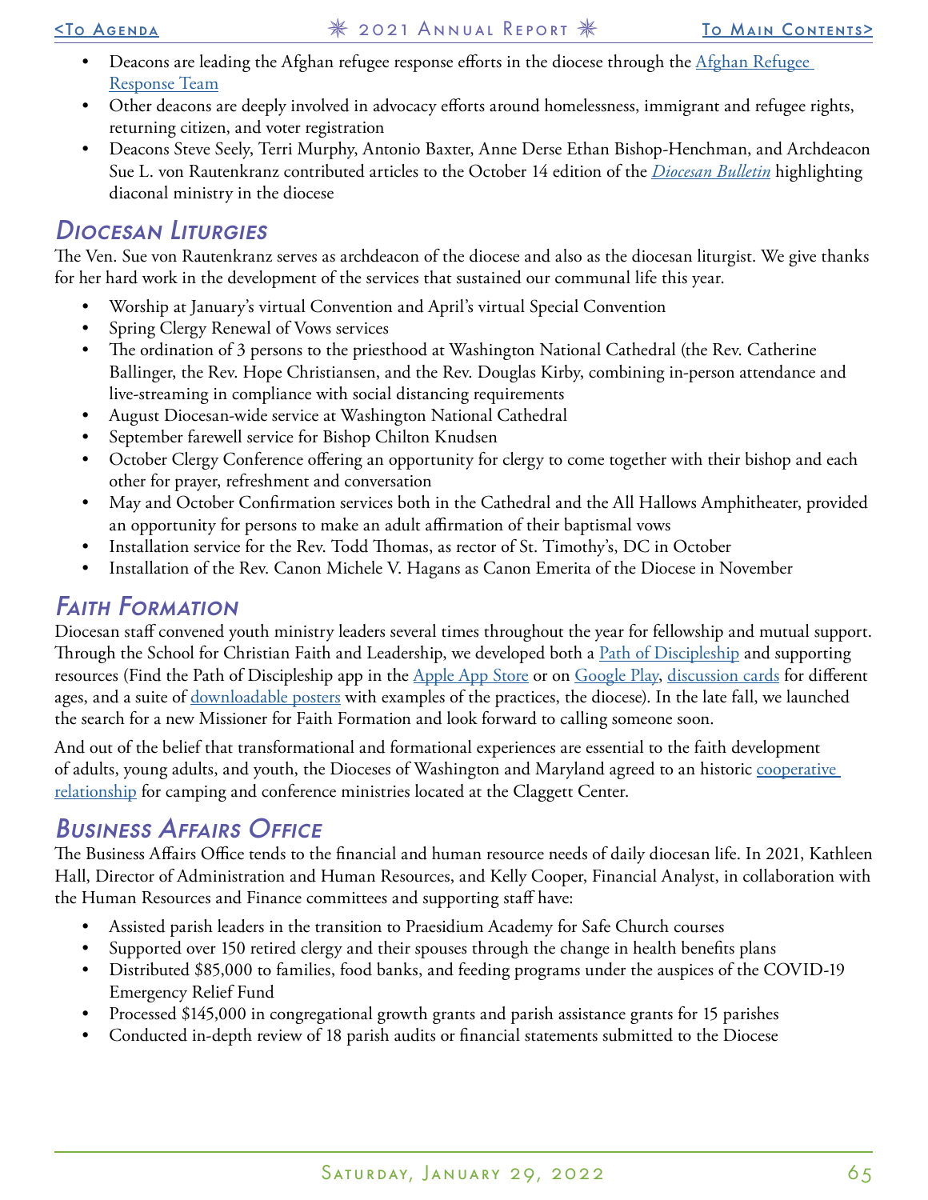- Deacons are leading the Afghan refugee response efforts in the diocese through the Afghan Refugee Response Team
- Other deacons are deeply involved in advocacy efforts around homelessness, immigrant and refugee rights, returning citizen, and voter registration
- Deacons Steve Seely, Terri Murphy, Antonio Baxter, Anne Derse Ethan Bishop-Henchman, and Archdeacon Sue L. von Rautenkranz contributed articles to the October 14 edition of the *Diocesan Bulletin* highlighting diaconal ministry in the diocese

## Diocesan Liturgies

The Ven. Sue von Rautenkranz serves as archdeacon of the diocese and also as the diocesan liturgist. We give thanks for her hard work in the development of the services that sustained our communal life this year.

- Worship at January's virtual Convention and April's virtual Special Convention
- Spring Clergy Renewal of Vows services
- The ordination of 3 persons to the priesthood at Washington National Cathedral (the Rev. Catherine Ballinger, the Rev. Hope Christiansen, and the Rev. Douglas Kirby, combining in-person attendance and live-streaming in compliance with social distancing requirements
- August Diocesan-wide service at Washington National Cathedral
- September farewell service for Bishop Chilton Knudsen
- October Clergy Conference offering an opportunity for clergy to come together with their bishop and each other for prayer, refreshment and conversation
- May and October Confirmation services both in the Cathedral and the All Hallows Amphitheater, provided an opportunity for persons to make an adult affirmation of their baptismal vows
- Installation service for the Rev. Todd Thomas, as rector of St. Timothy's, DC in October
- Installation of the Rev. Canon Michele V. Hagans as Canon Emerita of the Diocese in November

## Faith Formation

Diocesan staff convened youth ministry leaders several times throughout the year for fellowship and mutual support. Through the School for Christian Faith and Leadership, we developed both a Path of Discipleship and supporting resources (Find the Path of Discipleship app in the Apple App Store or on Google Play, discussion cards for different ages, and a suite of downloadable posters with examples of the practices, the diocese). In the late fall, we launched the search for a new Missioner for Faith Formation and look forward to calling someone soon.

And out of the belief that transformational and formational experiences are essential to the faith development of adults, young adults, and youth, the Dioceses of Washington and Maryland agreed to an historic cooperative relationship for camping and conference ministries located at the Claggett Center.

## Business Affairs Office

The Business Affairs Office tends to the financial and human resource needs of daily diocesan life. In 2021, Kathleen Hall, Director of Administration and Human Resources, and Kelly Cooper, Financial Analyst, in collaboration with the Human Resources and Finance committees and supporting staff have:

- Assisted parish leaders in the transition to Praesidium Academy for Safe Church courses
- Supported over 150 retired clergy and their spouses through the change in health benefits plans
- Distributed $85,000 to families, food banks, and feeding programs under the auspices of the COVID-19 Emergency Relief Fund
- Processed $145,000 in congregational growth grants and parish assistance grants for 15 parishes
- Conducted in-depth review of 18 parish audits or financial statements submitted to the Diocese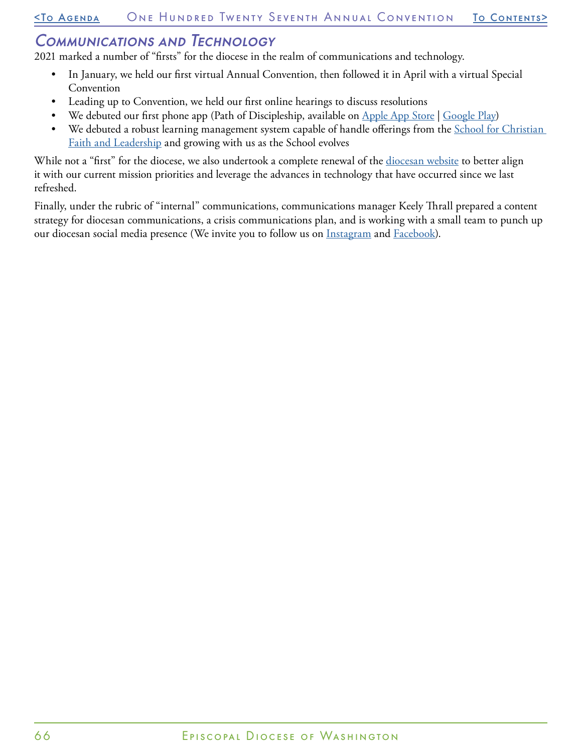## Communications and Technology

2021 marked a number of "firsts" for the diocese in the realm of communications and technology.

- In January, we held our first virtual Annual Convention, then followed it in April with a virtual Special Convention
- Leading up to Convention, we held our first online hearings to discuss resolutions
- We debuted our first phone app (Path of Discipleship, available on Apple App Store | Google Play)
- We debuted a robust learning management system capable of handle offerings from the School for Christian Faith and Leadership and growing with us as the School evolves

While not a "first" for the diocese, we also undertook a complete renewal of the diocesan website to better align it with our current mission priorities and leverage the advances in technology that have occurred since we last refreshed.

Finally, under the rubric of "internal" communications, communications manager Keely Thrall prepared a content strategy for diocesan communications, a crisis communications plan, and is working with a small team to punch up our diocesan social media presence (We invite you to follow us on Instagram and Facebook).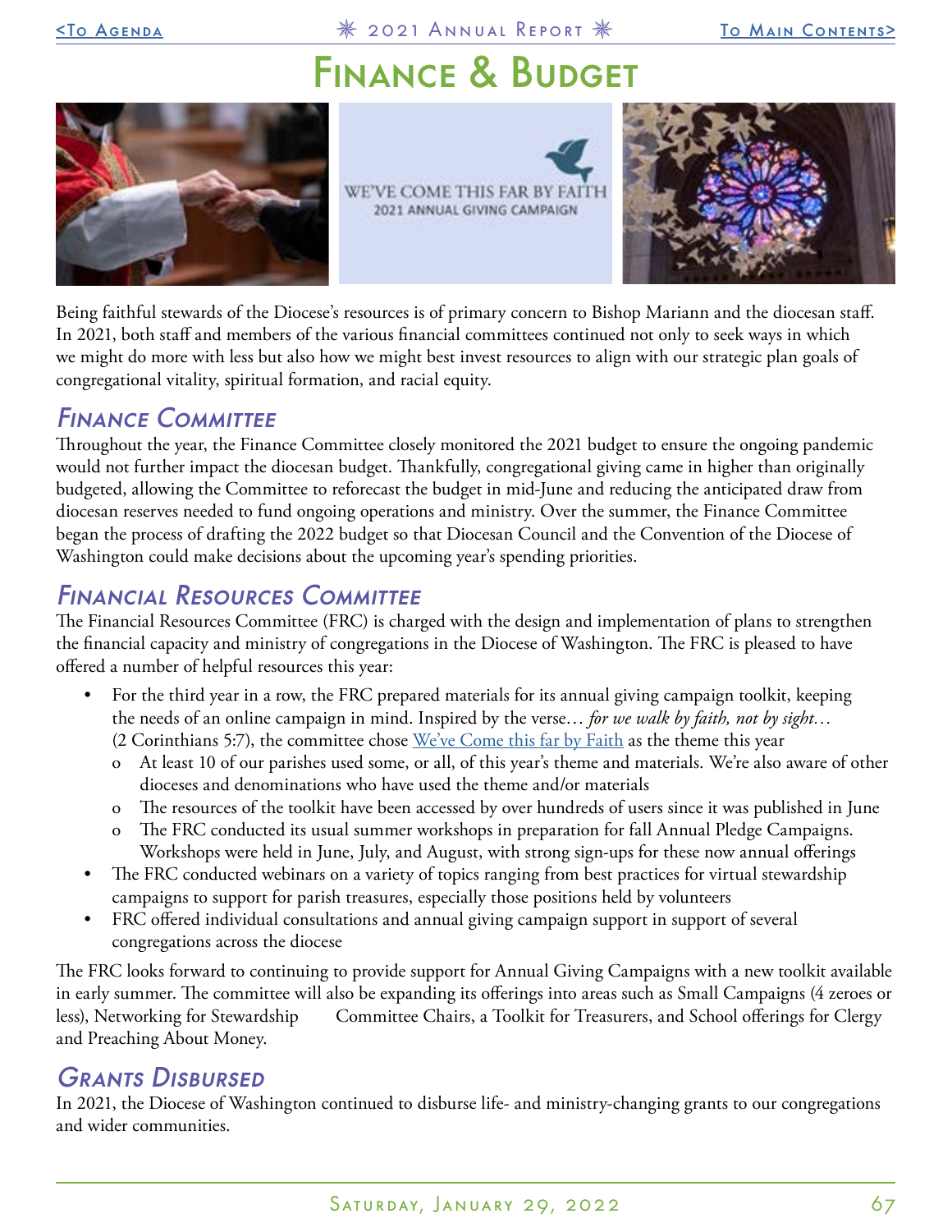# Finance & Budget

Being faithful stewards of the Diocese's resources is of primary concern to Bishop Mariann and the diocesan staff. In 2021, both staff and members of the various financial committees continued not only to seek ways in which we might do more with less but also how we might best invest resources to align with our strategic plan goals of congregational vitality, spiritual formation, and racial equity.

## *Finance Committee*

Throughout the year, the Finance Committee closely monitored the 2021 budget to ensure the ongoing pandemic would not further impact the diocesan budget. Thankfully, congregational giving came in higher than originally budgeted, allowing the Committee to reforecast the budget in mid-June and reducing the anticipated draw from diocesan reserves needed to fund ongoing operations and ministry. Over the summer, the Finance Committee began the process of drafting the 2022 budget so that Diocesan Council and the Convention of the Diocese of Washington could make decisions about the upcoming year's spending priorities.

## *Financial Resources Committee*

The Financial Resources Committee (FRC) is charged with the design and implementation of plans to strengthen the financial capacity and ministry of congregations in the Diocese of Washington. The FRC is pleased to have offered a number of helpful resources this year:

- For the third year in a row, the FRC prepared materials for its annual giving campaign toolkit, keeping the needs of an online campaign in mind. Inspired by the verse… *for we walk by faith, not by sight…* (2 Corinthians 5:7), the committee chose We've Come this far by Faith as the theme this year
  - At least 10 of our parishes used some, or all, of this year's theme and materials. We're also aware of other dioceses and denominations who have used the theme and/or materials
  - The resources of the toolkit have been accessed by over hundreds of users since it was published in June
  - The FRC conducted its usual summer workshops in preparation for fall Annual Pledge Campaigns. Workshops were held in June, July, and August, with strong sign-ups for these now annual offerings
- The FRC conducted webinars on a variety of topics ranging from best practices for virtual stewardship campaigns to support for parish treasures, especially those positions held by volunteers
- FRC offered individual consultations and annual giving campaign support in support of several congregations across the diocese

The FRC looks forward to continuing to provide support for Annual Giving Campaigns with a new toolkit available in early summer. The committee will also be expanding its offerings into areas such as Small Campaigns (4 zeroes or less), Networking for Stewardship Committee Chairs, a Toolkit for Treasurers, and School offerings for Clergy and Preaching About Money.

## *Grants Disbursed*

In 2021, the Diocese of Washington continued to disburse life- and ministry-changing grants to our congregations and wider communities.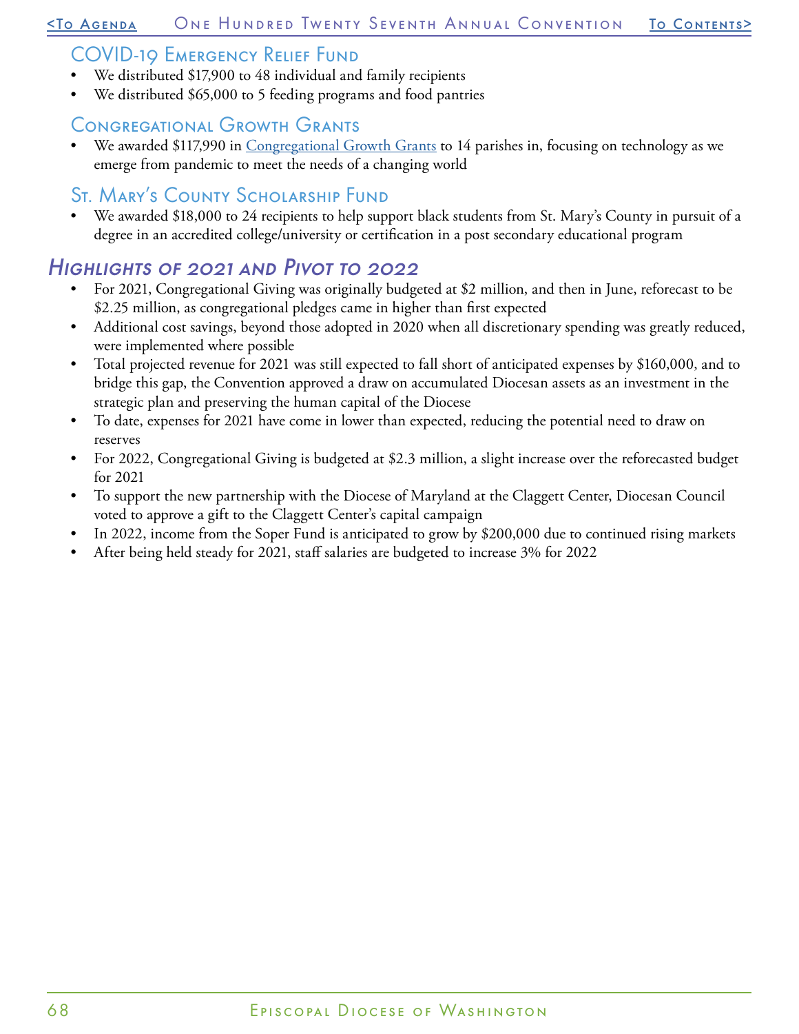## COVID-19 Emergency Relief Fund

- We distributed $17,900 to 48 individual and family recipients
- We distributed $65,000 to 5 feeding programs and food pantries

## Congregational Growth Grants

- We awarded $117,990 in Congregational Growth Grants to 14 parishes in, focusing on technology as we emerge from pandemic to meet the needs of a changing world

## St. Mary's County Scholarship Fund

- We awarded $18,000 to 24 recipients to help support black students from St. Mary's County in pursuit of a degree in an accredited college/university or certification in a post secondary educational program

# *Highlights of 2021 and Pivot to 2022*

- For 2021, Congregational Giving was originally budgeted at $2 million, and then in June, reforecast to be $2.25 million, as congregational pledges came in higher than first expected
- Additional cost savings, beyond those adopted in 2020 when all discretionary spending was greatly reduced, were implemented where possible
- Total projected revenue for 2021 was still expected to fall short of anticipated expenses by $160,000, and to bridge this gap, the Convention approved a draw on accumulated Diocesan assets as an investment in the strategic plan and preserving the human capital of the Diocese
- To date, expenses for 2021 have come in lower than expected, reducing the potential need to draw on reserves
- For 2022, Congregational Giving is budgeted at $2.3 million, a slight increase over the reforecasted budget for 2021
- To support the new partnership with the Diocese of Maryland at the Claggett Center, Diocesan Council voted to approve a gift to the Claggett Center's capital campaign
- In 2022, income from the Soper Fund is anticipated to grow by $200,000 due to continued rising markets
- After being held steady for 2021, staff salaries are budgeted to increase 3% for 2022